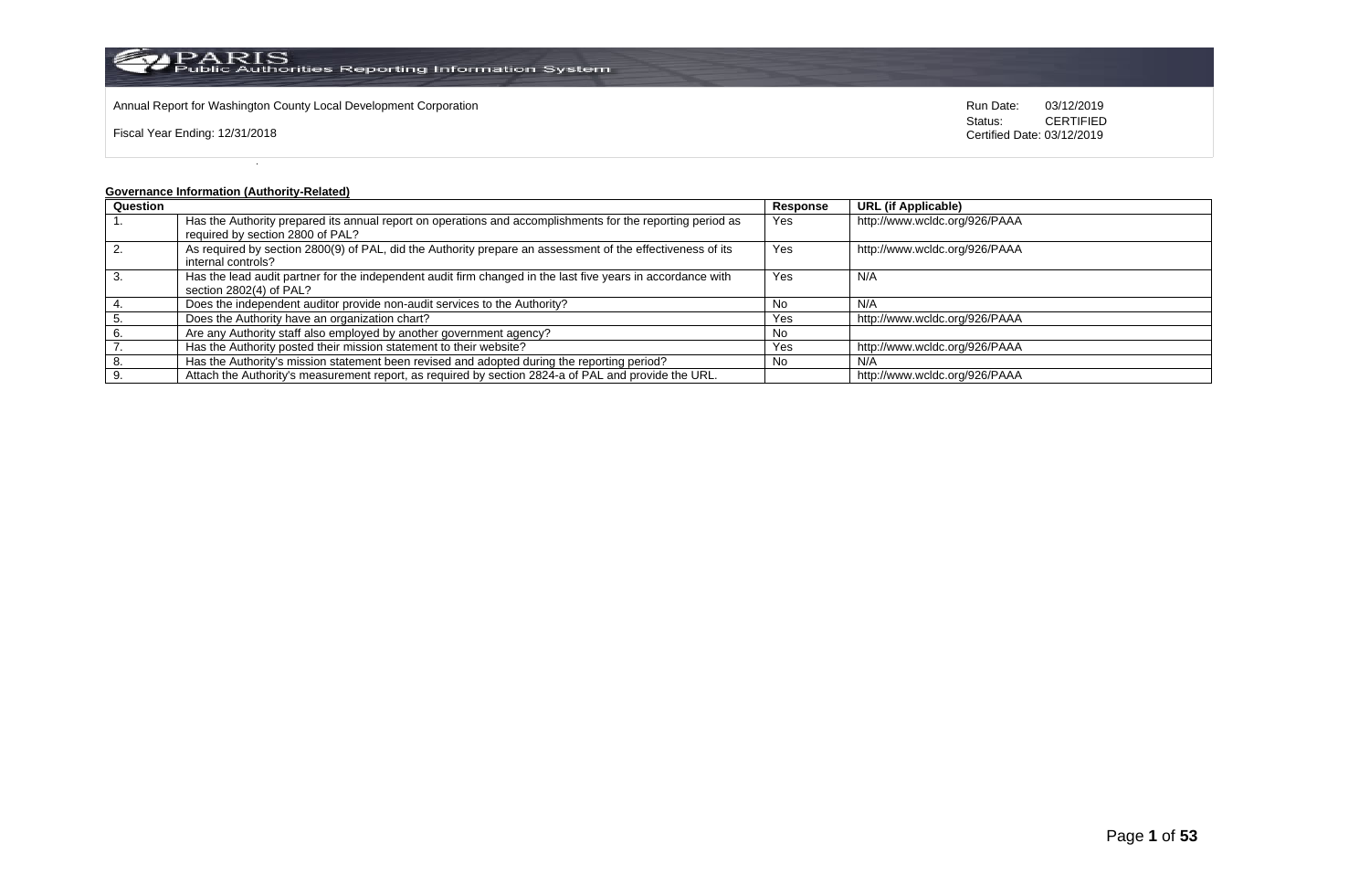Annual Report for Washington County Local Development Corporation

Fiscal Year Ending: 12/31/2018

Run Date: 03/12/2019
Status: CERTIFIED
Certified Date: 03/12/2019

**Governance Information (Authority-Related)**

| Question | | Response | URL (if Applicable) |
|---|---|---|---|
| 1. | Has the Authority prepared its annual report on operations and accomplishments for the reporting period as required by section 2800 of PAL? | Yes | http://www.wcldc.org/926/PAAA |
| 2. | As required by section 2800(9) of PAL, did the Authority prepare an assessment of the effectiveness of its internal controls? | Yes | http://www.wcldc.org/926/PAAA |
| 3. | Has the lead audit partner for the independent audit firm changed in the last five years in accordance with section 2802(4) of PAL? | Yes | N/A |
| 4. | Does the independent auditor provide non-audit services to the Authority? | No | N/A |
| 5. | Does the Authority have an organization chart? | Yes | http://www.wcldc.org/926/PAAA |
| 6. | Are any Authority staff also employed by another government agency? | No | |
| 7. | Has the Authority posted their mission statement to their website? | Yes | http://www.wcldc.org/926/PAAA |
| 8. | Has the Authority's mission statement been revised and adopted during the reporting period? | No | N/A |
| 9. | Attach the Authority's measurement report, as required by section 2824-a of PAL and provide the URL. | | http://www.wcldc.org/926/PAAA |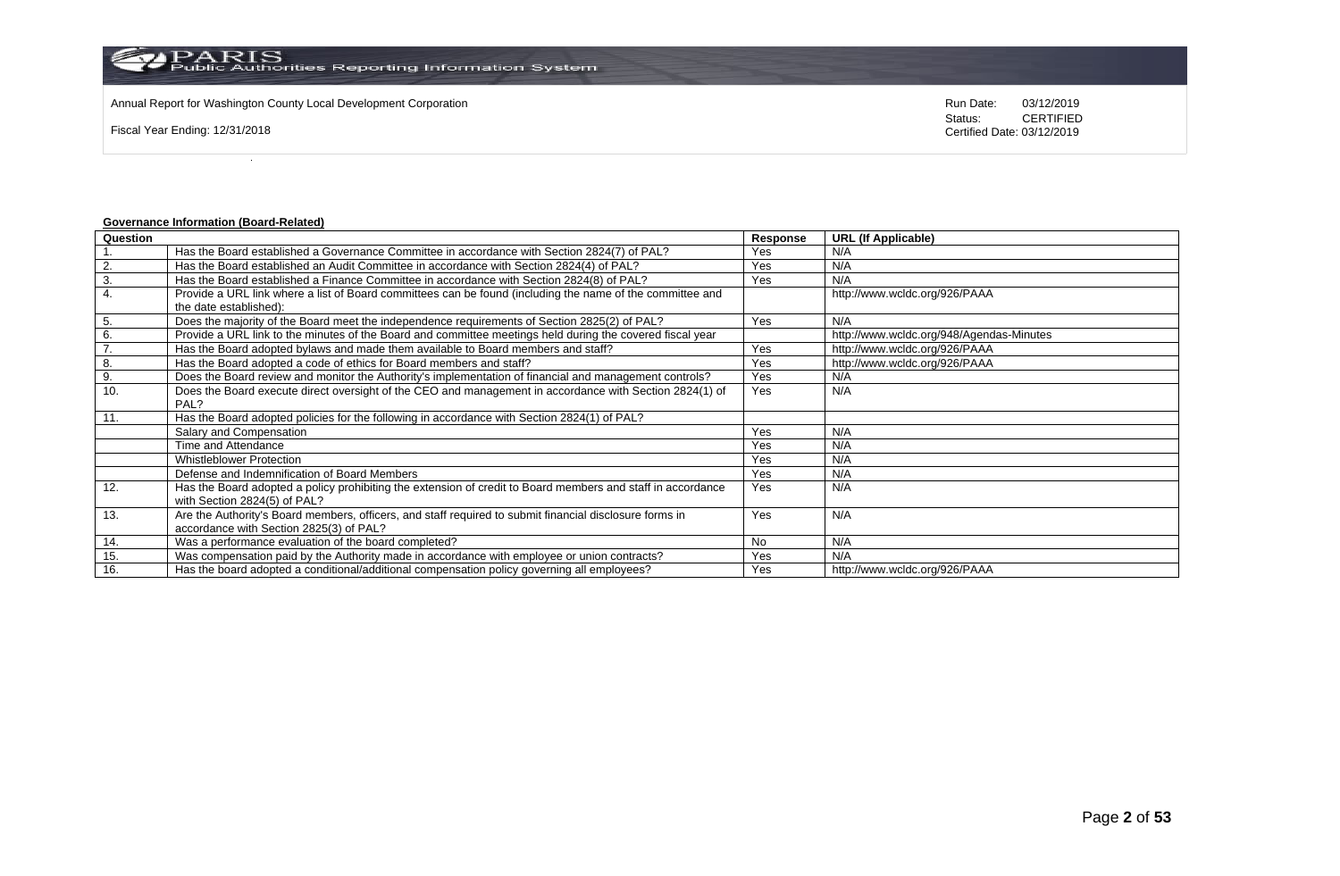Annual Report for Washington County Local Development Corporation

Fiscal Year Ending: 12/31/2018

Run Date: 03/12/2019
Status: CERTIFIED
Certified Date: 03/12/2019

**Governance Information (Board-Related)**

| Question | | Response | URL (If Applicable) |
|---|---|---|---|
| 1. | Has the Board established a Governance Committee in accordance with Section 2824(7) of PAL? | Yes | N/A |
| 2. | Has the Board established an Audit Committee in accordance with Section 2824(4) of PAL? | Yes | N/A |
| 3. | Has the Board established a Finance Committee in accordance with Section 2824(8) of PAL? | Yes | N/A |
| 4. | Provide a URL link where a list of Board committees can be found (including the name of the committee and the date established): | | http://www.wcldc.org/926/PAAA |
| 5. | Does the majority of the Board meet the independence requirements of Section 2825(2) of PAL? | Yes | N/A |
| 6. | Provide a URL link to the minutes of the Board and committee meetings held during the covered fiscal year | | http://www.wcldc.org/948/Agendas-Minutes |
| 7. | Has the Board adopted bylaws and made them available to Board members and staff? | Yes | http://www.wcldc.org/926/PAAA |
| 8. | Has the Board adopted a code of ethics for Board members and staff? | Yes | http://www.wcldc.org/926/PAAA |
| 9. | Does the Board review and monitor the Authority's implementation of financial and management controls? | Yes | N/A |
| 10. | Does the Board execute direct oversight of the CEO and management in accordance with Section 2824(1) of PAL? | Yes | N/A |
| 11. | Has the Board adopted policies for the following in accordance with Section 2824(1) of PAL? | | |
| | Salary and Compensation | Yes | N/A |
| | Time and Attendance | Yes | N/A |
| | Whistleblower Protection | Yes | N/A |
| | Defense and Indemnification of Board Members | Yes | N/A |
| 12. | Has the Board adopted a policy prohibiting the extension of credit to Board members and staff in accordance with Section 2824(5) of PAL? | Yes | N/A |
| 13. | Are the Authority's Board members, officers, and staff required to submit financial disclosure forms in accordance with Section 2825(3) of PAL? | Yes | N/A |
| 14. | Was a performance evaluation of the board completed? | No | N/A |
| 15. | Was compensation paid by the Authority made in accordance with employee or union contracts? | Yes | N/A |
| 16. | Has the board adopted a conditional/additional compensation policy governing all employees? | Yes | http://www.wcldc.org/926/PAAA |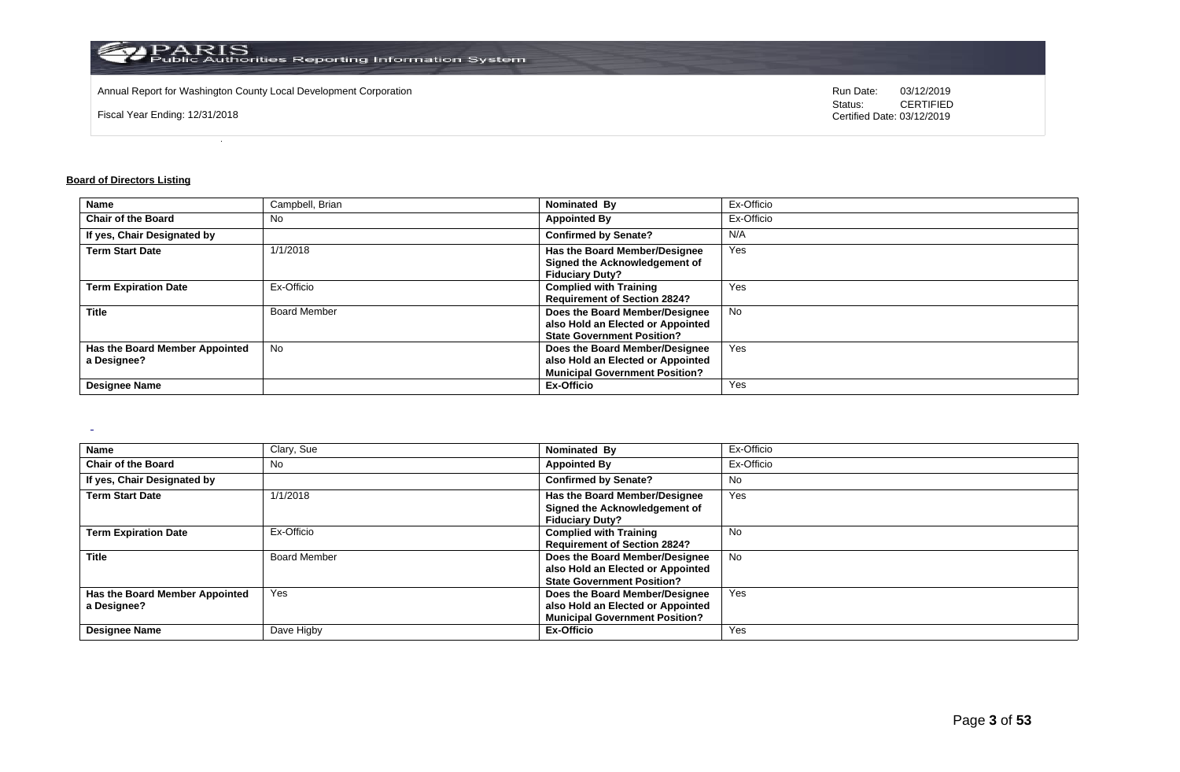Annual Report for Washington County Local Development Corporation

Fiscal Year Ending: 12/31/2018

Run Date: 03/12/2019
Status: CERTIFIED
Certified Date: 03/12/2019

**Board of Directors Listing**

| Name | Campbell, Brian | Nominated By | Ex-Officio |
|---|---|---|---|
| Chair of the Board | No | Appointed By | Ex-Officio |
| If yes, Chair Designated by | | Confirmed by Senate? | N/A |
| Term Start Date | 1/1/2018 | Has the Board Member/Designee Signed the Acknowledgement of Fiduciary Duty? | Yes |
| Term Expiration Date | Ex-Officio | Complied with Training Requirement of Section 2824? | Yes |
| Title | Board Member | Does the Board Member/Designee also Hold an Elected or Appointed State Government Position? | No |
| Has the Board Member Appointed a Designee? | No | Does the Board Member/Designee also Hold an Elected or Appointed Municipal Government Position? | Yes |
| Designee Name | | Ex-Officio | Yes |

| Name | Clary, Sue | Nominated By | Ex-Officio |
|---|---|---|---|
| Chair of the Board | No | Appointed By | Ex-Officio |
| If yes, Chair Designated by | | Confirmed by Senate? | No |
| Term Start Date | 1/1/2018 | Has the Board Member/Designee Signed the Acknowledgement of Fiduciary Duty? | Yes |
| Term Expiration Date | Ex-Officio | Complied with Training Requirement of Section 2824? | No |
| Title | Board Member | Does the Board Member/Designee also Hold an Elected or Appointed State Government Position? | No |
| Has the Board Member Appointed a Designee? | Yes | Does the Board Member/Designee also Hold an Elected or Appointed Municipal Government Position? | Yes |
| Designee Name | Dave Higby | Ex-Officio | Yes |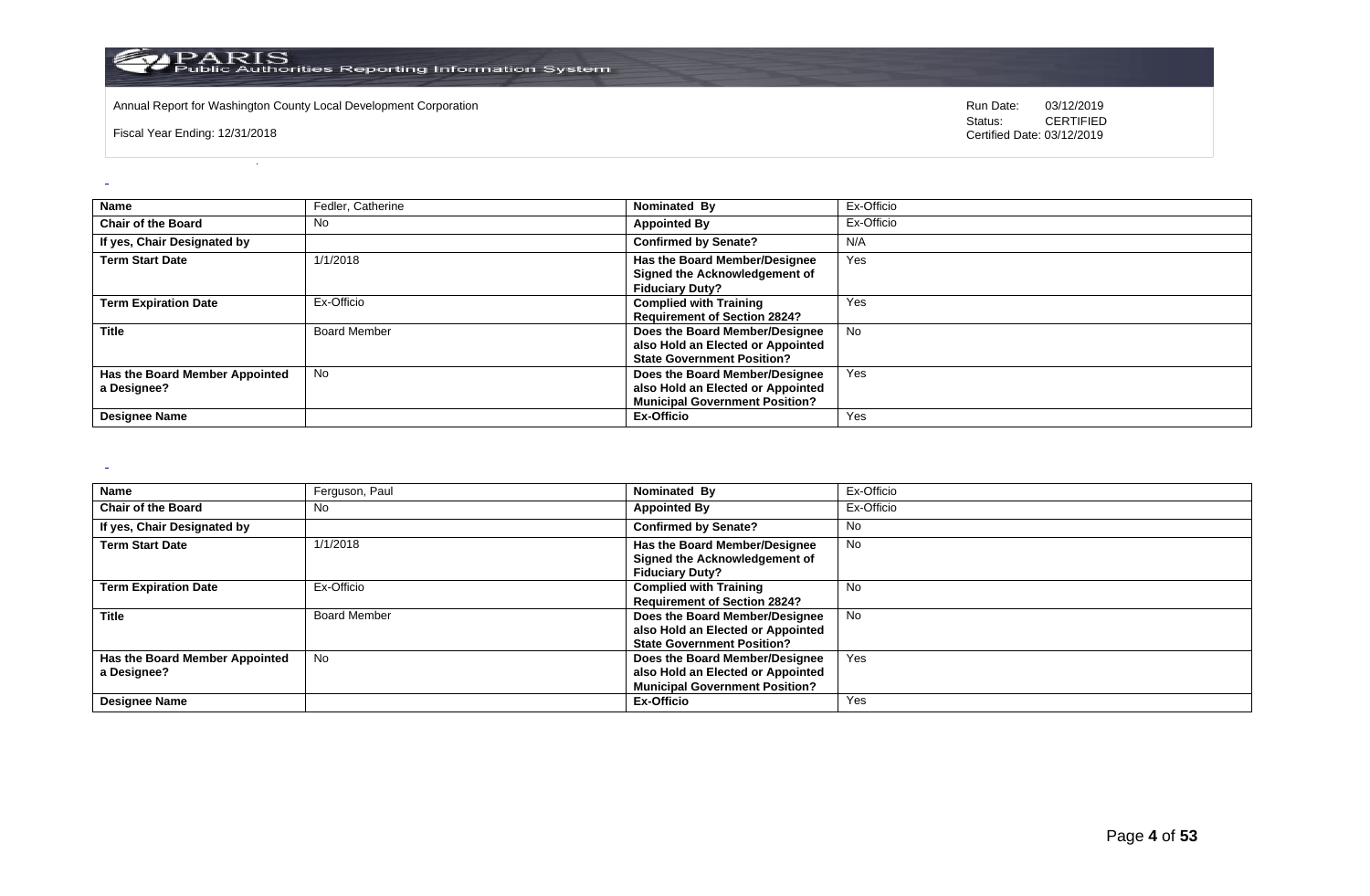Annual Report for Washington County Local Development Corporation

Fiscal Year Ending: 12/31/2018

Run Date: 03/12/2019
Status: CERTIFIED
Certified Date: 03/12/2019

| Name | Fedler, Catherine | Nominated By | Ex-Officio |
|---|---|---|---|
| Chair of the Board | No | Appointed By | Ex-Officio |
| If yes, Chair Designated by | | Confirmed by Senate? | N/A |
| Term Start Date | 1/1/2018 | Has the Board Member/Designee Signed the Acknowledgement of Fiduciary Duty? | Yes |
| Term Expiration Date | Ex-Officio | Complied with Training Requirement of Section 2824? | Yes |
| Title | Board Member | Does the Board Member/Designee also Hold an Elected or Appointed State Government Position? | No |
| Has the Board Member Appointed a Designee? | No | Does the Board Member/Designee also Hold an Elected or Appointed Municipal Government Position? | Yes |
| Designee Name | | Ex-Officio | Yes |

| Name | Ferguson, Paul | Nominated By | Ex-Officio |
|---|---|---|---|
| Chair of the Board | No | Appointed By | Ex-Officio |
| If yes, Chair Designated by | | Confirmed by Senate? | No |
| Term Start Date | 1/1/2018 | Has the Board Member/Designee Signed the Acknowledgement of Fiduciary Duty? | No |
| Term Expiration Date | Ex-Officio | Complied with Training Requirement of Section 2824? | No |
| Title | Board Member | Does the Board Member/Designee also Hold an Elected or Appointed State Government Position? | No |
| Has the Board Member Appointed a Designee? | No | Does the Board Member/Designee also Hold an Elected or Appointed Municipal Government Position? | Yes |
| Designee Name | | Ex-Officio | Yes |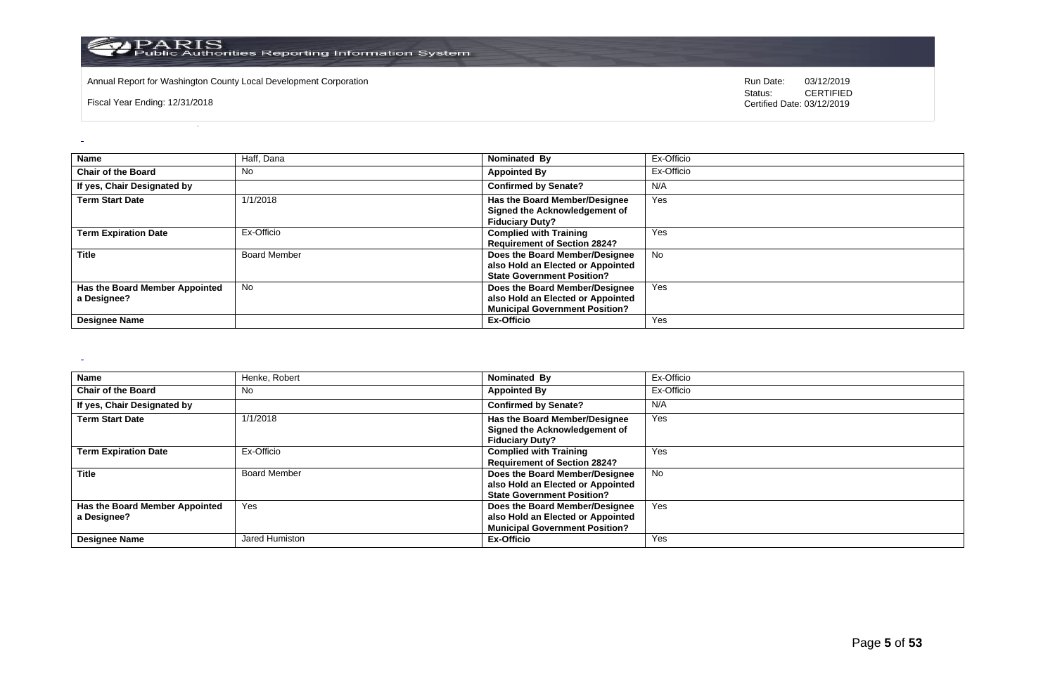Annual Report for Washington County Local Development Corporation

Fiscal Year Ending: 12/31/2018

Run Date: 03/12/2019
Status: CERTIFIED
Certified Date: 03/12/2019

| Name | Haff, Dana | Nominated By | Ex-Officio |
| --- | --- | --- | --- |
| Chair of the Board | No | Appointed By | Ex-Officio |
| If yes, Chair Designated by | | Confirmed by Senate? | N/A |
| Term Start Date | 1/1/2018 | Has the Board Member/Designee Signed the Acknowledgement of Fiduciary Duty? | Yes |
| Term Expiration Date | Ex-Officio | Complied with Training Requirement of Section 2824? | Yes |
| Title | Board Member | Does the Board Member/Designee also Hold an Elected or Appointed State Government Position? | No |
| Has the Board Member Appointed a Designee? | No | Does the Board Member/Designee also Hold an Elected or Appointed Municipal Government Position? | Yes |
| Designee Name | | Ex-Officio | Yes |

| Name | Henke, Robert | Nominated By | Ex-Officio |
| --- | --- | --- | --- |
| Chair of the Board | No | Appointed By | Ex-Officio |
| If yes, Chair Designated by | | Confirmed by Senate? | N/A |
| Term Start Date | 1/1/2018 | Has the Board Member/Designee Signed the Acknowledgement of Fiduciary Duty? | Yes |
| Term Expiration Date | Ex-Officio | Complied with Training Requirement of Section 2824? | Yes |
| Title | Board Member | Does the Board Member/Designee also Hold an Elected or Appointed State Government Position? | No |
| Has the Board Member Appointed a Designee? | Yes | Does the Board Member/Designee also Hold an Elected or Appointed Municipal Government Position? | Yes |
| Designee Name | Jared Humiston | Ex-Officio | Yes |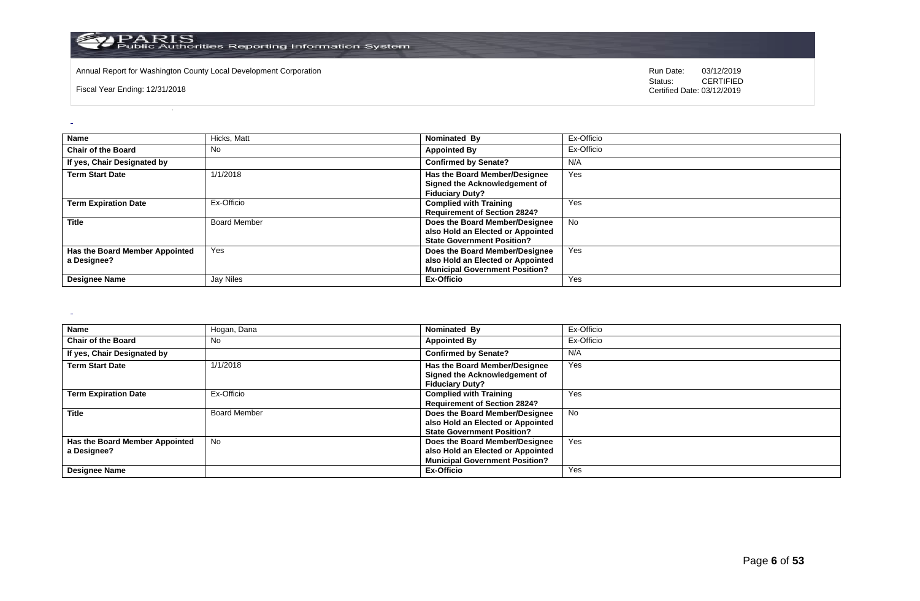Annual Report for Washington County Local Development Corporation

Fiscal Year Ending: 12/31/2018

Run Date: 03/12/2019
Status: CERTIFIED
Certified Date: 03/12/2019

| Name | Hicks, Matt | Nominated By | Ex-Officio |
|---|---|---|---|
| Chair of the Board | No | Appointed By | Ex-Officio |
| If yes, Chair Designated by | | Confirmed by Senate? | N/A |
| Term Start Date | 1/1/2018 | Has the Board Member/Designee Signed the Acknowledgement of Fiduciary Duty? | Yes |
| Term Expiration Date | Ex-Officio | Complied with Training Requirement of Section 2824? | Yes |
| Title | Board Member | Does the Board Member/Designee also Hold an Elected or Appointed State Government Position? | No |
| Has the Board Member Appointed a Designee? | Yes | Does the Board Member/Designee also Hold an Elected or Appointed Municipal Government Position? | Yes |
| Designee Name | Jay Niles | Ex-Officio | Yes |

| Name | Hogan, Dana | Nominated By | Ex-Officio |
|---|---|---|---|
| Chair of the Board | No | Appointed By | Ex-Officio |
| If yes, Chair Designated by | | Confirmed by Senate? | N/A |
| Term Start Date | 1/1/2018 | Has the Board Member/Designee Signed the Acknowledgement of Fiduciary Duty? | Yes |
| Term Expiration Date | Ex-Officio | Complied with Training Requirement of Section 2824? | Yes |
| Title | Board Member | Does the Board Member/Designee also Hold an Elected or Appointed State Government Position? | No |
| Has the Board Member Appointed a Designee? | No | Does the Board Member/Designee also Hold an Elected or Appointed Municipal Government Position? | Yes |
| Designee Name | | Ex-Officio | Yes |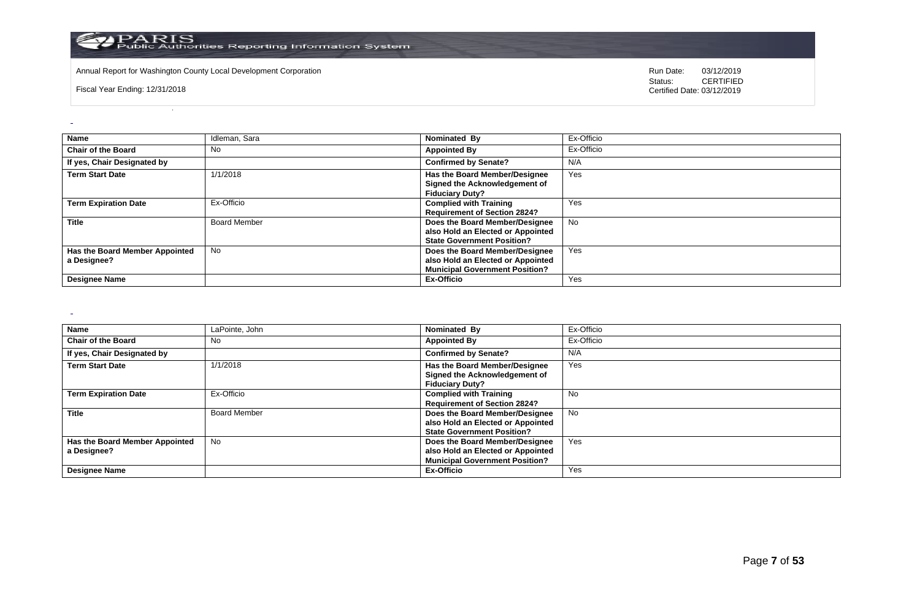| Name | Idleman, Sara | Nominated By | Ex-Officio |
|---|---|---|---|
| Chair of the Board | No | Appointed By | Ex-Officio |
| If yes, Chair Designated by | | Confirmed by Senate? | N/A |
| Term Start Date | 1/1/2018 | Has the Board Member/Designee Signed the Acknowledgement of Fiduciary Duty? | Yes |
| Term Expiration Date | Ex-Officio | Complied with Training Requirement of Section 2824? | Yes |
| Title | Board Member | Does the Board Member/Designee also Hold an Elected or Appointed State Government Position? | No |
| Has the Board Member Appointed a Designee? | No | Does the Board Member/Designee also Hold an Elected or Appointed Municipal Government Position? | Yes |
| Designee Name | | Ex-Officio | Yes |

| Name | LaPointe, John | Nominated By | Ex-Officio |
|---|---|---|---|
| Chair of the Board | No | Appointed By | Ex-Officio |
| If yes, Chair Designated by | | Confirmed by Senate? | N/A |
| Term Start Date | 1/1/2018 | Has the Board Member/Designee Signed the Acknowledgement of Fiduciary Duty? | Yes |
| Term Expiration Date | Ex-Officio | Complied with Training Requirement of Section 2824? | No |
| Title | Board Member | Does the Board Member/Designee also Hold an Elected or Appointed State Government Position? | No |
| Has the Board Member Appointed a Designee? | No | Does the Board Member/Designee also Hold an Elected or Appointed Municipal Government Position? | Yes |
| Designee Name | | Ex-Officio | Yes |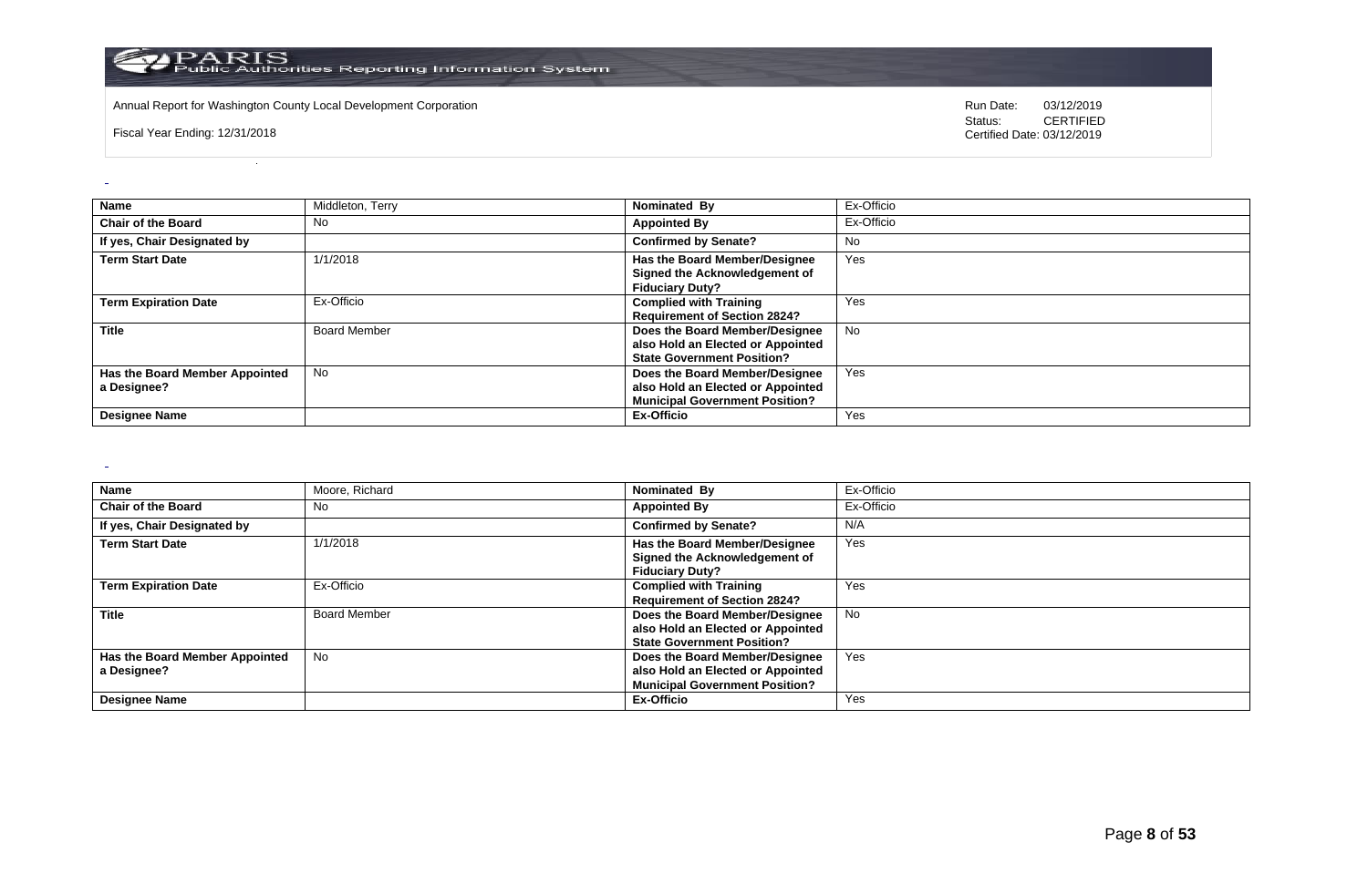| Name | Middleton, Terry | Nominated By | Ex-Officio |
|---|---|---|---|
| Chair of the Board | No | Appointed By | Ex-Officio |
| If yes, Chair Designated by | | Confirmed by Senate? | No |
| Term Start Date | 1/1/2018 | Has the Board Member/Designee Signed the Acknowledgement of Fiduciary Duty? | Yes |
| Term Expiration Date | Ex-Officio | Complied with Training Requirement of Section 2824? | Yes |
| Title | Board Member | Does the Board Member/Designee also Hold an Elected or Appointed State Government Position? | No |
| Has the Board Member Appointed a Designee? | No | Does the Board Member/Designee also Hold an Elected or Appointed Municipal Government Position? | Yes |
| Designee Name | | Ex-Officio | Yes |

| Name | Moore, Richard | Nominated By | Ex-Officio |
|---|---|---|---|
| Chair of the Board | No | Appointed By | Ex-Officio |
| If yes, Chair Designated by | | Confirmed by Senate? | N/A |
| Term Start Date | 1/1/2018 | Has the Board Member/Designee Signed the Acknowledgement of Fiduciary Duty? | Yes |
| Term Expiration Date | Ex-Officio | Complied with Training Requirement of Section 2824? | Yes |
| Title | Board Member | Does the Board Member/Designee also Hold an Elected or Appointed State Government Position? | No |
| Has the Board Member Appointed a Designee? | No | Does the Board Member/Designee also Hold an Elected or Appointed Municipal Government Position? | Yes |
| Designee Name | | Ex-Officio | Yes |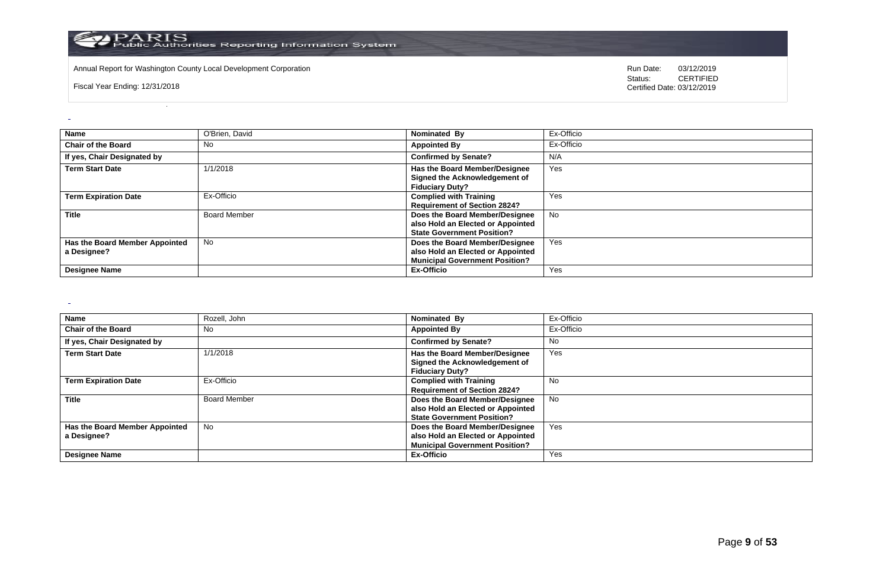| Name | O'Brien, David | Nominated By | Ex-Officio |
|---|---|---|---|
| Chair of the Board | No | Appointed By | Ex-Officio |
| If yes, Chair Designated by | | Confirmed by Senate? | N/A |
| Term Start Date | 1/1/2018 | Has the Board Member/Designee Signed the Acknowledgement of Fiduciary Duty? | Yes |
| Term Expiration Date | Ex-Officio | Complied with Training Requirement of Section 2824? | Yes |
| Title | Board Member | Does the Board Member/Designee also Hold an Elected or Appointed State Government Position? | No |
| Has the Board Member Appointed a Designee? | No | Does the Board Member/Designee also Hold an Elected or Appointed Municipal Government Position? | Yes |
| Designee Name | | Ex-Officio | Yes |

| Name | Rozell, John | Nominated By | Ex-Officio |
|---|---|---|---|
| Chair of the Board | No | Appointed By | Ex-Officio |
| If yes, Chair Designated by | | Confirmed by Senate? | No |
| Term Start Date | 1/1/2018 | Has the Board Member/Designee Signed the Acknowledgement of Fiduciary Duty? | Yes |
| Term Expiration Date | Ex-Officio | Complied with Training Requirement of Section 2824? | No |
| Title | Board Member | Does the Board Member/Designee also Hold an Elected or Appointed State Government Position? | No |
| Has the Board Member Appointed a Designee? | No | Does the Board Member/Designee also Hold an Elected or Appointed Municipal Government Position? | Yes |
| Designee Name | | Ex-Officio | Yes |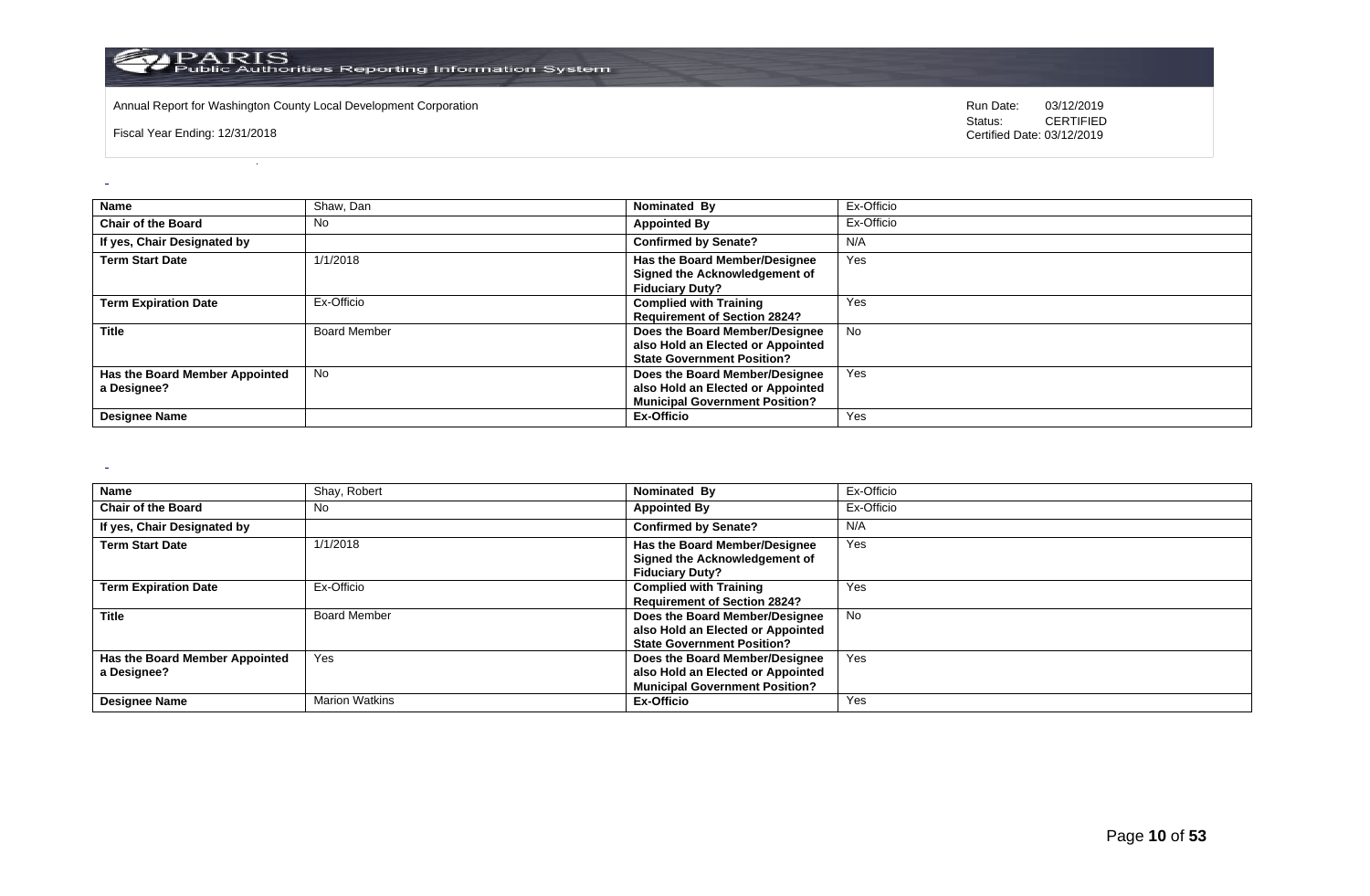Annual Report for Washington County Local Development Corporation

Fiscal Year Ending: 12/31/2018

Run Date: 03/12/2019
Status: CERTIFIED
Certified Date: 03/12/2019

| Name | Shaw, Dan | Nominated By | Ex-Officio |
|---|---|---|---|
| Chair of the Board | No | Appointed By | Ex-Officio |
| If yes, Chair Designated by | | Confirmed by Senate? | N/A |
| Term Start Date | 1/1/2018 | Has the Board Member/Designee Signed the Acknowledgement of Fiduciary Duty? | Yes |
| Term Expiration Date | Ex-Officio | Complied with Training Requirement of Section 2824? | Yes |
| Title | Board Member | Does the Board Member/Designee also Hold an Elected or Appointed State Government Position? | No |
| Has the Board Member Appointed a Designee? | No | Does the Board Member/Designee also Hold an Elected or Appointed Municipal Government Position? | Yes |
| Designee Name | | Ex-Officio | Yes |

| Name | Shay, Robert | Nominated By | Ex-Officio |
|---|---|---|---|
| Chair of the Board | No | Appointed By | Ex-Officio |
| If yes, Chair Designated by | | Confirmed by Senate? | N/A |
| Term Start Date | 1/1/2018 | Has the Board Member/Designee Signed the Acknowledgement of Fiduciary Duty? | Yes |
| Term Expiration Date | Ex-Officio | Complied with Training Requirement of Section 2824? | Yes |
| Title | Board Member | Does the Board Member/Designee also Hold an Elected or Appointed State Government Position? | No |
| Has the Board Member Appointed a Designee? | Yes | Does the Board Member/Designee also Hold an Elected or Appointed Municipal Government Position? | Yes |
| Designee Name | Marion Watkins | Ex-Officio | Yes |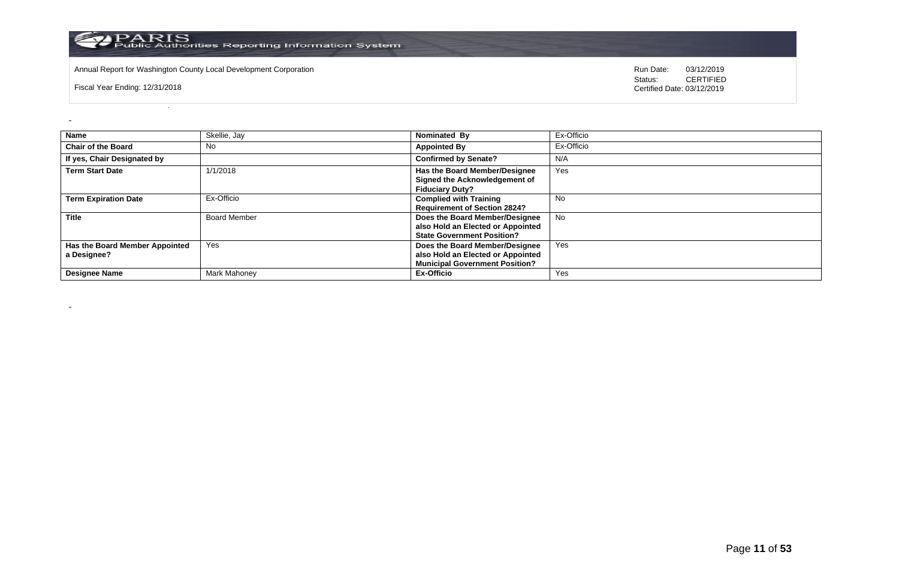Annual Report for Washington County Local Development Corporation

Fiscal Year Ending: 12/31/2018

Run Date: 03/12/2019
Status: CERTIFIED
Certified Date: 03/12/2019

| Name | Skellie, Jay | Nominated By | Ex-Officio |
|---|---|---|---|
| Chair of the Board | No | Appointed By | Ex-Officio |
| If yes, Chair Designated by | | Confirmed by Senate? | N/A |
| Term Start Date | 1/1/2018 | Has the Board Member/Designee Signed the Acknowledgement of Fiduciary Duty? | Yes |
| Term Expiration Date | Ex-Officio | Complied with Training Requirement of Section 2824? | No |
| Title | Board Member | Does the Board Member/Designee also Hold an Elected or Appointed State Government Position? | No |
| Has the Board Member Appointed a Designee? | Yes | Does the Board Member/Designee also Hold an Elected or Appointed Municipal Government Position? | Yes |
| Designee Name | Mark Mahoney | Ex-Officio | Yes |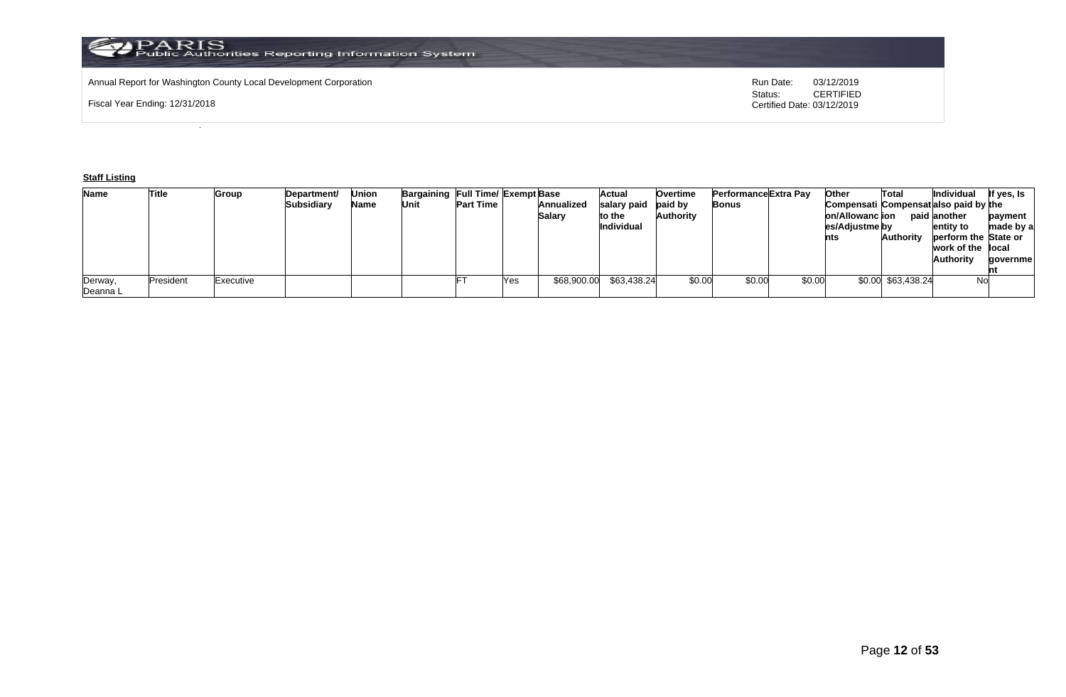Annual Report for Washington County Local Development Corporation

Fiscal Year Ending: 12/31/2018

Run Date: 03/12/2019
Status: CERTIFIED
Certified Date: 03/12/2019

**Staff Listing**

| Name | Title | Group | Department/ Subsidiary | Union Name | Bargaining Unit | Full Time/ Part Time | Exempt | Base Annualized Salary | Actual salary paid to the Individual | Overtime paid by Authority | Performance Bonus | Extra Pay | Other Compensation/Allowances/Adjustments | Total Compensation paid by Authority | Individual also paid by another entity to perform the work of the Authority | If yes, Is the payment made by a State or local government |
|---|---|---|---|---|---|---|---|---|---|---|---|---|---|---|---|---|
| Derway, Deanna L | President | Executive | | | | FT | Yes | $68,900.00 | $63,438.24 | $0.00 | $0.00 | $0.00 | $0.00 | $63,438.24 | No | |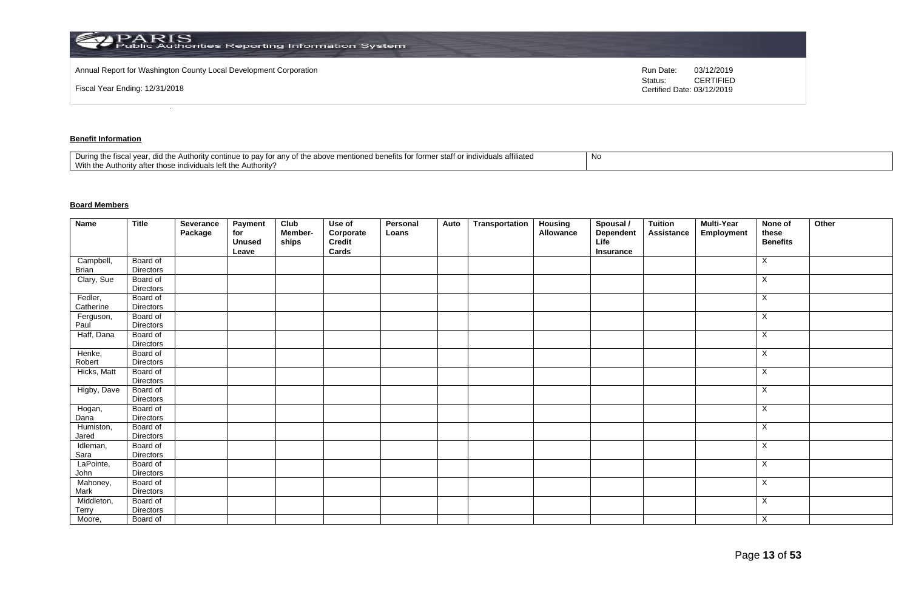Annual Report for Washington County Local Development Corporation

Fiscal Year Ending: 12/31/2018

Run Date: 03/12/2019
Status: CERTIFIED
Certified Date: 03/12/2019

**Benefit Information**

| During the fiscal year, did the Authority continue to pay for any of the above mentioned benefits for former staff or individuals affiliated With the Authority after those individuals left the Authority? | No |
|---|---|

**Board Members**

| Name | Title | Severance Package | Payment for Unused Leave | Club Member-ships | Use of Corporate Credit Cards | Personal Loans | Auto | Transportation | Housing Allowance | Spousal / Dependent Life Insurance | Tuition Assistance | Multi-Year Employment | None of these Benefits | Other |
|---|---|---|---|---|---|---|---|---|---|---|---|---|---|---|
| Campbell, Brian | Board of Directors | | | | | | | | | | | | X | |
| Clary, Sue | Board of Directors | | | | | | | | | | | | X | |
| Fedler, Catherine | Board of Directors | | | | | | | | | | | | X | |
| Ferguson, Paul | Board of Directors | | | | | | | | | | | | X | |
| Haff, Dana | Board of Directors | | | | | | | | | | | | X | |
| Henke, Robert | Board of Directors | | | | | | | | | | | | X | |
| Hicks, Matt | Board of Directors | | | | | | | | | | | | X | |
| Higby, Dave | Board of Directors | | | | | | | | | | | | X | |
| Hogan, Dana | Board of Directors | | | | | | | | | | | | X | |
| Humiston, Jared | Board of Directors | | | | | | | | | | | | X | |
| Idleman, Sara | Board of Directors | | | | | | | | | | | | X | |
| LaPointe, John | Board of Directors | | | | | | | | | | | | X | |
| Mahoney, Mark | Board of Directors | | | | | | | | | | | | X | |
| Middleton, Terry | Board of Directors | | | | | | | | | | | | X | |
| Moore, | Board of | | | | | | | | | | | | X | |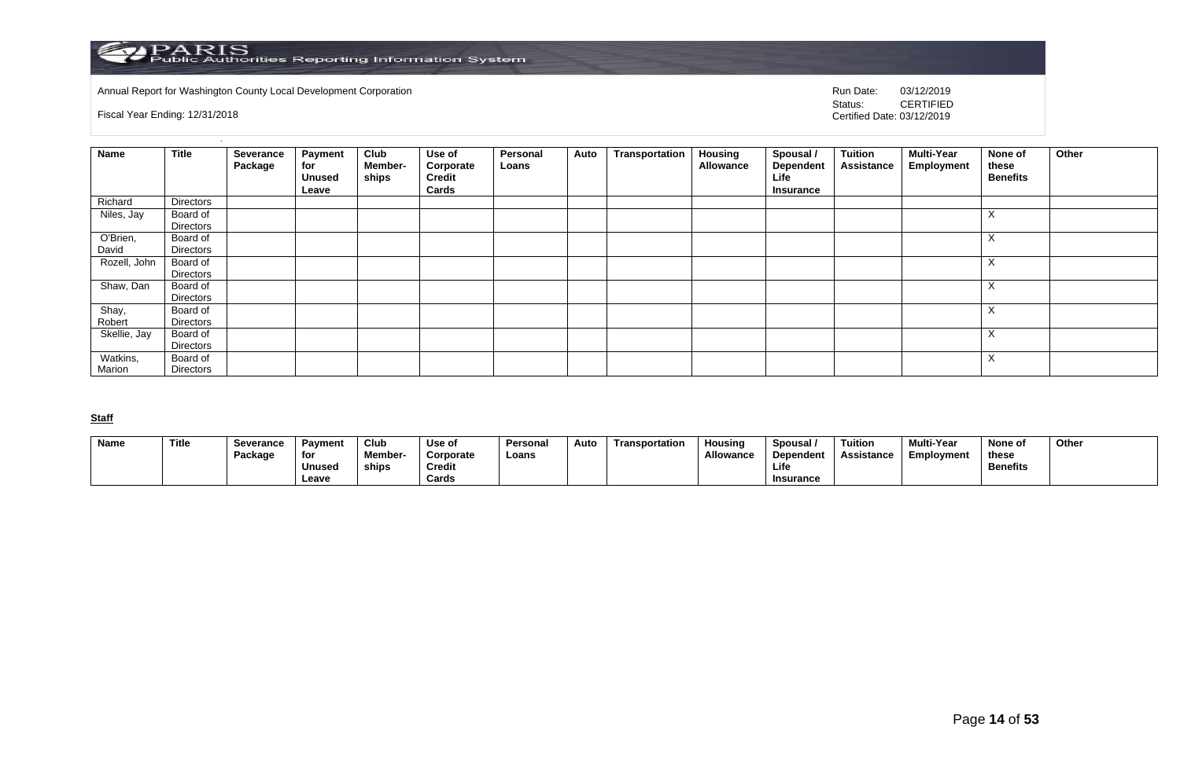Annual Report for Washington County Local Development Corporation

Fiscal Year Ending: 12/31/2018

Run Date: 03/12/2019
Status: CERTIFIED
Certified Date: 03/12/2019

| Name | Title | Severance Package | Payment for Unused Leave | Club Member-ships | Use of Corporate Credit Cards | Personal Loans | Auto | Transportation | Housing Allowance | Spousal / Dependent Life Insurance | Tuition Assistance | Multi-Year Employment | None of these Benefits | Other |
|---|---|---|---|---|---|---|---|---|---|---|---|---|---|---|
| Richard | Directors | | | | | | | | | | | | | |
| Niles, Jay | Board of Directors | | | | | | | | | | | | X | |
| O'Brien, David | Board of Directors | | | | | | | | | | | | X | |
| Rozell, John | Board of Directors | | | | | | | | | | | | X | |
| Shaw, Dan | Board of Directors | | | | | | | | | | | | X | |
| Shay, Robert | Board of Directors | | | | | | | | | | | | X | |
| Skellie, Jay | Board of Directors | | | | | | | | | | | | X | |
| Watkins, Marion | Board of Directors | | | | | | | | | | | | X | |

**Staff**

| Name | Title | Severance Package | Payment for Unused Leave | Club Member-ships | Use of Corporate Credit Cards | Personal Loans | Auto | Transportation | Housing Allowance | Spousal / Dependent Life Insurance | Tuition Assistance | Multi-Year Employment | None of these Benefits | Other |
|---|---|---|---|---|---|---|---|---|---|---|---|---|---|---|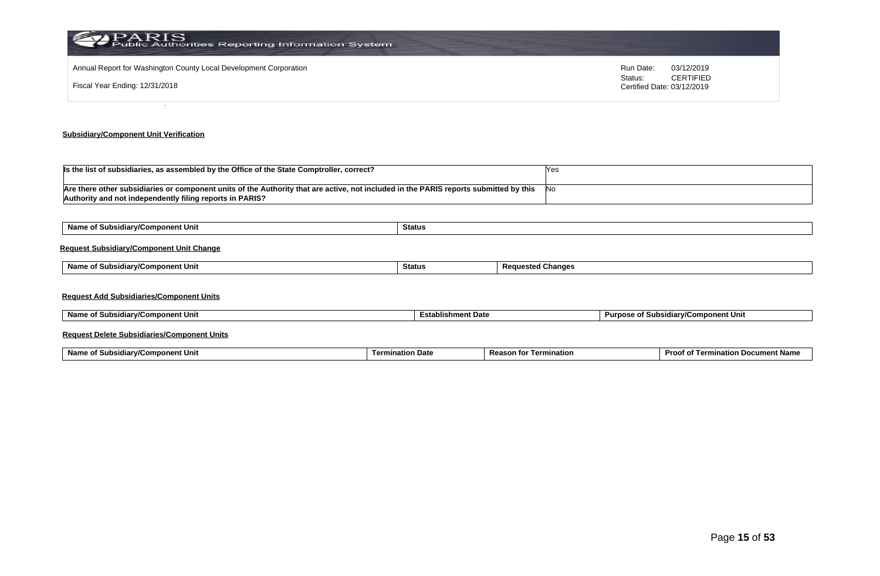## Subsidiary/Component Unit Verification

| Is the list of subsidiaries, as assembled by the Office of the State Comptroller, correct? | Yes |
|---|---|
| Are there other subsidiaries or component units of the Authority that are active, not included in the PARIS reports submitted by this Authority and not independently filing reports in PARIS? | No |

| Name of Subsidiary/Component Unit | Status |
|---|---|

### Request Subsidiary/Component Unit Change

| Name of Subsidiary/Component Unit | Status | Requested Changes |
|---|---|---|

### Request Add Subsidiaries/Component Units

| Name of Subsidiary/Component Unit | Establishment Date | Purpose of Subsidiary/Component Unit |
|---|---|---|

### Request Delete Subsidiaries/Component Units

| Name of Subsidiary/Component Unit | Termination Date | Reason for Termination | Proof of Termination Document Name |
|---|---|---|---|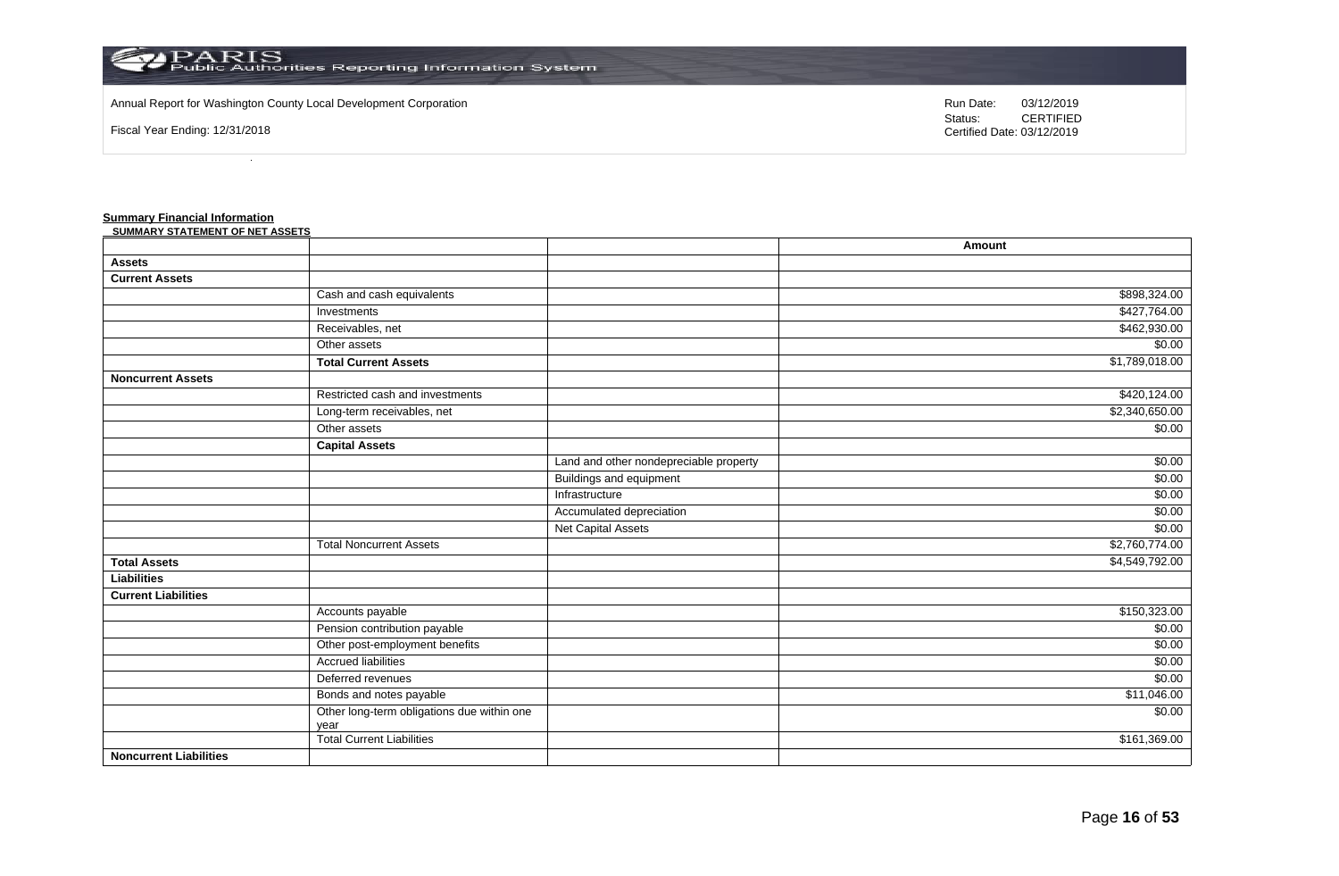Annual Report for Washington County Local Development Corporation

Fiscal Year Ending: 12/31/2018

Run Date: 03/12/2019
Status: CERTIFIED
Certified Date: 03/12/2019

**Summary Financial Information**

**SUMMARY STATEMENT OF NET ASSETS**

| | | | Amount |
|---|---|---|---|
| **Assets** | | | |
| **Current Assets** | | | |
| | Cash and cash equivalents | | $898,324.00 |
| | Investments | | $427,764.00 |
| | Receivables, net | | $462,930.00 |
| | Other assets | | $0.00 |
| | **Total Current Assets** | | $1,789,018.00 |
| **Noncurrent Assets** | | | |
| | Restricted cash and investments | | $420,124.00 |
| | Long-term receivables, net | | $2,340,650.00 |
| | Other assets | | $0.00 |
| | **Capital Assets** | | |
| | | Land and other nondepreciable property | $0.00 |
| | | Buildings and equipment | $0.00 |
| | | Infrastructure | $0.00 |
| | | Accumulated depreciation | $0.00 |
| | | Net Capital Assets | $0.00 |
| | Total Noncurrent Assets | | $2,760,774.00 |
| **Total Assets** | | | $4,549,792.00 |
| **Liabilities** | | | |
| **Current Liabilities** | | | |
| | Accounts payable | | $150,323.00 |
| | Pension contribution payable | | $0.00 |
| | Other post-employment benefits | | $0.00 |
| | Accrued liabilities | | $0.00 |
| | Deferred revenues | | $0.00 |
| | Bonds and notes payable | | $11,046.00 |
| | Other long-term obligations due within one year | | $0.00 |
| | Total Current Liabilities | | $161,369.00 |
| **Noncurrent Liabilities** | | | |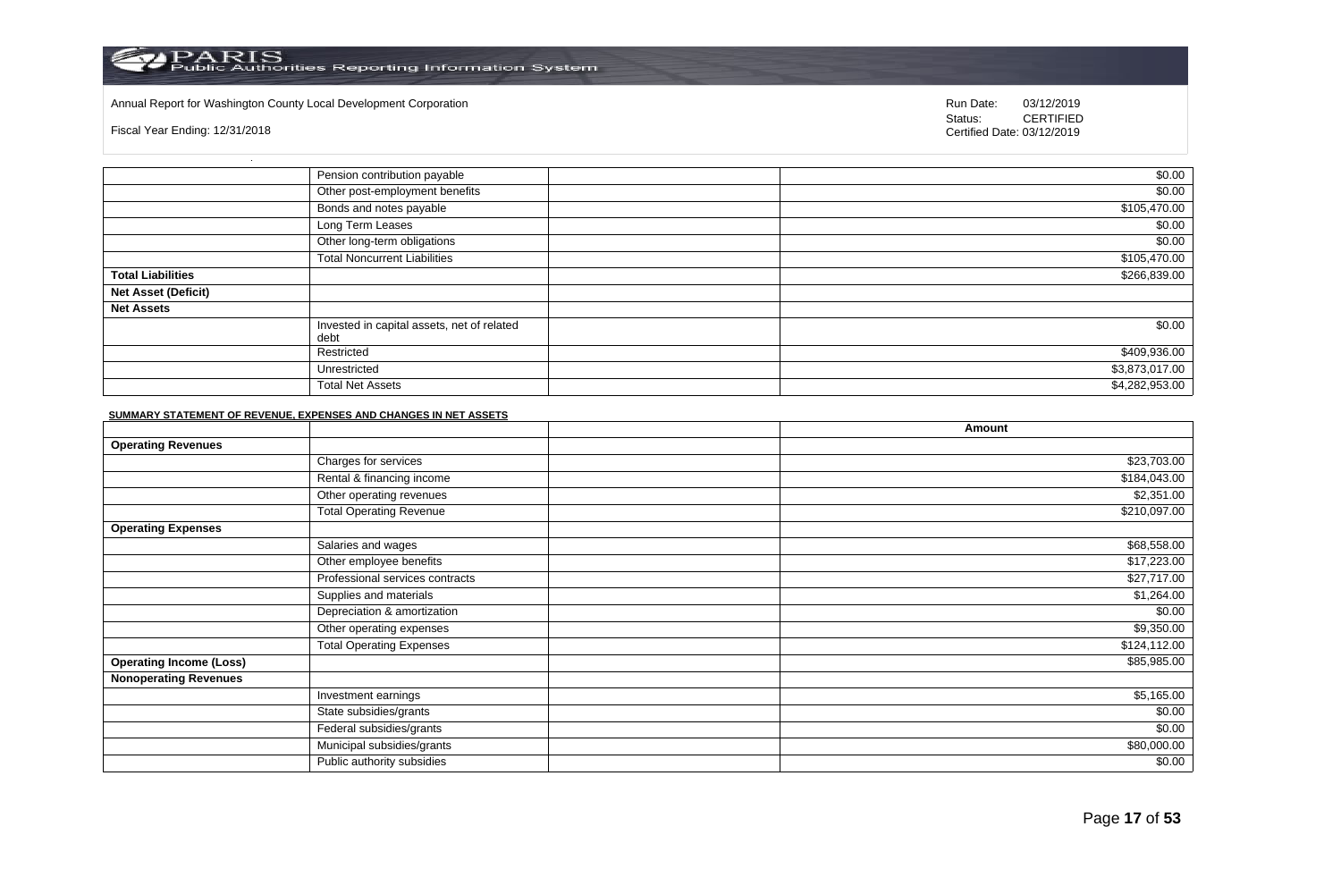Annual Report for Washington County Local Development Corporation

Fiscal Year Ending: 12/31/2018

Run Date: 03/12/2019
Status: CERTIFIED
Certified Date: 03/12/2019

| | | | |
|---|---|---|---|
| | Pension contribution payable | | $0.00 |
| | Other post-employment benefits | | $0.00 |
| | Bonds and notes payable | | $105,470.00 |
| | Long Term Leases | | $0.00 |
| | Other long-term obligations | | $0.00 |
| | Total Noncurrent Liabilities | | $105,470.00 |
| **Total Liabilities** | | | $266,839.00 |
| **Net Asset (Deficit)** | | | |
| **Net Assets** | | | |
| | Invested in capital assets, net of related debt | | $0.00 |
| | Restricted | | $409,936.00 |
| | Unrestricted | | $3,873,017.00 |
| | Total Net Assets | | $4,282,953.00 |

**SUMMARY STATEMENT OF REVENUE, EXPENSES AND CHANGES IN NET ASSETS**

| | | | Amount |
|---|---|---|---|
| **Operating Revenues** | | | |
| | Charges for services | | $23,703.00 |
| | Rental & financing income | | $184,043.00 |
| | Other operating revenues | | $2,351.00 |
| | Total Operating Revenue | | $210,097.00 |
| **Operating Expenses** | | | |
| | Salaries and wages | | $68,558.00 |
| | Other employee benefits | | $17,223.00 |
| | Professional services contracts | | $27,717.00 |
| | Supplies and materials | | $1,264.00 |
| | Depreciation & amortization | | $0.00 |
| | Other operating expenses | | $9,350.00 |
| | Total Operating Expenses | | $124,112.00 |
| **Operating Income (Loss)** | | | $85,985.00 |
| **Nonoperating Revenues** | | | |
| | Investment earnings | | $5,165.00 |
| | State subsidies/grants | | $0.00 |
| | Federal subsidies/grants | | $0.00 |
| | Municipal subsidies/grants | | $80,000.00 |
| | Public authority subsidies | | $0.00 |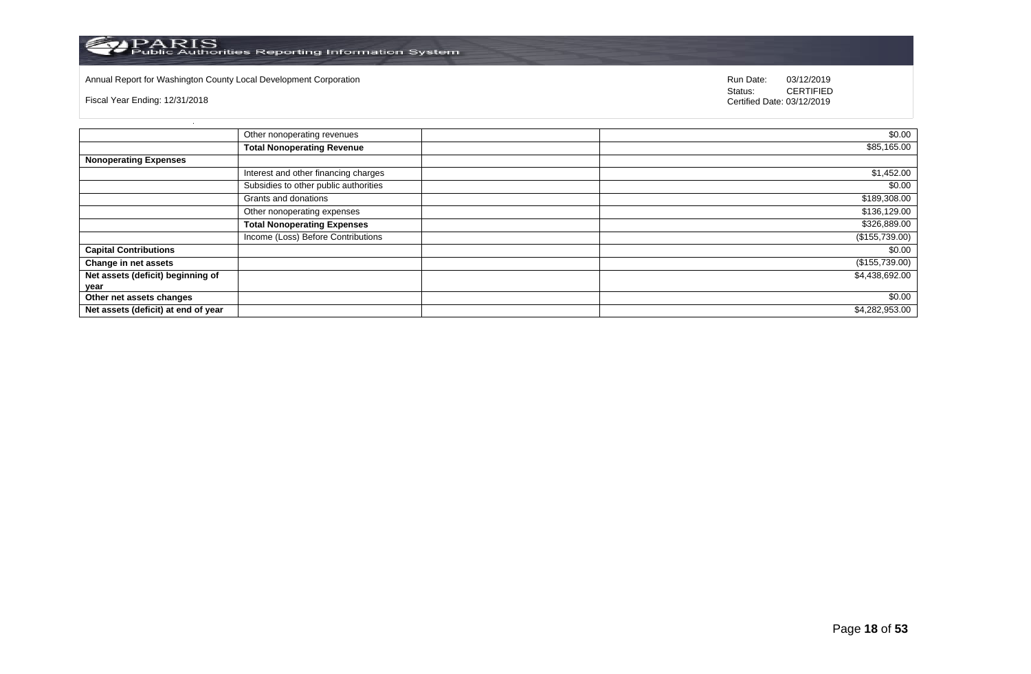Annual Report for Washington County Local Development Corporation

Fiscal Year Ending: 12/31/2018

Run Date: 03/12/2019
Status: CERTIFIED
Certified Date: 03/12/2019

| | | | |
|---|---|---|---|
| | Other nonoperating revenues | | $0.00 |
| | **Total Nonoperating Revenue** | | $85,165.00 |
| **Nonoperating Expenses** | | | |
| | Interest and other financing charges | | $1,452.00 |
| | Subsidies to other public authorities | | $0.00 |
| | Grants and donations | | $189,308.00 |
| | Other nonoperating expenses | | $136,129.00 |
| | **Total Nonoperating Expenses** | | $326,889.00 |
| | Income (Loss) Before Contributions | | ($155,739.00) |
| **Capital Contributions** | | | $0.00 |
| **Change in net assets** | | | ($155,739.00) |
| **Net assets (deficit) beginning of year** | | | $4,438,692.00 |
| **Other net assets changes** | | | $0.00 |
| **Net assets (deficit) at end of year** | | | $4,282,953.00 |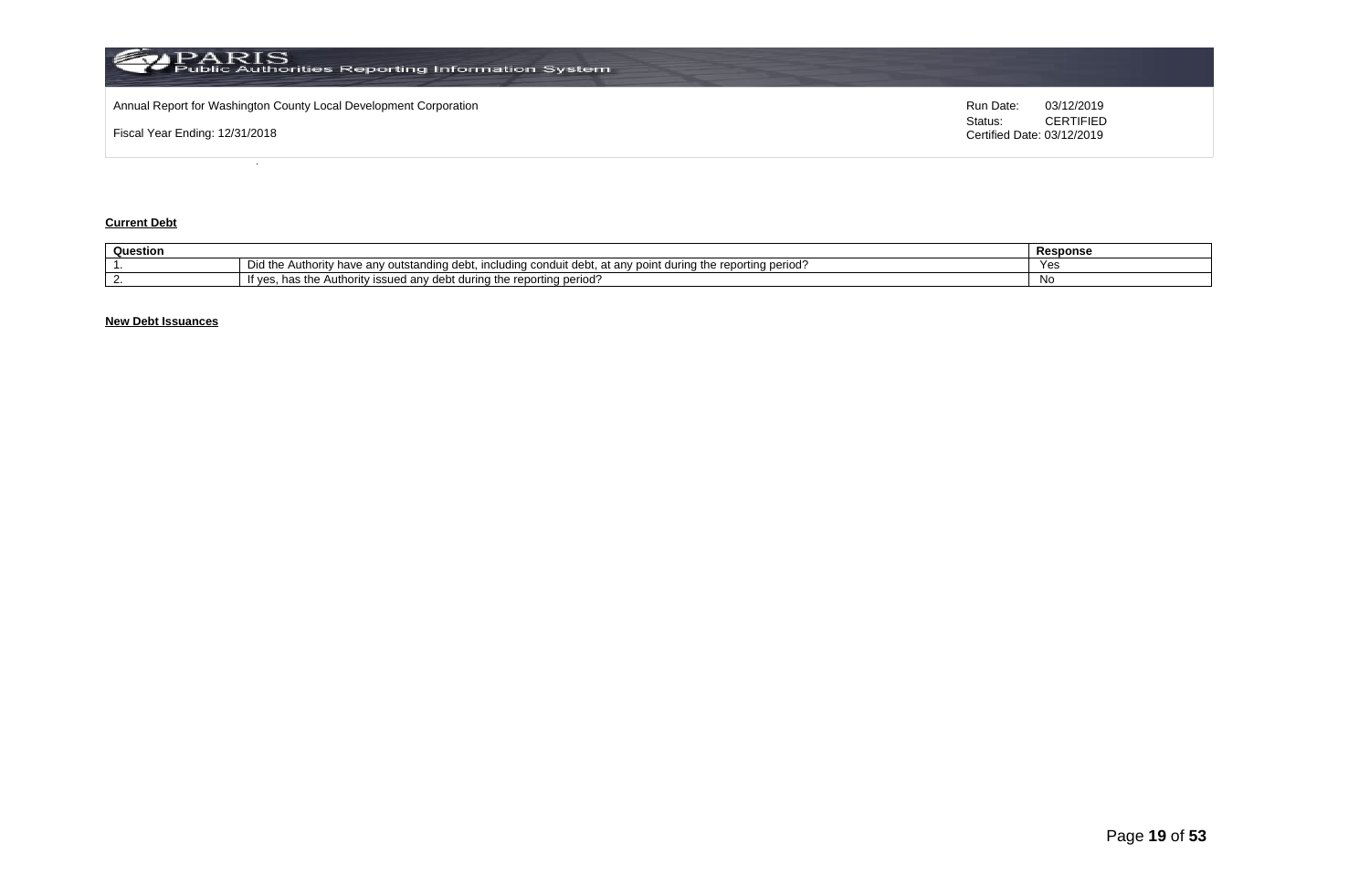Annual Report for Washington County Local Development Corporation

Fiscal Year Ending: 12/31/2018

Run Date: 03/12/2019
Status: CERTIFIED
Certified Date: 03/12/2019

**Current Debt**

| Question | | Response |
|---|---|---|
| 1. | Did the Authority have any outstanding debt, including conduit debt, at any point during the reporting period? | Yes |
| 2. | If yes, has the Authority issued any debt during the reporting period? | No |

**New Debt Issuances**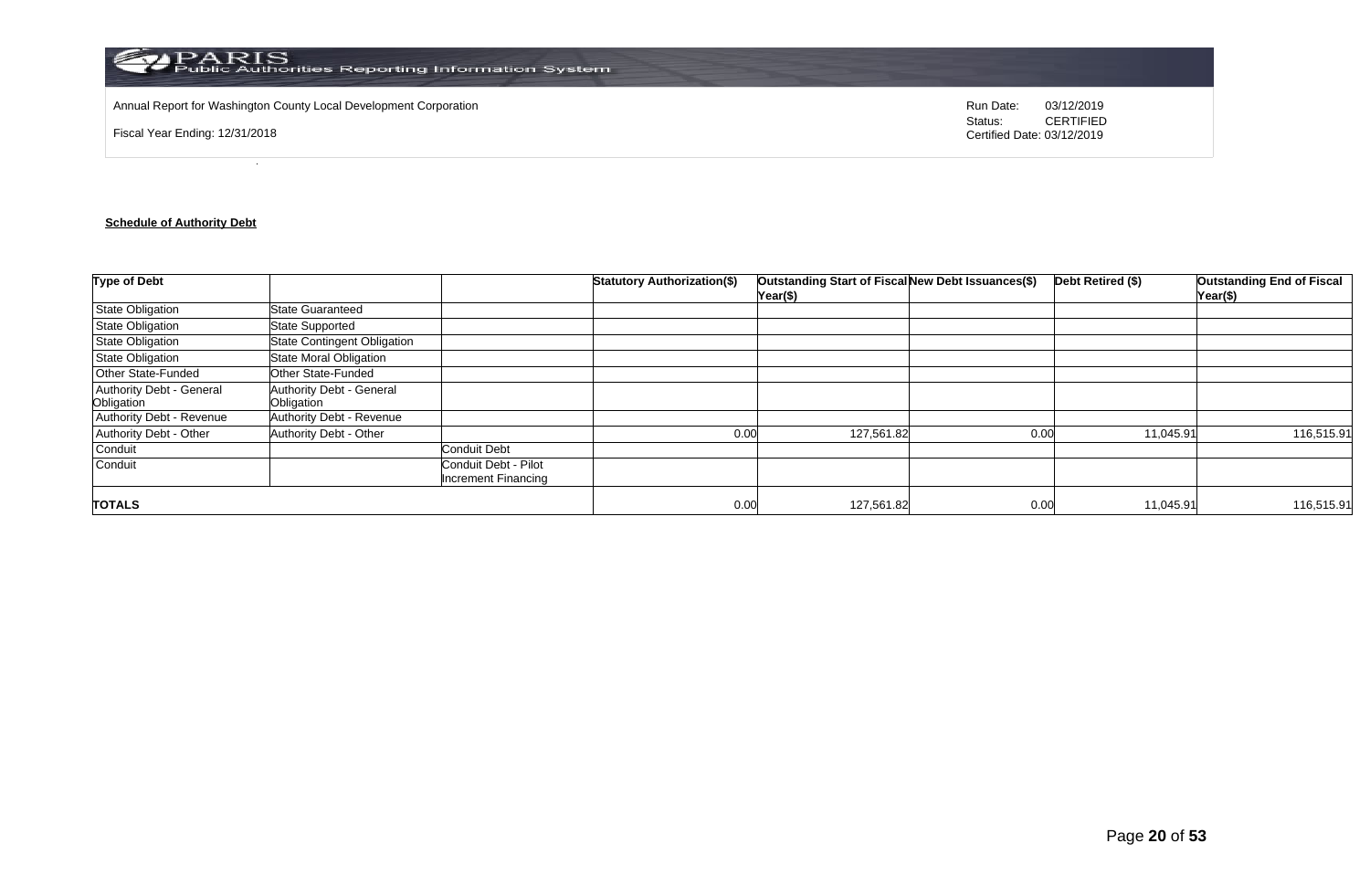Annual Report for Washington County Local Development Corporation

Fiscal Year Ending: 12/31/2018

Run Date: 03/12/2019
Status: CERTIFIED
Certified Date: 03/12/2019

**Schedule of Authority Debt**

| Type of Debt | | | Statutory Authorization($) | Outstanding Start of Fiscal Year($) | New Debt Issuances($) | Debt Retired ($) | Outstanding End of Fiscal Year($) |
|---|---|---|---|---|---|---|---|
| State Obligation | State Guaranteed | | | | | | |
| State Obligation | State Supported | | | | | | |
| State Obligation | State Contingent Obligation | | | | | | |
| State Obligation | State Moral Obligation | | | | | | |
| Other State-Funded | Other State-Funded | | | | | | |
| Authority Debt - General Obligation | Authority Debt - General Obligation | | | | | | |
| Authority Debt - Revenue | Authority Debt - Revenue | | | | | | |
| Authority Debt - Other | Authority Debt - Other | | 0.00 | 127,561.82 | 0.00 | 11,045.91 | 116,515.91 |
| Conduit | | Conduit Debt | | | | | |
| Conduit | | Conduit Debt - Pilot Increment Financing | | | | | |
| **TOTALS** | | | 0.00 | 127,561.82 | 0.00 | 11,045.91 | 116,515.91 |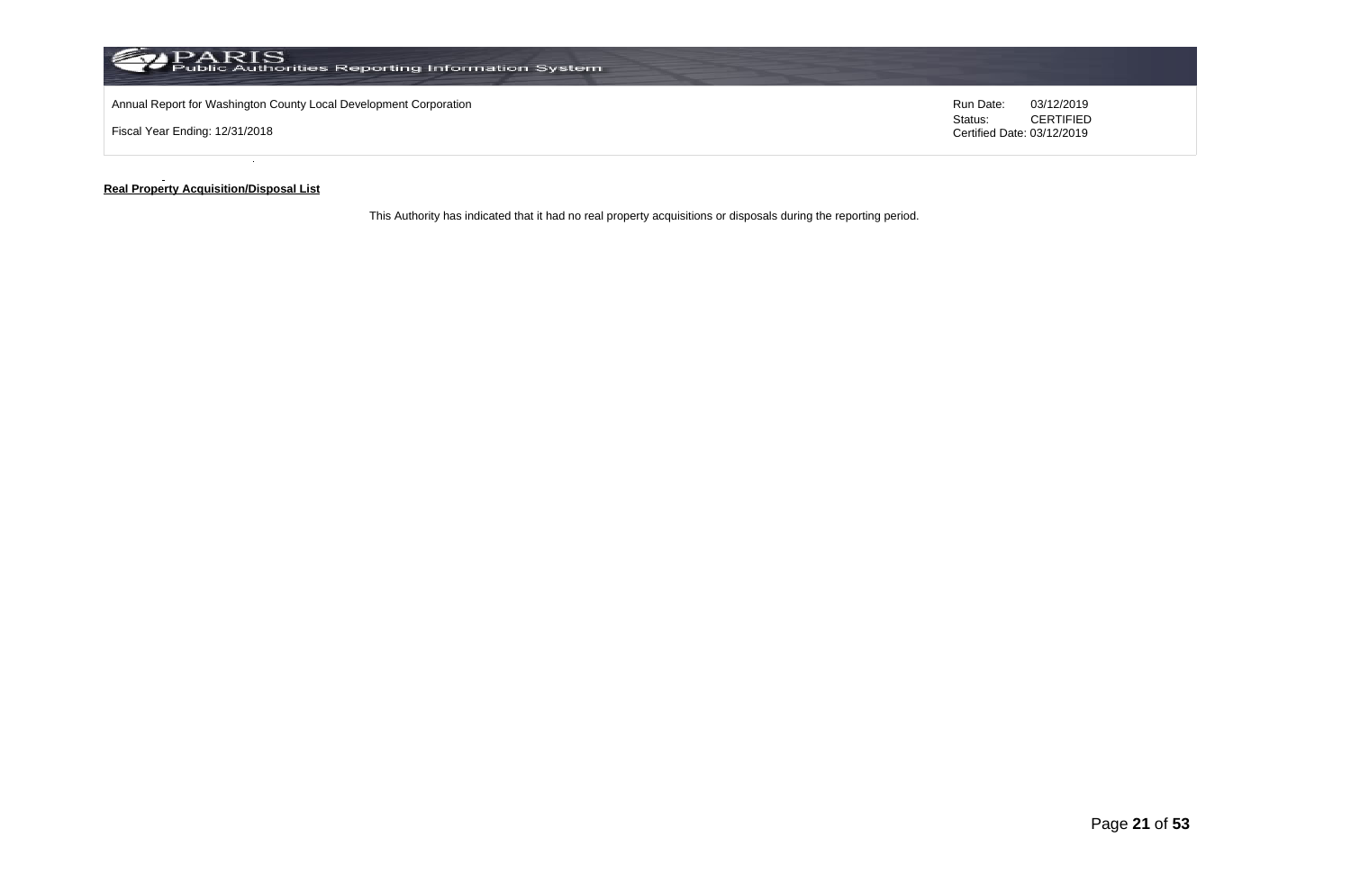**Real Property Acquisition/Disposal List**

This Authority has indicated that it had no real property acquisitions or disposals during the reporting period.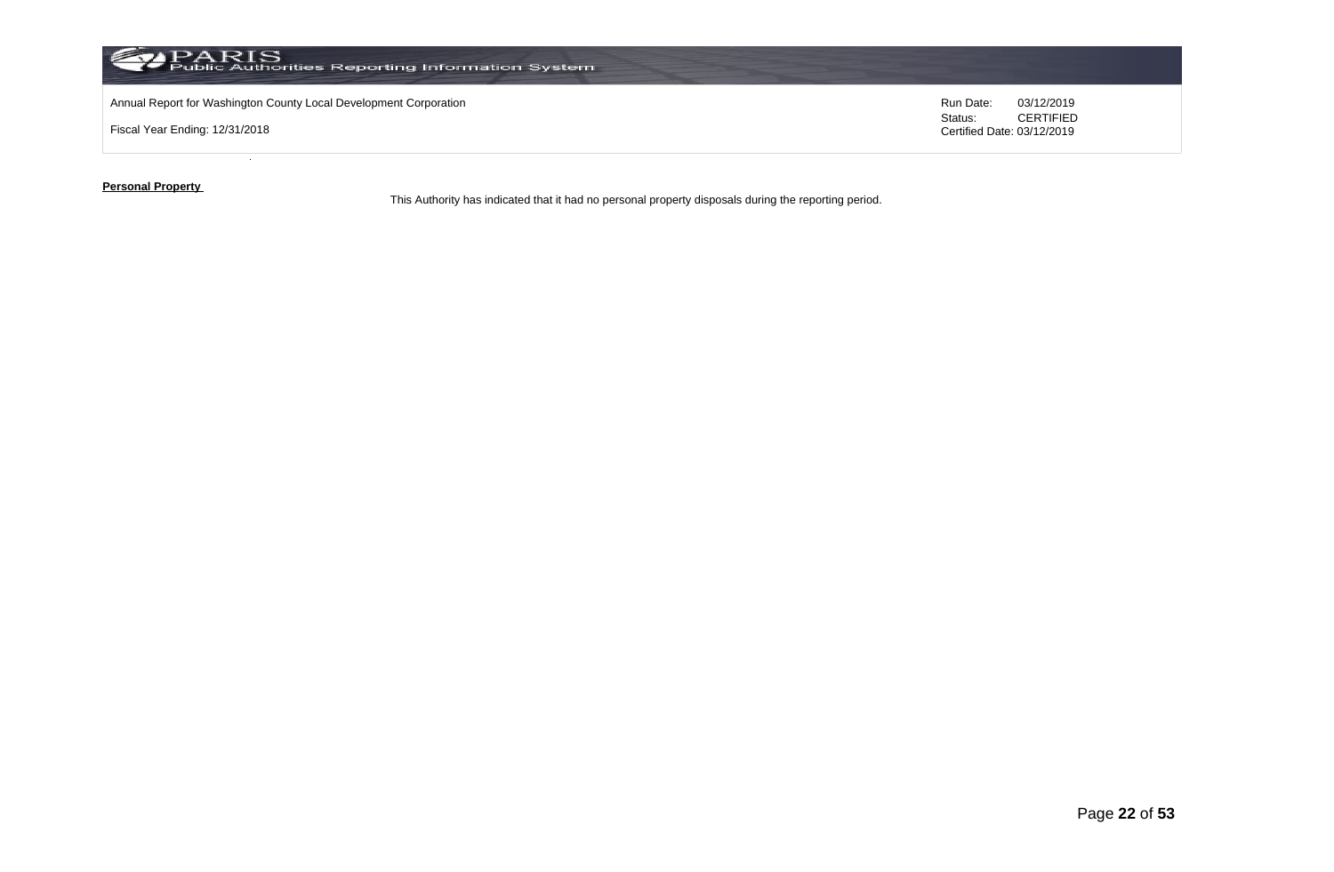**Personal Property**

This Authority has indicated that it had no personal property disposals during the reporting period.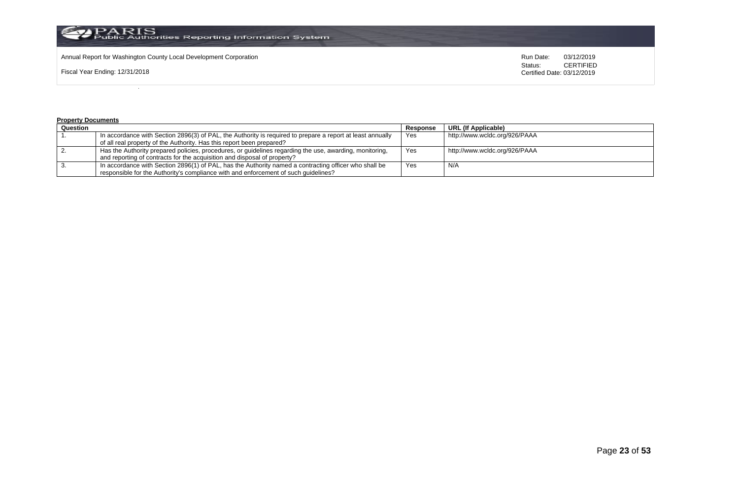Annual Report for Washington County Local Development Corporation

Fiscal Year Ending: 12/31/2018

Run Date: 03/12/2019
Status: CERTIFIED
Certified Date: 03/12/2019

**Property Documents**

| Question | | Response | URL (If Applicable) |
|---|---|---|---|
| 1. | In accordance with Section 2896(3) of PAL, the Authority is required to prepare a report at least annually of all real property of the Authority. Has this report been prepared? | Yes | http://www.wcldc.org/926/PAAA |
| 2. | Has the Authority prepared policies, procedures, or guidelines regarding the use, awarding, monitoring, and reporting of contracts for the acquisition and disposal of property? | Yes | http://www.wcldc.org/926/PAAA |
| 3. | In accordance with Section 2896(1) of PAL, has the Authority named a contracting officer who shall be responsible for the Authority's compliance with and enforcement of such guidelines? | Yes | N/A |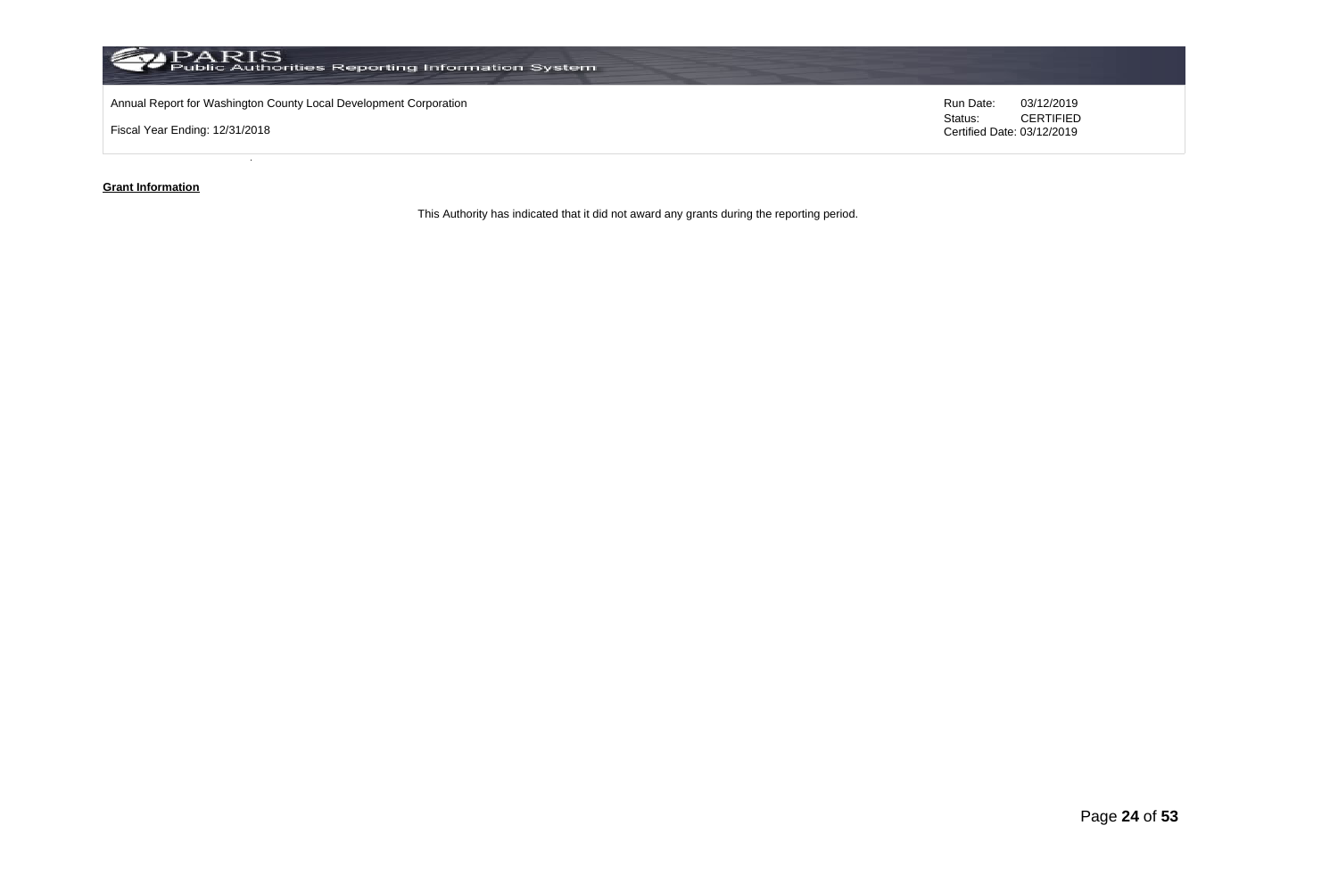**Grant Information**

This Authority has indicated that it did not award any grants during the reporting period.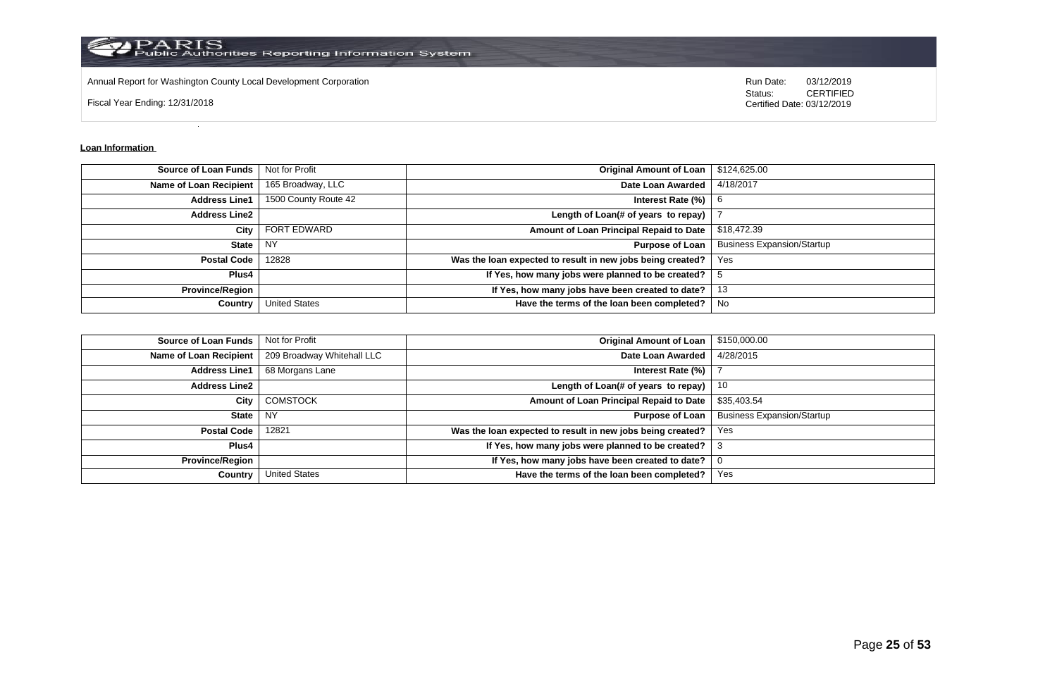Annual Report for Washington County Local Development Corporation

Fiscal Year Ending: 12/31/2018

Run Date: 03/12/2019
Status: CERTIFIED
Certified Date: 03/12/2019

**Loan Information**

| | | | |
|---|---|---|---|
| **Source of Loan Funds** | Not for Profit | **Original Amount of Loan** | $124,625.00 |
| **Name of Loan Recipient** | 165 Broadway, LLC | **Date Loan Awarded** | 4/18/2017 |
| **Address Line1** | 1500 County Route 42 | **Interest Rate (%)** | 6 |
| **Address Line2** | | **Length of Loan(# of years to repay)** | 7 |
| **City** | FORT EDWARD | **Amount of Loan Principal Repaid to Date** | $18,472.39 |
| **State** | NY | **Purpose of Loan** | Business Expansion/Startup |
| **Postal Code** | 12828 | **Was the loan expected to result in new jobs being created?** | Yes |
| **Plus4** | | **If Yes, how many jobs were planned to be created?** | 5 |
| **Province/Region** | | **If Yes, how many jobs have been created to date?** | 13 |
| **Country** | United States | **Have the terms of the loan been completed?** | No |

| | | | |
|---|---|---|---|
| **Source of Loan Funds** | Not for Profit | **Original Amount of Loan** | $150,000.00 |
| **Name of Loan Recipient** | 209 Broadway Whitehall LLC | **Date Loan Awarded** | 4/28/2015 |
| **Address Line1** | 68 Morgans Lane | **Interest Rate (%)** | 7 |
| **Address Line2** | | **Length of Loan(# of years to repay)** | 10 |
| **City** | COMSTOCK | **Amount of Loan Principal Repaid to Date** | $35,403.54 |
| **State** | NY | **Purpose of Loan** | Business Expansion/Startup |
| **Postal Code** | 12821 | **Was the loan expected to result in new jobs being created?** | Yes |
| **Plus4** | | **If Yes, how many jobs were planned to be created?** | 3 |
| **Province/Region** | | **If Yes, how many jobs have been created to date?** | 0 |
| **Country** | United States | **Have the terms of the loan been completed?** | Yes |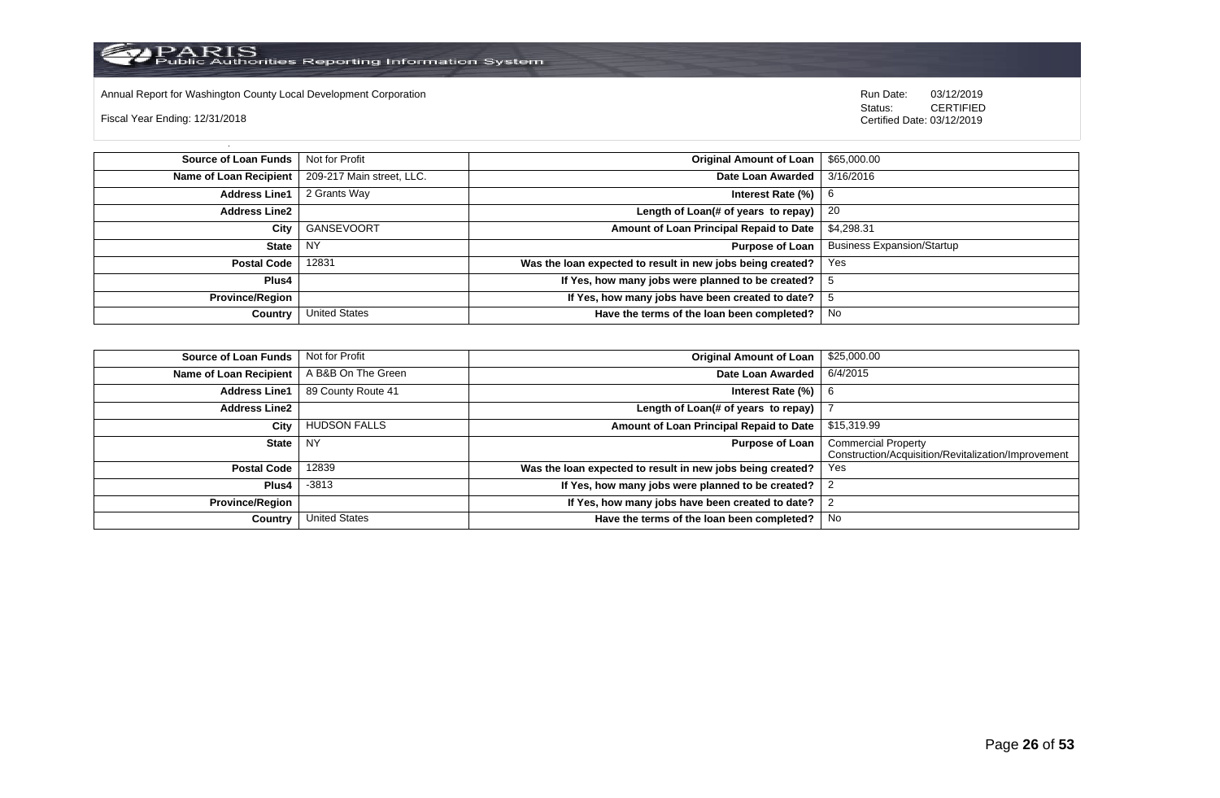Annual Report for Washington County Local Development Corporation

Fiscal Year Ending: 12/31/2018

Run Date: 03/12/2019
Status: CERTIFIED
Certified Date: 03/12/2019

| | | | |
|---|---|---|---|
| **Source of Loan Funds** | Not for Profit | **Original Amount of Loan** | $65,000.00 |
| **Name of Loan Recipient** | 209-217 Main street, LLC. | **Date Loan Awarded** | 3/16/2016 |
| **Address Line1** | 2 Grants Way | **Interest Rate (%)** | 6 |
| **Address Line2** | | **Length of Loan(# of years to repay)** | 20 |
| **City** | GANSEVOORT | **Amount of Loan Principal Repaid to Date** | $4,298.31 |
| **State** | NY | **Purpose of Loan** | Business Expansion/Startup |
| **Postal Code** | 12831 | **Was the loan expected to result in new jobs being created?** | Yes |
| **Plus4** | | **If Yes, how many jobs were planned to be created?** | 5 |
| **Province/Region** | | **If Yes, how many jobs have been created to date?** | 5 |
| **Country** | United States | **Have the terms of the loan been completed?** | No |

| | | | |
|---|---|---|---|
| **Source of Loan Funds** | Not for Profit | **Original Amount of Loan** | $25,000.00 |
| **Name of Loan Recipient** | A B&B On The Green | **Date Loan Awarded** | 6/4/2015 |
| **Address Line1** | 89 County Route 41 | **Interest Rate (%)** | 6 |
| **Address Line2** | | **Length of Loan(# of years to repay)** | 7 |
| **City** | HUDSON FALLS | **Amount of Loan Principal Repaid to Date** | $15,319.99 |
| **State** | NY | **Purpose of Loan** | Commercial Property Construction/Acquisition/Revitalization/Improvement |
| **Postal Code** | 12839 | **Was the loan expected to result in new jobs being created?** | Yes |
| **Plus4** | -3813 | **If Yes, how many jobs were planned to be created?** | 2 |
| **Province/Region** | | **If Yes, how many jobs have been created to date?** | 2 |
| **Country** | United States | **Have the terms of the loan been completed?** | No |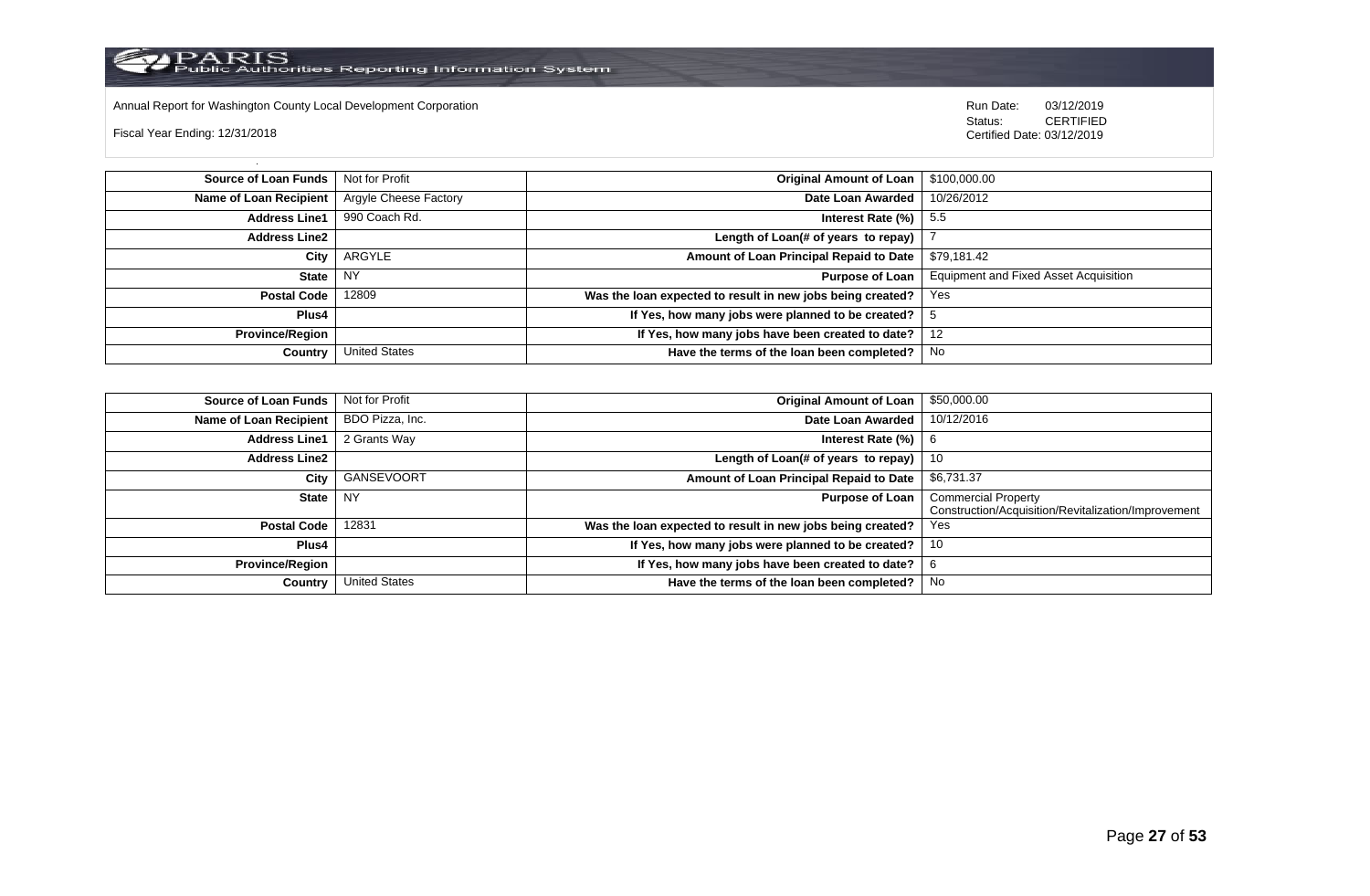Annual Report for Washington County Local Development Corporation

Fiscal Year Ending: 12/31/2018

Run Date: 03/12/2019
Status: CERTIFIED
Certified Date: 03/12/2019

| | | | |
|---|---|---|---|
| **Source of Loan Funds** | Not for Profit | **Original Amount of Loan** | $100,000.00 |
| **Name of Loan Recipient** | Argyle Cheese Factory | **Date Loan Awarded** | 10/26/2012 |
| **Address Line1** | 990 Coach Rd. | **Interest Rate (%)** | 5.5 |
| **Address Line2** | | **Length of Loan(# of years to repay)** | 7 |
| **City** | ARGYLE | **Amount of Loan Principal Repaid to Date** | $79,181.42 |
| **State** | NY | **Purpose of Loan** | Equipment and Fixed Asset Acquisition |
| **Postal Code** | 12809 | **Was the loan expected to result in new jobs being created?** | Yes |
| **Plus4** | | **If Yes, how many jobs were planned to be created?** | 5 |
| **Province/Region** | | **If Yes, how many jobs have been created to date?** | 12 |
| **Country** | United States | **Have the terms of the loan been completed?** | No |

| | | | |
|---|---|---|---|
| **Source of Loan Funds** | Not for Profit | **Original Amount of Loan** | $50,000.00 |
| **Name of Loan Recipient** | BDO Pizza, Inc. | **Date Loan Awarded** | 10/12/2016 |
| **Address Line1** | 2 Grants Way | **Interest Rate (%)** | 6 |
| **Address Line2** | | **Length of Loan(# of years to repay)** | 10 |
| **City** | GANSEVOORT | **Amount of Loan Principal Repaid to Date** | $6,731.37 |
| **State** | NY | **Purpose of Loan** | Commercial Property Construction/Acquisition/Revitalization/Improvement |
| **Postal Code** | 12831 | **Was the loan expected to result in new jobs being created?** | Yes |
| **Plus4** | | **If Yes, how many jobs were planned to be created?** | 10 |
| **Province/Region** | | **If Yes, how many jobs have been created to date?** | 6 |
| **Country** | United States | **Have the terms of the loan been completed?** | No |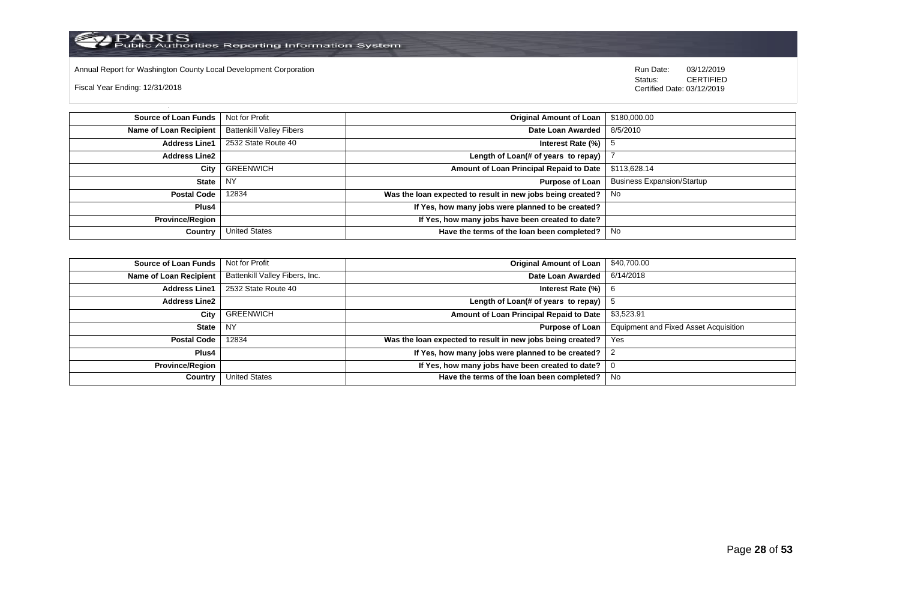Annual Report for Washington County Local Development Corporation

Fiscal Year Ending: 12/31/2018

Run Date: 03/12/2019
Status: CERTIFIED
Certified Date: 03/12/2019

| | | | |
|---|---|---|---|
| **Source of Loan Funds** | Not for Profit | **Original Amount of Loan** | $180,000.00 |
| **Name of Loan Recipient** | Battenkill Valley Fibers | **Date Loan Awarded** | 8/5/2010 |
| **Address Line1** | 2532 State Route 40 | **Interest Rate (%)** | 5 |
| **Address Line2** | | **Length of Loan(# of years to repay)** | 7 |
| **City** | GREENWICH | **Amount of Loan Principal Repaid to Date** | $113,628.14 |
| **State** | NY | **Purpose of Loan** | Business Expansion/Startup |
| **Postal Code** | 12834 | **Was the loan expected to result in new jobs being created?** | No |
| **Plus4** | | **If Yes, how many jobs were planned to be created?** | |
| **Province/Region** | | **If Yes, how many jobs have been created to date?** | |
| **Country** | United States | **Have the terms of the loan been completed?** | No |

| | | | |
|---|---|---|---|
| **Source of Loan Funds** | Not for Profit | **Original Amount of Loan** | $40,700.00 |
| **Name of Loan Recipient** | Battenkill Valley Fibers, Inc. | **Date Loan Awarded** | 6/14/2018 |
| **Address Line1** | 2532 State Route 40 | **Interest Rate (%)** | 6 |
| **Address Line2** | | **Length of Loan(# of years to repay)** | 5 |
| **City** | GREENWICH | **Amount of Loan Principal Repaid to Date** | $3,523.91 |
| **State** | NY | **Purpose of Loan** | Equipment and Fixed Asset Acquisition |
| **Postal Code** | 12834 | **Was the loan expected to result in new jobs being created?** | Yes |
| **Plus4** | | **If Yes, how many jobs were planned to be created?** | 2 |
| **Province/Region** | | **If Yes, how many jobs have been created to date?** | 0 |
| **Country** | United States | **Have the terms of the loan been completed?** | No |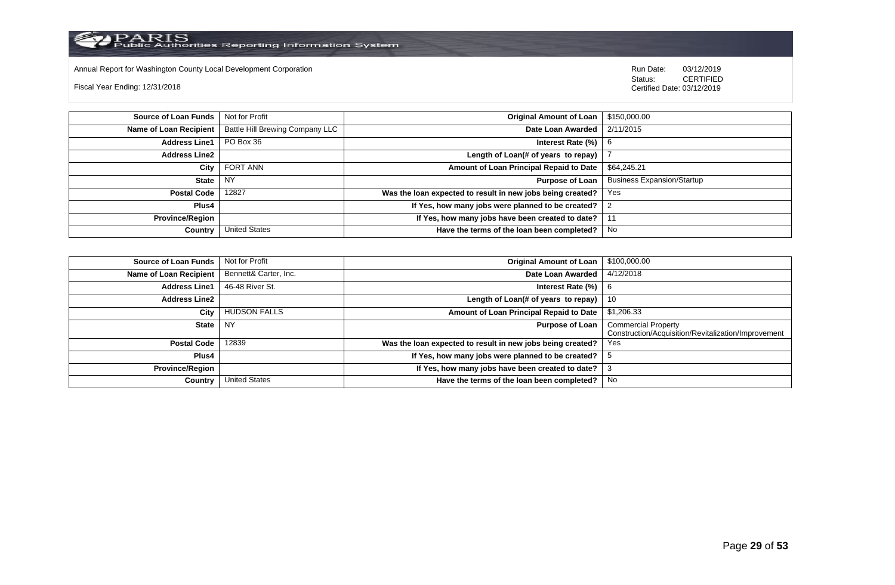Annual Report for Washington County Local Development Corporation

Fiscal Year Ending: 12/31/2018

Run Date: 03/12/2019
Status: CERTIFIED
Certified Date: 03/12/2019

| | | | |
|---|---|---|---|
| **Source of Loan Funds** | Not for Profit | **Original Amount of Loan** | $150,000.00 |
| **Name of Loan Recipient** | Battle Hill Brewing Company LLC | **Date Loan Awarded** | 2/11/2015 |
| **Address Line1** | PO Box 36 | **Interest Rate (%)** | 6 |
| **Address Line2** | | **Length of Loan(# of years to repay)** | 7 |
| **City** | FORT ANN | **Amount of Loan Principal Repaid to Date** | $64,245.21 |
| **State** | NY | **Purpose of Loan** | Business Expansion/Startup |
| **Postal Code** | 12827 | **Was the loan expected to result in new jobs being created?** | Yes |
| **Plus4** | | **If Yes, how many jobs were planned to be created?** | 2 |
| **Province/Region** | | **If Yes, how many jobs have been created to date?** | 11 |
| **Country** | United States | **Have the terms of the loan been completed?** | No |

| | | | |
|---|---|---|---|
| **Source of Loan Funds** | Not for Profit | **Original Amount of Loan** | $100,000.00 |
| **Name of Loan Recipient** | Bennett& Carter, Inc. | **Date Loan Awarded** | 4/12/2018 |
| **Address Line1** | 46-48 River St. | **Interest Rate (%)** | 6 |
| **Address Line2** | | **Length of Loan(# of years to repay)** | 10 |
| **City** | HUDSON FALLS | **Amount of Loan Principal Repaid to Date** | $1,206.33 |
| **State** | NY | **Purpose of Loan** | Commercial Property Construction/Acquisition/Revitalization/Improvement |
| **Postal Code** | 12839 | **Was the loan expected to result in new jobs being created?** | Yes |
| **Plus4** | | **If Yes, how many jobs were planned to be created?** | 5 |
| **Province/Region** | | **If Yes, how many jobs have been created to date?** | 3 |
| **Country** | United States | **Have the terms of the loan been completed?** | No |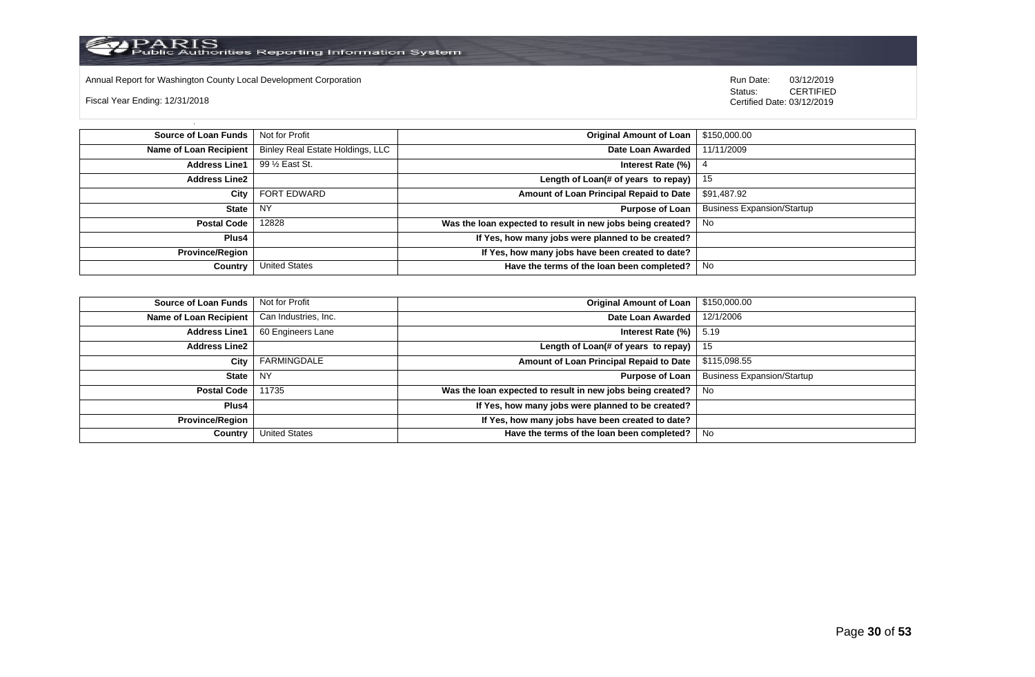Annual Report for Washington County Local Development Corporation

Fiscal Year Ending: 12/31/2018

Run Date: 03/12/2019
Status: CERTIFIED
Certified Date: 03/12/2019

| Source of Loan Funds | Not for Profit | Original Amount of Loan | $150,000.00 |
|---|---|---|---|
| Name of Loan Recipient | Binley Real Estate Holdings, LLC | Date Loan Awarded | 11/11/2009 |
| Address Line1 | 99 ½ East St. | Interest Rate (%) | 4 |
| Address Line2 | | Length of Loan(# of years to repay) | 15 |
| City | FORT EDWARD | Amount of Loan Principal Repaid to Date | $91,487.92 |
| State | NY | Purpose of Loan | Business Expansion/Startup |
| Postal Code | 12828 | Was the loan expected to result in new jobs being created? | No |
| Plus4 | | If Yes, how many jobs were planned to be created? | |
| Province/Region | | If Yes, how many jobs have been created to date? | |
| Country | United States | Have the terms of the loan been completed? | No |

| Source of Loan Funds | Not for Profit | Original Amount of Loan | $150,000.00 |
|---|---|---|---|
| Name of Loan Recipient | Can Industries, Inc. | Date Loan Awarded | 12/1/2006 |
| Address Line1 | 60 Engineers Lane | Interest Rate (%) | 5.19 |
| Address Line2 | | Length of Loan(# of years to repay) | 15 |
| City | FARMINGDALE | Amount of Loan Principal Repaid to Date | $115,098.55 |
| State | NY | Purpose of Loan | Business Expansion/Startup |
| Postal Code | 11735 | Was the loan expected to result in new jobs being created? | No |
| Plus4 | | If Yes, how many jobs were planned to be created? | |
| Province/Region | | If Yes, how many jobs have been created to date? | |
| Country | United States | Have the terms of the loan been completed? | No |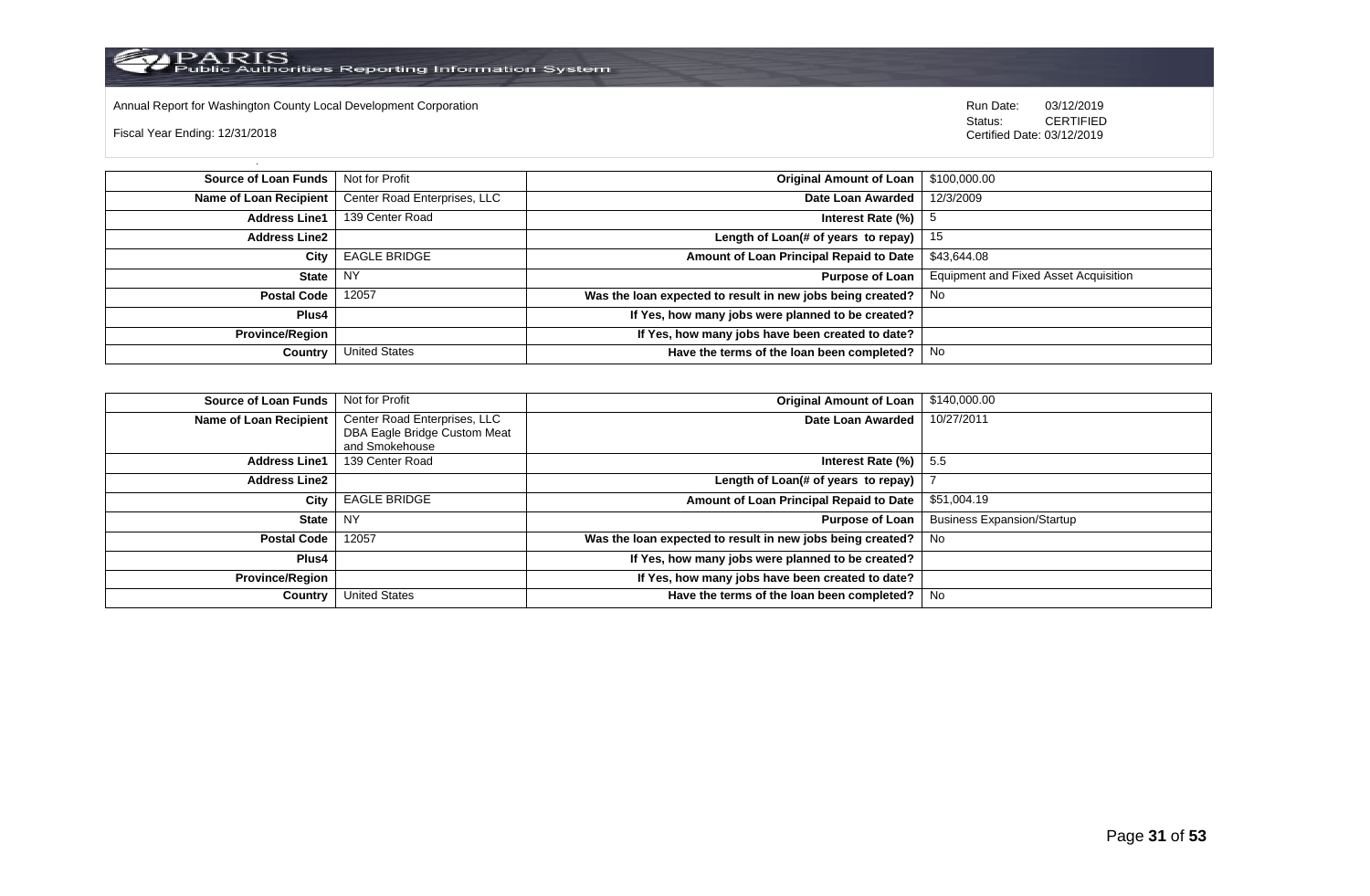Annual Report for Washington County Local Development Corporation

Fiscal Year Ending: 12/31/2018

Run Date: 03/12/2019
Status: CERTIFIED
Certified Date: 03/12/2019

| Source of Loan Funds | Not for Profit | Original Amount of Loan | $100,000.00 |
|---|---|---|---|
| Name of Loan Recipient | Center Road Enterprises, LLC | Date Loan Awarded | 12/3/2009 |
| Address Line1 | 139 Center Road | Interest Rate (%) | 5 |
| Address Line2 | | Length of Loan(# of years to repay) | 15 |
| City | EAGLE BRIDGE | Amount of Loan Principal Repaid to Date | $43,644.08 |
| State | NY | Purpose of Loan | Equipment and Fixed Asset Acquisition |
| Postal Code | 12057 | Was the loan expected to result in new jobs being created? | No |
| Plus4 | | If Yes, how many jobs were planned to be created? | |
| Province/Region | | If Yes, how many jobs have been created to date? | |
| Country | United States | Have the terms of the loan been completed? | No |

| Source of Loan Funds | Not for Profit | Original Amount of Loan | $140,000.00 |
|---|---|---|---|
| Name of Loan Recipient | Center Road Enterprises, LLC DBA Eagle Bridge Custom Meat and Smokehouse | Date Loan Awarded | 10/27/2011 |
| Address Line1 | 139 Center Road | Interest Rate (%) | 5.5 |
| Address Line2 | | Length of Loan(# of years to repay) | 7 |
| City | EAGLE BRIDGE | Amount of Loan Principal Repaid to Date | $51,004.19 |
| State | NY | Purpose of Loan | Business Expansion/Startup |
| Postal Code | 12057 | Was the loan expected to result in new jobs being created? | No |
| Plus4 | | If Yes, how many jobs were planned to be created? | |
| Province/Region | | If Yes, how many jobs have been created to date? | |
| Country | United States | Have the terms of the loan been completed? | No |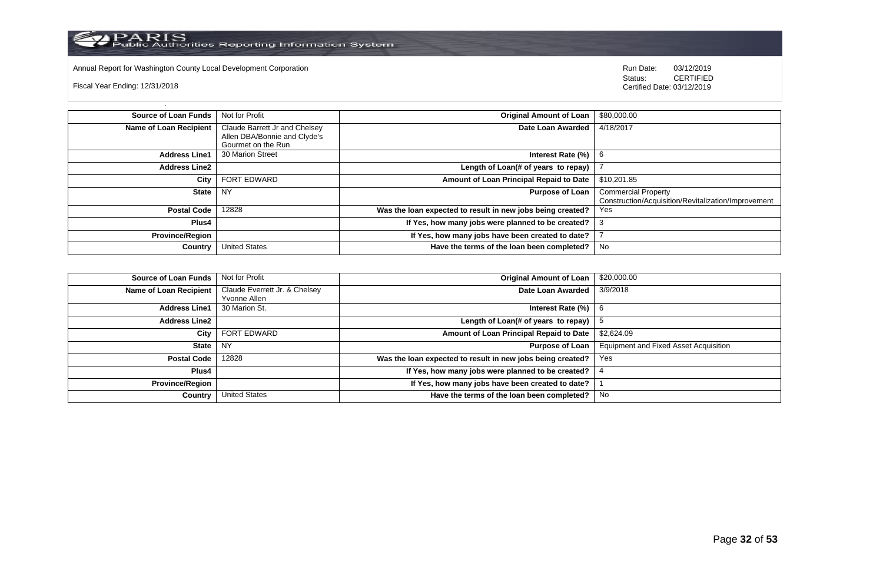Annual Report for Washington County Local Development Corporation

Fiscal Year Ending: 12/31/2018

Run Date: 03/12/2019
Status: CERTIFIED
Certified Date: 03/12/2019

| | | | |
|---|---|---|---|
| **Source of Loan Funds** | Not for Profit | **Original Amount of Loan** | $80,000.00 |
| **Name of Loan Recipient** | Claude Barrett Jr and Chelsey Allen DBA/Bonnie and Clyde's Gourmet on the Run | **Date Loan Awarded** | 4/18/2017 |
| **Address Line1** | 30 Marion Street | **Interest Rate (%)** | 6 |
| **Address Line2** | | **Length of Loan(# of years to repay)** | 7 |
| **City** | FORT EDWARD | **Amount of Loan Principal Repaid to Date** | $10,201.85 |
| **State** | NY | **Purpose of Loan** | Commercial Property Construction/Acquisition/Revitalization/Improvement |
| **Postal Code** | 12828 | **Was the loan expected to result in new jobs being created?** | Yes |
| **Plus4** | | **If Yes, how many jobs were planned to be created?** | 3 |
| **Province/Region** | | **If Yes, how many jobs have been created to date?** | 7 |
| **Country** | United States | **Have the terms of the loan been completed?** | No |

| | | | |
|---|---|---|---|
| **Source of Loan Funds** | Not for Profit | **Original Amount of Loan** | $20,000.00 |
| **Name of Loan Recipient** | Claude Everrett Jr. & Chelsey Yvonne Allen | **Date Loan Awarded** | 3/9/2018 |
| **Address Line1** | 30 Marion St. | **Interest Rate (%)** | 6 |
| **Address Line2** | | **Length of Loan(# of years to repay)** | 5 |
| **City** | FORT EDWARD | **Amount of Loan Principal Repaid to Date** | $2,624.09 |
| **State** | NY | **Purpose of Loan** | Equipment and Fixed Asset Acquisition |
| **Postal Code** | 12828 | **Was the loan expected to result in new jobs being created?** | Yes |
| **Plus4** | | **If Yes, how many jobs were planned to be created?** | 4 |
| **Province/Region** | | **If Yes, how many jobs have been created to date?** | 1 |
| **Country** | United States | **Have the terms of the loan been completed?** | No |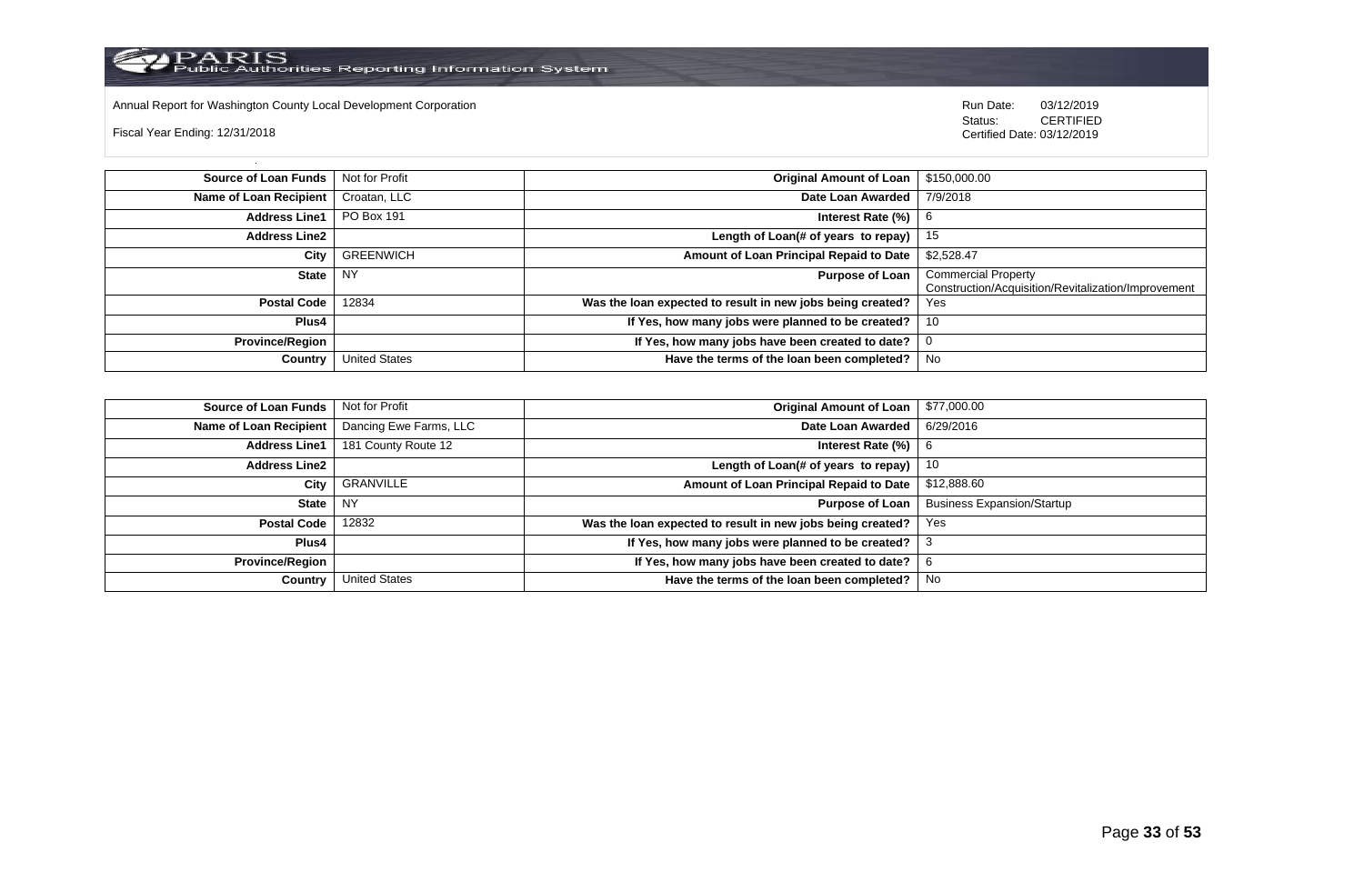Annual Report for Washington County Local Development Corporation

Fiscal Year Ending: 12/31/2018

Run Date: 03/12/2019
Status: CERTIFIED
Certified Date: 03/12/2019

| Field | Value | Field | Value |
|---|---|---|---|
| **Source of Loan Funds** | Not for Profit | **Original Amount of Loan** | $150,000.00 |
| **Name of Loan Recipient** | Croatan, LLC | **Date Loan Awarded** | 7/9/2018 |
| **Address Line1** | PO Box 191 | **Interest Rate (%)** | 6 |
| **Address Line2** | | **Length of Loan(# of years to repay)** | 15 |
| **City** | GREENWICH | **Amount of Loan Principal Repaid to Date** | $2,528.47 |
| **State** | NY | **Purpose of Loan** | Commercial Property Construction/Acquisition/Revitalization/Improvement |
| **Postal Code** | 12834 | **Was the loan expected to result in new jobs being created?** | Yes |
| **Plus4** | | **If Yes, how many jobs were planned to be created?** | 10 |
| **Province/Region** | | **If Yes, how many jobs have been created to date?** | 0 |
| **Country** | United States | **Have the terms of the loan been completed?** | No |

| Field | Value | Field | Value |
|---|---|---|---|
| **Source of Loan Funds** | Not for Profit | **Original Amount of Loan** | $77,000.00 |
| **Name of Loan Recipient** | Dancing Ewe Farms, LLC | **Date Loan Awarded** | 6/29/2016 |
| **Address Line1** | 181 County Route 12 | **Interest Rate (%)** | 6 |
| **Address Line2** | | **Length of Loan(# of years to repay)** | 10 |
| **City** | GRANVILLE | **Amount of Loan Principal Repaid to Date** | $12,888.60 |
| **State** | NY | **Purpose of Loan** | Business Expansion/Startup |
| **Postal Code** | 12832 | **Was the loan expected to result in new jobs being created?** | Yes |
| **Plus4** | | **If Yes, how many jobs were planned to be created?** | 3 |
| **Province/Region** | | **If Yes, how many jobs have been created to date?** | 6 |
| **Country** | United States | **Have the terms of the loan been completed?** | No |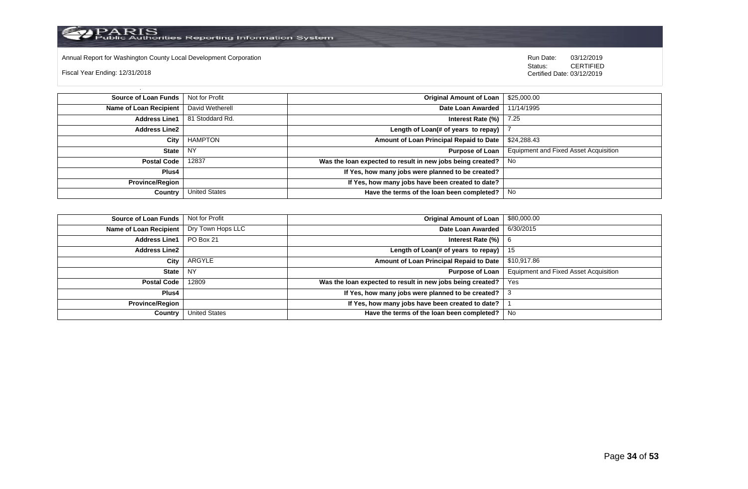Annual Report for Washington County Local Development Corporation

Fiscal Year Ending: 12/31/2018

Run Date: 03/12/2019
Status: CERTIFIED
Certified Date: 03/12/2019

| | | | |
|---|---|---|---|
| **Source of Loan Funds** | Not for Profit | **Original Amount of Loan** | $25,000.00 |
| **Name of Loan Recipient** | David Wetherell | **Date Loan Awarded** | 11/14/1995 |
| **Address Line1** | 81 Stoddard Rd. | **Interest Rate (%)** | 7.25 |
| **Address Line2** | | **Length of Loan(# of years to repay)** | 7 |
| **City** | HAMPTON | **Amount of Loan Principal Repaid to Date** | $24,288.43 |
| **State** | NY | **Purpose of Loan** | Equipment and Fixed Asset Acquisition |
| **Postal Code** | 12837 | **Was the loan expected to result in new jobs being created?** | No |
| **Plus4** | | **If Yes, how many jobs were planned to be created?** | |
| **Province/Region** | | **If Yes, how many jobs have been created to date?** | |
| **Country** | United States | **Have the terms of the loan been completed?** | No |

| | | | |
|---|---|---|---|
| **Source of Loan Funds** | Not for Profit | **Original Amount of Loan** | $80,000.00 |
| **Name of Loan Recipient** | Dry Town Hops LLC | **Date Loan Awarded** | 6/30/2015 |
| **Address Line1** | PO Box 21 | **Interest Rate (%)** | 6 |
| **Address Line2** | | **Length of Loan(# of years to repay)** | 15 |
| **City** | ARGYLE | **Amount of Loan Principal Repaid to Date** | $10,917.86 |
| **State** | NY | **Purpose of Loan** | Equipment and Fixed Asset Acquisition |
| **Postal Code** | 12809 | **Was the loan expected to result in new jobs being created?** | Yes |
| **Plus4** | | **If Yes, how many jobs were planned to be created?** | 3 |
| **Province/Region** | | **If Yes, how many jobs have been created to date?** | 1 |
| **Country** | United States | **Have the terms of the loan been completed?** | No |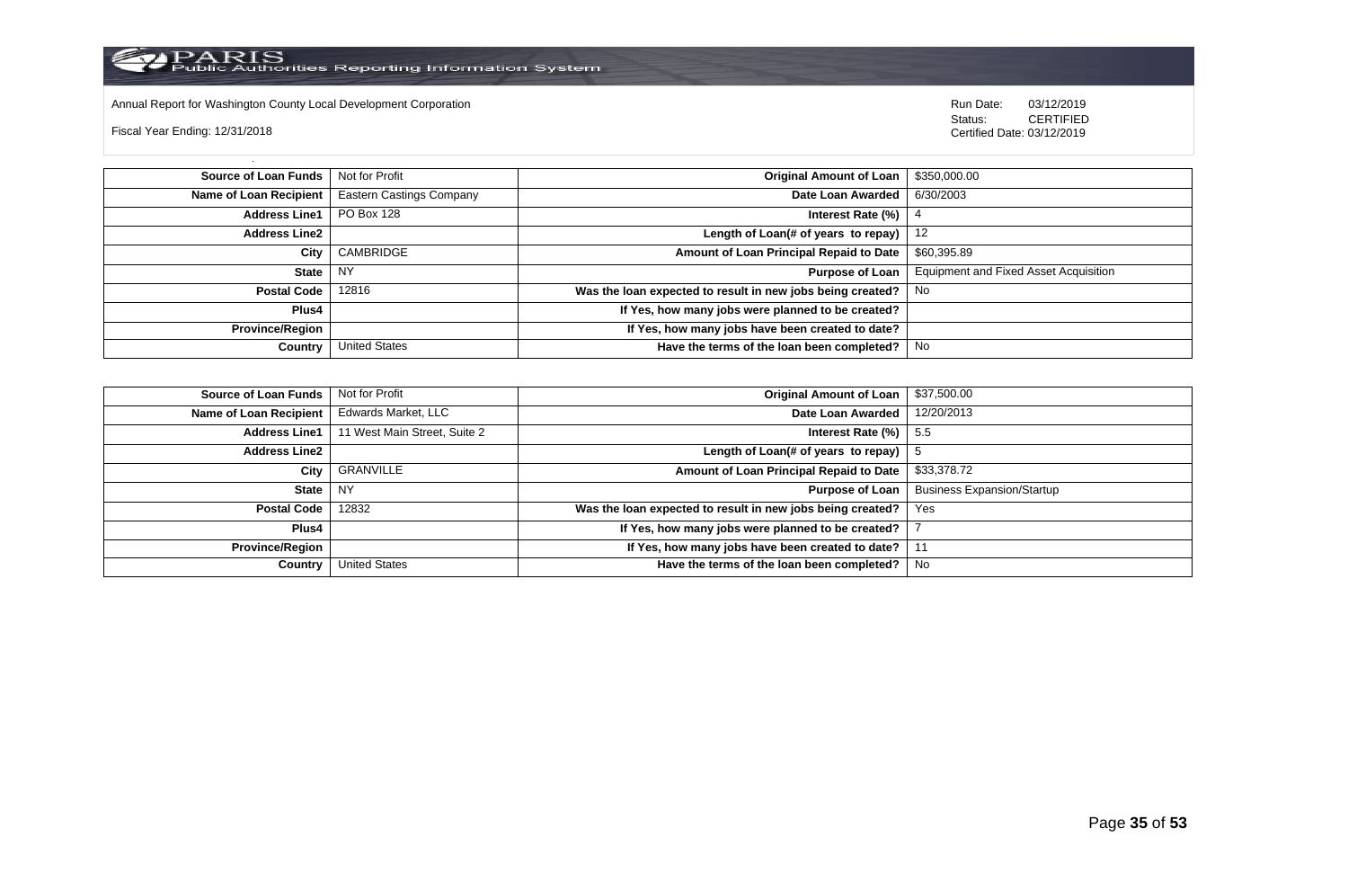Annual Report for Washington County Local Development Corporation

Fiscal Year Ending: 12/31/2018

Run Date: 03/12/2019
Status: CERTIFIED
Certified Date: 03/12/2019

| | | | |
|---|---|---|---|
| **Source of Loan Funds** | Not for Profit | **Original Amount of Loan** | $350,000.00 |
| **Name of Loan Recipient** | Eastern Castings Company | **Date Loan Awarded** | 6/30/2003 |
| **Address Line1** | PO Box 128 | **Interest Rate (%)** | 4 |
| **Address Line2** | | **Length of Loan(# of years to repay)** | 12 |
| **City** | CAMBRIDGE | **Amount of Loan Principal Repaid to Date** | $60,395.89 |
| **State** | NY | **Purpose of Loan** | Equipment and Fixed Asset Acquisition |
| **Postal Code** | 12816 | **Was the loan expected to result in new jobs being created?** | No |
| **Plus4** | | **If Yes, how many jobs were planned to be created?** | |
| **Province/Region** | | **If Yes, how many jobs have been created to date?** | |
| **Country** | United States | **Have the terms of the loan been completed?** | No |

| | | | |
|---|---|---|---|
| **Source of Loan Funds** | Not for Profit | **Original Amount of Loan** | $37,500.00 |
| **Name of Loan Recipient** | Edwards Market, LLC | **Date Loan Awarded** | 12/20/2013 |
| **Address Line1** | 11 West Main Street, Suite 2 | **Interest Rate (%)** | 5.5 |
| **Address Line2** | | **Length of Loan(# of years to repay)** | 5 |
| **City** | GRANVILLE | **Amount of Loan Principal Repaid to Date** | $33,378.72 |
| **State** | NY | **Purpose of Loan** | Business Expansion/Startup |
| **Postal Code** | 12832 | **Was the loan expected to result in new jobs being created?** | Yes |
| **Plus4** | | **If Yes, how many jobs were planned to be created?** | 7 |
| **Province/Region** | | **If Yes, how many jobs have been created to date?** | 11 |
| **Country** | United States | **Have the terms of the loan been completed?** | No |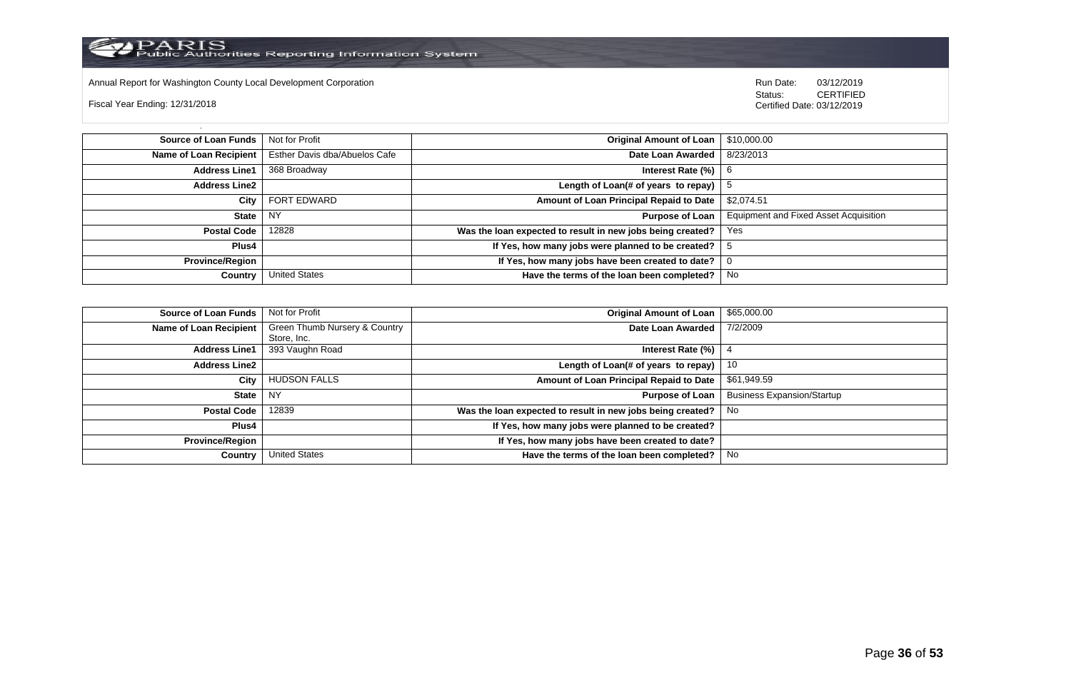Annual Report for Washington County Local Development Corporation

Fiscal Year Ending: 12/31/2018

Run Date: 03/12/2019
Status: CERTIFIED
Certified Date: 03/12/2019

| | | | |
|---|---|---|---|
| **Source of Loan Funds** | Not for Profit | **Original Amount of Loan** | $10,000.00 |
| **Name of Loan Recipient** | Esther Davis dba/Abuelos Cafe | **Date Loan Awarded** | 8/23/2013 |
| **Address Line1** | 368 Broadway | **Interest Rate (%)** | 6 |
| **Address Line2** | | **Length of Loan(# of years to repay)** | 5 |
| **City** | FORT EDWARD | **Amount of Loan Principal Repaid to Date** | $2,074.51 |
| **State** | NY | **Purpose of Loan** | Equipment and Fixed Asset Acquisition |
| **Postal Code** | 12828 | **Was the loan expected to result in new jobs being created?** | Yes |
| **Plus4** | | **If Yes, how many jobs were planned to be created?** | 5 |
| **Province/Region** | | **If Yes, how many jobs have been created to date?** | 0 |
| **Country** | United States | **Have the terms of the loan been completed?** | No |

| | | | |
|---|---|---|---|
| **Source of Loan Funds** | Not for Profit | **Original Amount of Loan** | $65,000.00 |
| **Name of Loan Recipient** | Green Thumb Nursery & Country Store, Inc. | **Date Loan Awarded** | 7/2/2009 |
| **Address Line1** | 393 Vaughn Road | **Interest Rate (%)** | 4 |
| **Address Line2** | | **Length of Loan(# of years to repay)** | 10 |
| **City** | HUDSON FALLS | **Amount of Loan Principal Repaid to Date** | $61,949.59 |
| **State** | NY | **Purpose of Loan** | Business Expansion/Startup |
| **Postal Code** | 12839 | **Was the loan expected to result in new jobs being created?** | No |
| **Plus4** | | **If Yes, how many jobs were planned to be created?** | |
| **Province/Region** | | **If Yes, how many jobs have been created to date?** | |
| **Country** | United States | **Have the terms of the loan been completed?** | No |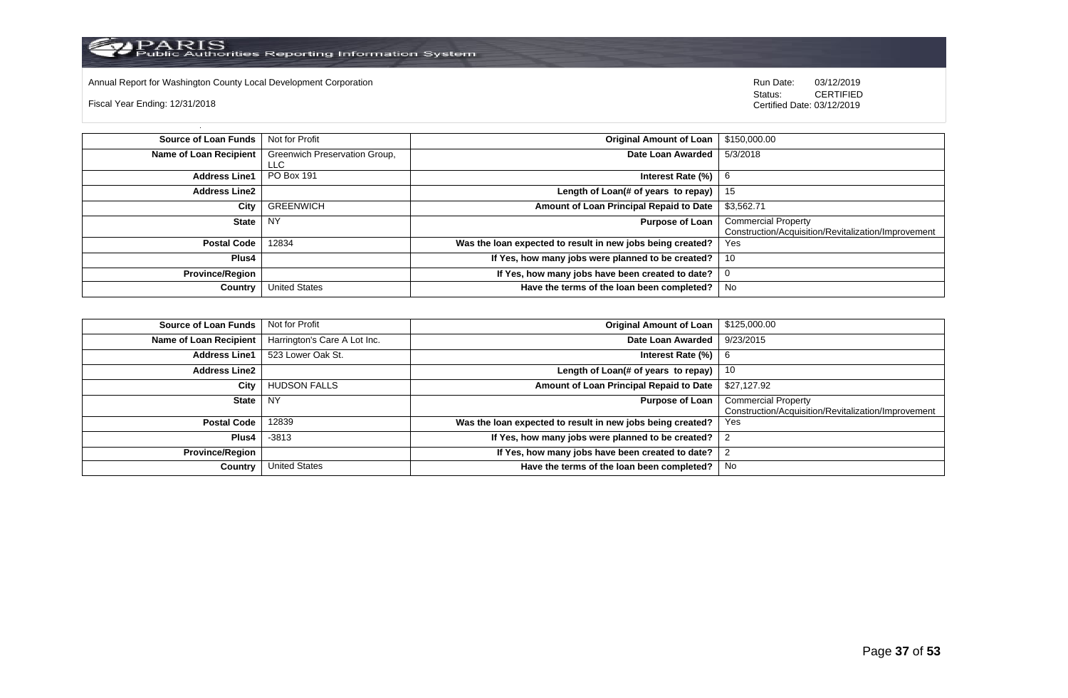Annual Report for Washington County Local Development Corporation

Fiscal Year Ending: 12/31/2018

Run Date: 03/12/2019
Status: CERTIFIED
Certified Date: 03/12/2019

| | | | |
|---|---|---|---|
| **Source of Loan Funds** | Not for Profit | **Original Amount of Loan** | $150,000.00 |
| **Name of Loan Recipient** | Greenwich Preservation Group, LLC | **Date Loan Awarded** | 5/3/2018 |
| **Address Line1** | PO Box 191 | **Interest Rate (%)** | 6 |
| **Address Line2** | | **Length of Loan(# of years to repay)** | 15 |
| **City** | GREENWICH | **Amount of Loan Principal Repaid to Date** | $3,562.71 |
| **State** | NY | **Purpose of Loan** | Commercial Property Construction/Acquisition/Revitalization/Improvement |
| **Postal Code** | 12834 | **Was the loan expected to result in new jobs being created?** | Yes |
| **Plus4** | | **If Yes, how many jobs were planned to be created?** | 10 |
| **Province/Region** | | **If Yes, how many jobs have been created to date?** | 0 |
| **Country** | United States | **Have the terms of the loan been completed?** | No |

| | | | |
|---|---|---|---|
| **Source of Loan Funds** | Not for Profit | **Original Amount of Loan** | $125,000.00 |
| **Name of Loan Recipient** | Harrington's Care A Lot Inc. | **Date Loan Awarded** | 9/23/2015 |
| **Address Line1** | 523 Lower Oak St. | **Interest Rate (%)** | 6 |
| **Address Line2** | | **Length of Loan(# of years to repay)** | 10 |
| **City** | HUDSON FALLS | **Amount of Loan Principal Repaid to Date** | $27,127.92 |
| **State** | NY | **Purpose of Loan** | Commercial Property Construction/Acquisition/Revitalization/Improvement |
| **Postal Code** | 12839 | **Was the loan expected to result in new jobs being created?** | Yes |
| **Plus4** | -3813 | **If Yes, how many jobs were planned to be created?** | 2 |
| **Province/Region** | | **If Yes, how many jobs have been created to date?** | 2 |
| **Country** | United States | **Have the terms of the loan been completed?** | No |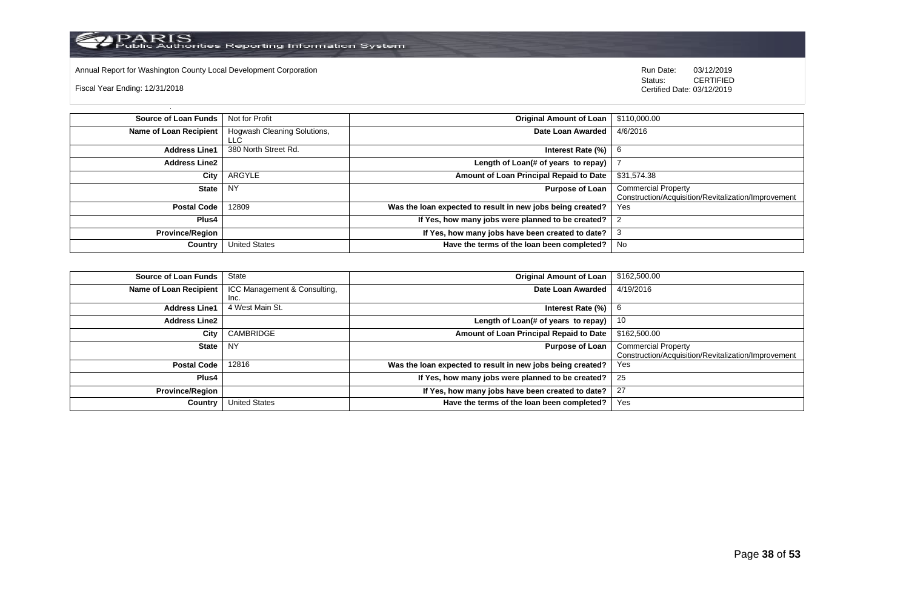Annual Report for Washington County Local Development Corporation

Fiscal Year Ending: 12/31/2018

Run Date: 03/12/2019
Status: CERTIFIED
Certified Date: 03/12/2019

| | | | |
|---|---|---|---|
| **Source of Loan Funds** | Not for Profit | **Original Amount of Loan** | $110,000.00 |
| **Name of Loan Recipient** | Hogwash Cleaning Solutions, LLC | **Date Loan Awarded** | 4/6/2016 |
| **Address Line1** | 380 North Street Rd. | **Interest Rate (%)** | 6 |
| **Address Line2** | | **Length of Loan(# of years to repay)** | 7 |
| **City** | ARGYLE | **Amount of Loan Principal Repaid to Date** | $31,574.38 |
| **State** | NY | **Purpose of Loan** | Commercial Property Construction/Acquisition/Revitalization/Improvement |
| **Postal Code** | 12809 | **Was the loan expected to result in new jobs being created?** | Yes |
| **Plus4** | | **If Yes, how many jobs were planned to be created?** | 2 |
| **Province/Region** | | **If Yes, how many jobs have been created to date?** | 3 |
| **Country** | United States | **Have the terms of the loan been completed?** | No |

| | | | |
|---|---|---|---|
| **Source of Loan Funds** | State | **Original Amount of Loan** | $162,500.00 |
| **Name of Loan Recipient** | ICC Management & Consulting, Inc. | **Date Loan Awarded** | 4/19/2016 |
| **Address Line1** | 4 West Main St. | **Interest Rate (%)** | 6 |
| **Address Line2** | | **Length of Loan(# of years to repay)** | 10 |
| **City** | CAMBRIDGE | **Amount of Loan Principal Repaid to Date** | $162,500.00 |
| **State** | NY | **Purpose of Loan** | Commercial Property Construction/Acquisition/Revitalization/Improvement |
| **Postal Code** | 12816 | **Was the loan expected to result in new jobs being created?** | Yes |
| **Plus4** | | **If Yes, how many jobs were planned to be created?** | 25 |
| **Province/Region** | | **If Yes, how many jobs have been created to date?** | 27 |
| **Country** | United States | **Have the terms of the loan been completed?** | Yes |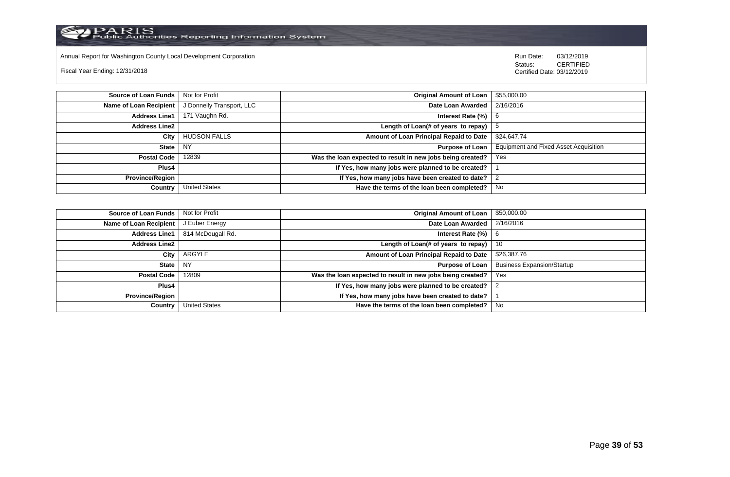Annual Report for Washington County Local Development Corporation

Fiscal Year Ending: 12/31/2018

Run Date: 03/12/2019
Status: CERTIFIED
Certified Date: 03/12/2019

| Source of Loan Funds | Not for Profit | Original Amount of Loan | $55,000.00 |
|---|---|---|---|
| Name of Loan Recipient | J Donnelly Transport, LLC | Date Loan Awarded | 2/16/2016 |
| Address Line1 | 171 Vaughn Rd. | Interest Rate (%) | 6 |
| Address Line2 | | Length of Loan(# of years to repay) | 5 |
| City | HUDSON FALLS | Amount of Loan Principal Repaid to Date | $24,647.74 |
| State | NY | Purpose of Loan | Equipment and Fixed Asset Acquisition |
| Postal Code | 12839 | Was the loan expected to result in new jobs being created? | Yes |
| Plus4 | | If Yes, how many jobs were planned to be created? | 1 |
| Province/Region | | If Yes, how many jobs have been created to date? | 2 |
| Country | United States | Have the terms of the loan been completed? | No |

| Source of Loan Funds | Not for Profit | Original Amount of Loan | $50,000.00 |
|---|---|---|---|
| Name of Loan Recipient | J Euber Energy | Date Loan Awarded | 2/16/2016 |
| Address Line1 | 814 McDougall Rd. | Interest Rate (%) | 6 |
| Address Line2 | | Length of Loan(# of years to repay) | 10 |
| City | ARGYLE | Amount of Loan Principal Repaid to Date | $26,387.76 |
| State | NY | Purpose of Loan | Business Expansion/Startup |
| Postal Code | 12809 | Was the loan expected to result in new jobs being created? | Yes |
| Plus4 | | If Yes, how many jobs were planned to be created? | 2 |
| Province/Region | | If Yes, how many jobs have been created to date? | 1 |
| Country | United States | Have the terms of the loan been completed? | No |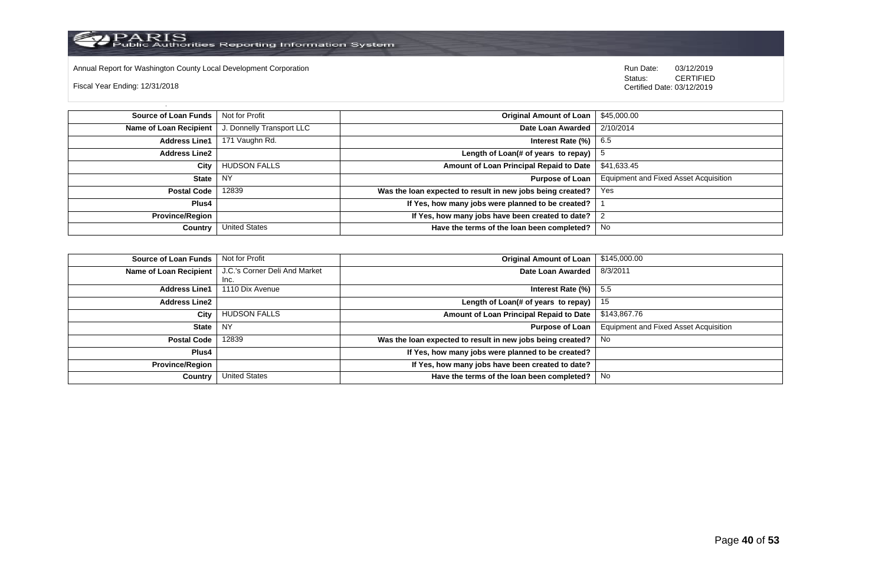Annual Report for Washington County Local Development Corporation

Fiscal Year Ending: 12/31/2018

Run Date: 03/12/2019
Status: CERTIFIED
Certified Date: 03/12/2019

| | | | |
|---|---|---|---|
| **Source of Loan Funds** | Not for Profit | **Original Amount of Loan** | $45,000.00 |
| **Name of Loan Recipient** | J. Donnelly Transport LLC | **Date Loan Awarded** | 2/10/2014 |
| **Address Line1** | 171 Vaughn Rd. | **Interest Rate (%)** | 6.5 |
| **Address Line2** | | **Length of Loan(# of years to repay)** | 5 |
| **City** | HUDSON FALLS | **Amount of Loan Principal Repaid to Date** | $41,633.45 |
| **State** | NY | **Purpose of Loan** | Equipment and Fixed Asset Acquisition |
| **Postal Code** | 12839 | **Was the loan expected to result in new jobs being created?** | Yes |
| **Plus4** | | **If Yes, how many jobs were planned to be created?** | 1 |
| **Province/Region** | | **If Yes, how many jobs have been created to date?** | 2 |
| **Country** | United States | **Have the terms of the loan been completed?** | No |

| | | | |
|---|---|---|---|
| **Source of Loan Funds** | Not for Profit | **Original Amount of Loan** | $145,000.00 |
| **Name of Loan Recipient** | J.C.'s Corner Deli And Market Inc. | **Date Loan Awarded** | 8/3/2011 |
| **Address Line1** | 1110 Dix Avenue | **Interest Rate (%)** | 5.5 |
| **Address Line2** | | **Length of Loan(# of years to repay)** | 15 |
| **City** | HUDSON FALLS | **Amount of Loan Principal Repaid to Date** | $143,867.76 |
| **State** | NY | **Purpose of Loan** | Equipment and Fixed Asset Acquisition |
| **Postal Code** | 12839 | **Was the loan expected to result in new jobs being created?** | No |
| **Plus4** | | **If Yes, how many jobs were planned to be created?** | |
| **Province/Region** | | **If Yes, how many jobs have been created to date?** | |
| **Country** | United States | **Have the terms of the loan been completed?** | No |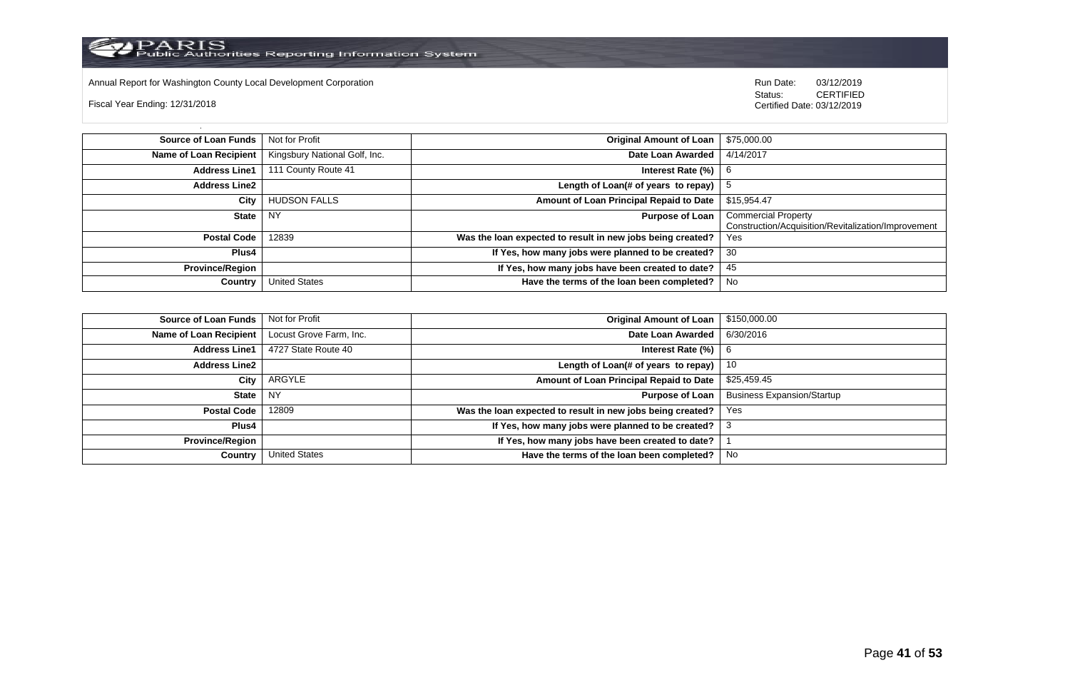Annual Report for Washington County Local Development Corporation

Fiscal Year Ending: 12/31/2018

Run Date: 03/12/2019
Status: CERTIFIED
Certified Date: 03/12/2019

| | | | |
|---|---|---|---|
| **Source of Loan Funds** | Not for Profit | **Original Amount of Loan** | $75,000.00 |
| **Name of Loan Recipient** | Kingsbury National Golf, Inc. | **Date Loan Awarded** | 4/14/2017 |
| **Address Line1** | 111 County Route 41 | **Interest Rate (%)** | 6 |
| **Address Line2** | | **Length of Loan(# of years to repay)** | 5 |
| **City** | HUDSON FALLS | **Amount of Loan Principal Repaid to Date** | $15,954.47 |
| **State** | NY | **Purpose of Loan** | Commercial Property Construction/Acquisition/Revitalization/Improvement |
| **Postal Code** | 12839 | **Was the loan expected to result in new jobs being created?** | Yes |
| **Plus4** | | **If Yes, how many jobs were planned to be created?** | 30 |
| **Province/Region** | | **If Yes, how many jobs have been created to date?** | 45 |
| **Country** | United States | **Have the terms of the loan been completed?** | No |

| | | | |
|---|---|---|---|
| **Source of Loan Funds** | Not for Profit | **Original Amount of Loan** | $150,000.00 |
| **Name of Loan Recipient** | Locust Grove Farm, Inc. | **Date Loan Awarded** | 6/30/2016 |
| **Address Line1** | 4727 State Route 40 | **Interest Rate (%)** | 6 |
| **Address Line2** | | **Length of Loan(# of years to repay)** | 10 |
| **City** | ARGYLE | **Amount of Loan Principal Repaid to Date** | $25,459.45 |
| **State** | NY | **Purpose of Loan** | Business Expansion/Startup |
| **Postal Code** | 12809 | **Was the loan expected to result in new jobs being created?** | Yes |
| **Plus4** | | **If Yes, how many jobs were planned to be created?** | 3 |
| **Province/Region** | | **If Yes, how many jobs have been created to date?** | 1 |
| **Country** | United States | **Have the terms of the loan been completed?** | No |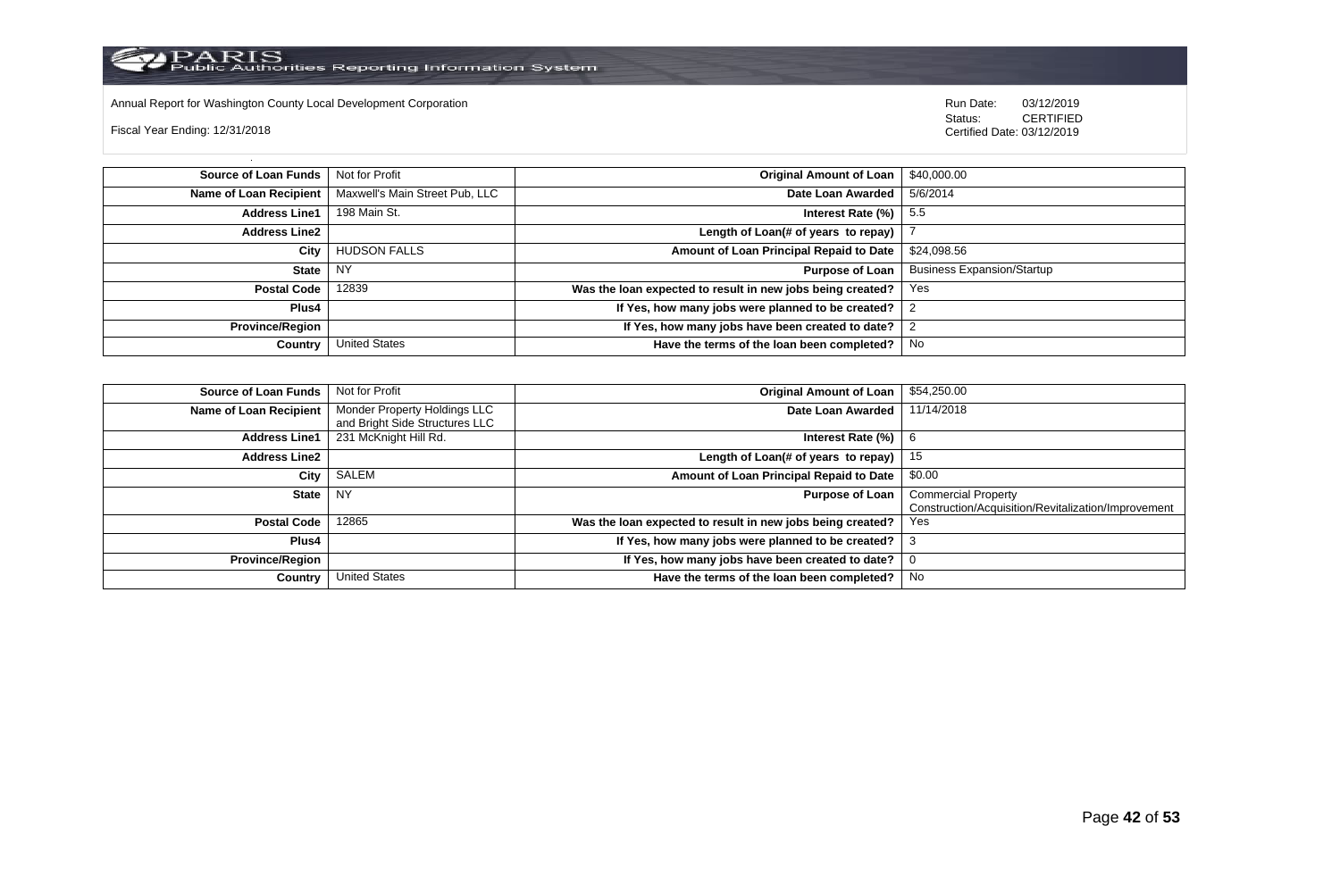Annual Report for Washington County Local Development Corporation

Fiscal Year Ending: 12/31/2018

Run Date: 03/12/2019
Status: CERTIFIED
Certified Date: 03/12/2019

| | | | |
|---|---|---|---|
| **Source of Loan Funds** | Not for Profit | **Original Amount of Loan** | $40,000.00 |
| **Name of Loan Recipient** | Maxwell's Main Street Pub, LLC | **Date Loan Awarded** | 5/6/2014 |
| **Address Line1** | 198 Main St. | **Interest Rate (%)** | 5.5 |
| **Address Line2** | | **Length of Loan(# of years to repay)** | 7 |
| **City** | HUDSON FALLS | **Amount of Loan Principal Repaid to Date** | $24,098.56 |
| **State** | NY | **Purpose of Loan** | Business Expansion/Startup |
| **Postal Code** | 12839 | **Was the loan expected to result in new jobs being created?** | Yes |
| **Plus4** | | **If Yes, how many jobs were planned to be created?** | 2 |
| **Province/Region** | | **If Yes, how many jobs have been created to date?** | 2 |
| **Country** | United States | **Have the terms of the loan been completed?** | No |

| | | | |
|---|---|---|---|
| **Source of Loan Funds** | Not for Profit | **Original Amount of Loan** | $54,250.00 |
| **Name of Loan Recipient** | Monder Property Holdings LLC and Bright Side Structures LLC | **Date Loan Awarded** | 11/14/2018 |
| **Address Line1** | 231 McKnight Hill Rd. | **Interest Rate (%)** | 6 |
| **Address Line2** | | **Length of Loan(# of years to repay)** | 15 |
| **City** | SALEM | **Amount of Loan Principal Repaid to Date** | $0.00 |
| **State** | NY | **Purpose of Loan** | Commercial Property Construction/Acquisition/Revitalization/Improvement |
| **Postal Code** | 12865 | **Was the loan expected to result in new jobs being created?** | Yes |
| **Plus4** | | **If Yes, how many jobs were planned to be created?** | 3 |
| **Province/Region** | | **If Yes, how many jobs have been created to date?** | 0 |
| **Country** | United States | **Have the terms of the loan been completed?** | No |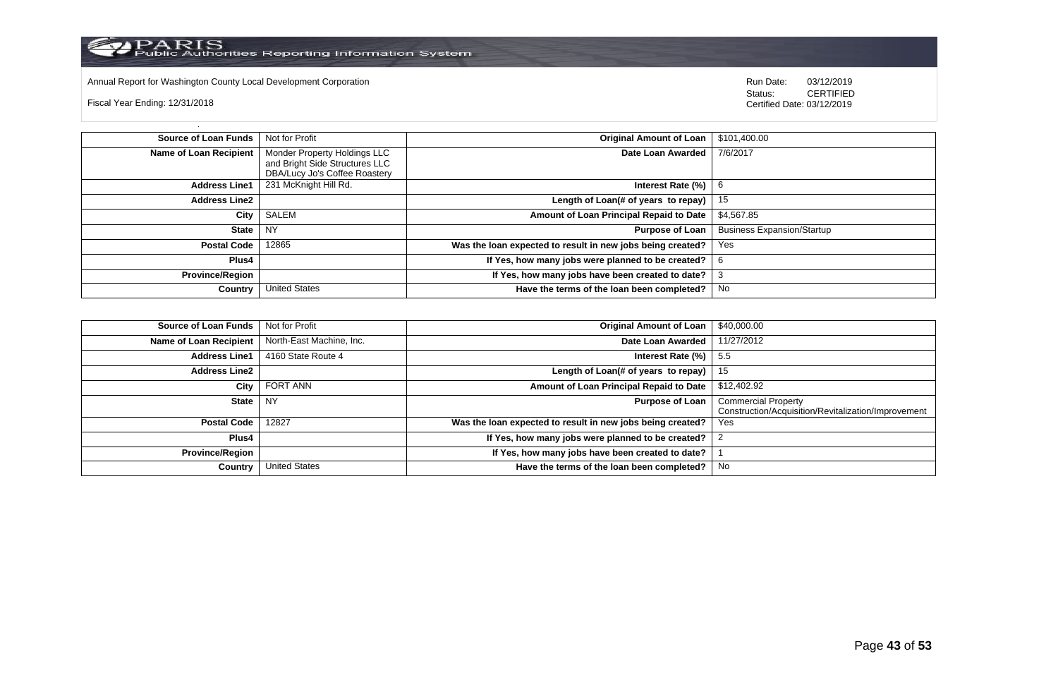Annual Report for Washington County Local Development Corporation

Fiscal Year Ending: 12/31/2018

Run Date: 03/12/2019
Status: CERTIFIED
Certified Date: 03/12/2019

| Field | Value | Field | Value |
|---|---|---|---|
| **Source of Loan Funds** | Not for Profit | **Original Amount of Loan** | $101,400.00 |
| **Name of Loan Recipient** | Monder Property Holdings LLC and Bright Side Structures LLC DBA/Lucy Jo's Coffee Roastery | **Date Loan Awarded** | 7/6/2017 |
| **Address Line1** | 231 McKnight Hill Rd. | **Interest Rate (%)** | 6 |
| **Address Line2** | | **Length of Loan(# of years to repay)** | 15 |
| **City** | SALEM | **Amount of Loan Principal Repaid to Date** | $4,567.85 |
| **State** | NY | **Purpose of Loan** | Business Expansion/Startup |
| **Postal Code** | 12865 | **Was the loan expected to result in new jobs being created?** | Yes |
| **Plus4** | | **If Yes, how many jobs were planned to be created?** | 6 |
| **Province/Region** | | **If Yes, how many jobs have been created to date?** | 3 |
| **Country** | United States | **Have the terms of the loan been completed?** | No |

| Field | Value | Field | Value |
|---|---|---|---|
| **Source of Loan Funds** | Not for Profit | **Original Amount of Loan** | $40,000.00 |
| **Name of Loan Recipient** | North-East Machine, Inc. | **Date Loan Awarded** | 11/27/2012 |
| **Address Line1** | 4160 State Route 4 | **Interest Rate (%)** | 5.5 |
| **Address Line2** | | **Length of Loan(# of years to repay)** | 15 |
| **City** | FORT ANN | **Amount of Loan Principal Repaid to Date** | $12,402.92 |
| **State** | NY | **Purpose of Loan** | Commercial Property Construction/Acquisition/Revitalization/Improvement |
| **Postal Code** | 12827 | **Was the loan expected to result in new jobs being created?** | Yes |
| **Plus4** | | **If Yes, how many jobs were planned to be created?** | 2 |
| **Province/Region** | | **If Yes, how many jobs have been created to date?** | 1 |
| **Country** | United States | **Have the terms of the loan been completed?** | No |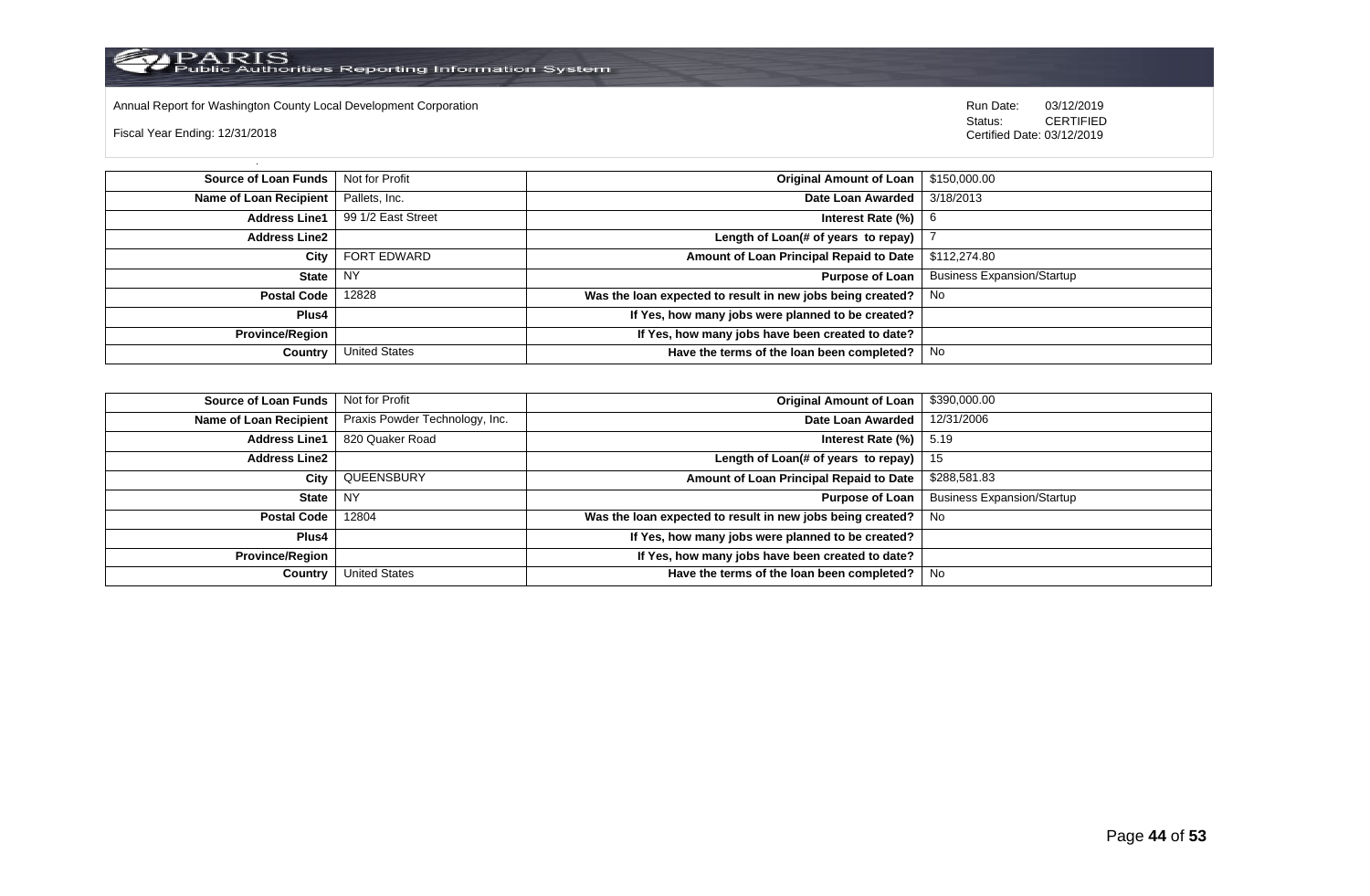Annual Report for Washington County Local Development Corporation

Fiscal Year Ending: 12/31/2018

Run Date: 03/12/2019
Status: CERTIFIED
Certified Date: 03/12/2019

| | | | |
|---|---|---|---|
| **Source of Loan Funds** | Not for Profit | **Original Amount of Loan** | $150,000.00 |
| **Name of Loan Recipient** | Pallets, Inc. | **Date Loan Awarded** | 3/18/2013 |
| **Address Line1** | 99 1/2 East Street | **Interest Rate (%)** | 6 |
| **Address Line2** | | **Length of Loan(# of years to repay)** | 7 |
| **City** | FORT EDWARD | **Amount of Loan Principal Repaid to Date** | $112,274.80 |
| **State** | NY | **Purpose of Loan** | Business Expansion/Startup |
| **Postal Code** | 12828 | **Was the loan expected to result in new jobs being created?** | No |
| **Plus4** | | **If Yes, how many jobs were planned to be created?** | |
| **Province/Region** | | **If Yes, how many jobs have been created to date?** | |
| **Country** | United States | **Have the terms of the loan been completed?** | No |

| | | | |
|---|---|---|---|
| **Source of Loan Funds** | Not for Profit | **Original Amount of Loan** | $390,000.00 |
| **Name of Loan Recipient** | Praxis Powder Technology, Inc. | **Date Loan Awarded** | 12/31/2006 |
| **Address Line1** | 820 Quaker Road | **Interest Rate (%)** | 5.19 |
| **Address Line2** | | **Length of Loan(# of years to repay)** | 15 |
| **City** | QUEENSBURY | **Amount of Loan Principal Repaid to Date** | $288,581.83 |
| **State** | NY | **Purpose of Loan** | Business Expansion/Startup |
| **Postal Code** | 12804 | **Was the loan expected to result in new jobs being created?** | No |
| **Plus4** | | **If Yes, how many jobs were planned to be created?** | |
| **Province/Region** | | **If Yes, how many jobs have been created to date?** | |
| **Country** | United States | **Have the terms of the loan been completed?** | No |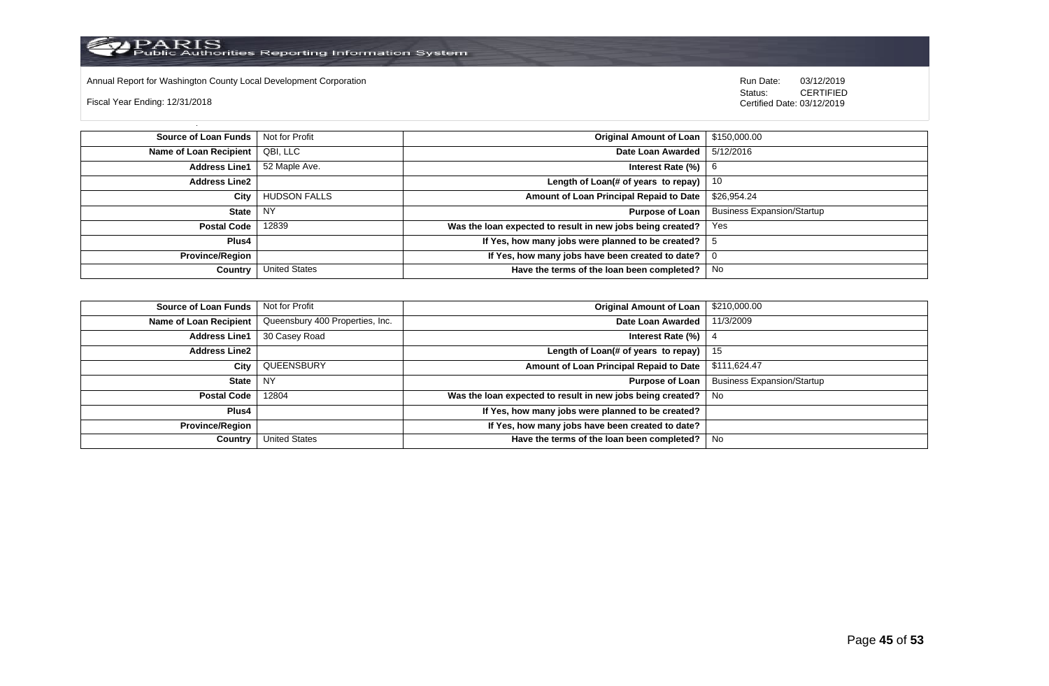Annual Report for Washington County Local Development Corporation

Fiscal Year Ending: 12/31/2018

Run Date: 03/12/2019
Status: CERTIFIED
Certified Date: 03/12/2019

| | | | |
|---|---|---|---|
| **Source of Loan Funds** | Not for Profit | **Original Amount of Loan** | $150,000.00 |
| **Name of Loan Recipient** | QBI, LLC | **Date Loan Awarded** | 5/12/2016 |
| **Address Line1** | 52 Maple Ave. | **Interest Rate (%)** | 6 |
| **Address Line2** | | **Length of Loan(# of years to repay)** | 10 |
| **City** | HUDSON FALLS | **Amount of Loan Principal Repaid to Date** | $26,954.24 |
| **State** | NY | **Purpose of Loan** | Business Expansion/Startup |
| **Postal Code** | 12839 | **Was the loan expected to result in new jobs being created?** | Yes |
| **Plus4** | | **If Yes, how many jobs were planned to be created?** | 5 |
| **Province/Region** | | **If Yes, how many jobs have been created to date?** | 0 |
| **Country** | United States | **Have the terms of the loan been completed?** | No |

| | | | |
|---|---|---|---|
| **Source of Loan Funds** | Not for Profit | **Original Amount of Loan** | $210,000.00 |
| **Name of Loan Recipient** | Queensbury 400 Properties, Inc. | **Date Loan Awarded** | 11/3/2009 |
| **Address Line1** | 30 Casey Road | **Interest Rate (%)** | 4 |
| **Address Line2** | | **Length of Loan(# of years to repay)** | 15 |
| **City** | QUEENSBURY | **Amount of Loan Principal Repaid to Date** | $111,624.47 |
| **State** | NY | **Purpose of Loan** | Business Expansion/Startup |
| **Postal Code** | 12804 | **Was the loan expected to result in new jobs being created?** | No |
| **Plus4** | | **If Yes, how many jobs were planned to be created?** | |
| **Province/Region** | | **If Yes, how many jobs have been created to date?** | |
| **Country** | United States | **Have the terms of the loan been completed?** | No |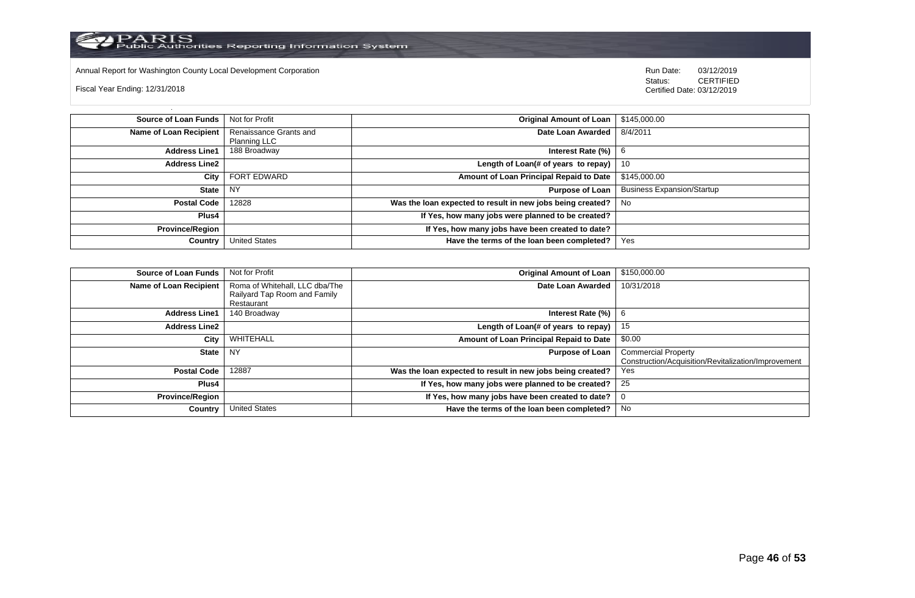Annual Report for Washington County Local Development Corporation

Fiscal Year Ending: 12/31/2018

Run Date: 03/12/2019
Status: CERTIFIED
Certified Date: 03/12/2019

| | | | |
|---|---|---|---|
| **Source of Loan Funds** | Not for Profit | **Original Amount of Loan** | $145,000.00 |
| **Name of Loan Recipient** | Renaissance Grants and Planning LLC | **Date Loan Awarded** | 8/4/2011 |
| **Address Line1** | 188 Broadway | **Interest Rate (%)** | 6 |
| **Address Line2** | | **Length of Loan(# of years to repay)** | 10 |
| **City** | FORT EDWARD | **Amount of Loan Principal Repaid to Date** | $145,000.00 |
| **State** | NY | **Purpose of Loan** | Business Expansion/Startup |
| **Postal Code** | 12828 | **Was the loan expected to result in new jobs being created?** | No |
| **Plus4** | | **If Yes, how many jobs were planned to be created?** | |
| **Province/Region** | | **If Yes, how many jobs have been created to date?** | |
| **Country** | United States | **Have the terms of the loan been completed?** | Yes |

| | | | |
|---|---|---|---|
| **Source of Loan Funds** | Not for Profit | **Original Amount of Loan** | $150,000.00 |
| **Name of Loan Recipient** | Roma of Whitehall, LLC dba/The Railyard Tap Room and Family Restaurant | **Date Loan Awarded** | 10/31/2018 |
| **Address Line1** | 140 Broadway | **Interest Rate (%)** | 6 |
| **Address Line2** | | **Length of Loan(# of years to repay)** | 15 |
| **City** | WHITEHALL | **Amount of Loan Principal Repaid to Date** | $0.00 |
| **State** | NY | **Purpose of Loan** | Commercial Property Construction/Acquisition/Revitalization/Improvement |
| **Postal Code** | 12887 | **Was the loan expected to result in new jobs being created?** | Yes |
| **Plus4** | | **If Yes, how many jobs were planned to be created?** | 25 |
| **Province/Region** | | **If Yes, how many jobs have been created to date?** | 0 |
| **Country** | United States | **Have the terms of the loan been completed?** | No |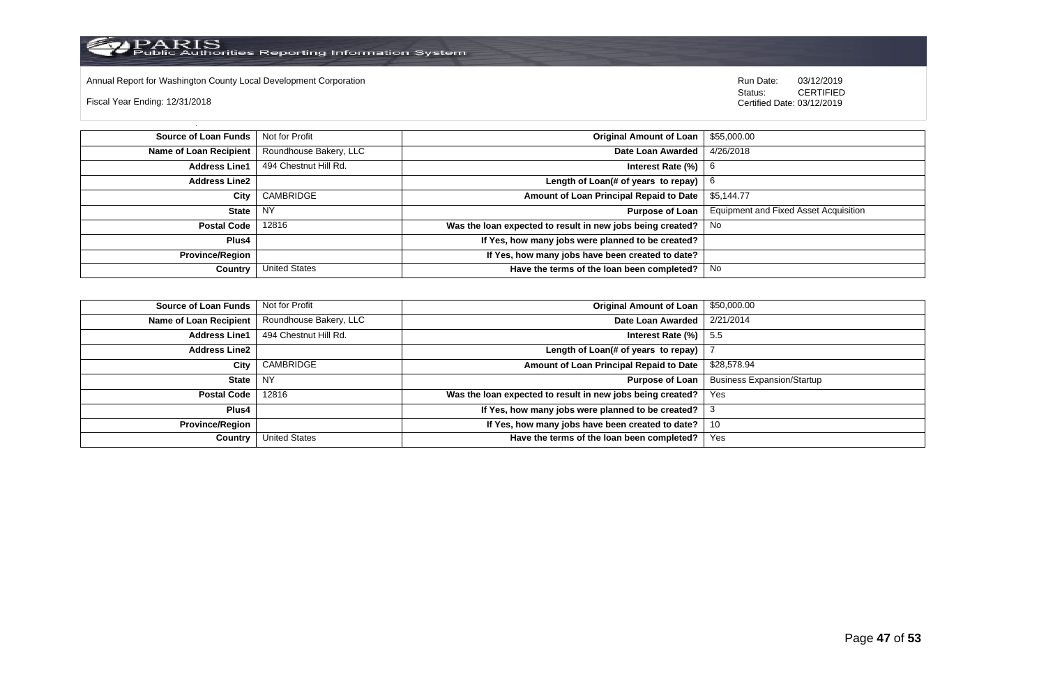Annual Report for Washington County Local Development Corporation

Fiscal Year Ending: 12/31/2018

Run Date: 03/12/2019
Status: CERTIFIED
Certified Date: 03/12/2019

| | | | |
|---|---|---|---|
| **Source of Loan Funds** | Not for Profit | **Original Amount of Loan** | $55,000.00 |
| **Name of Loan Recipient** | Roundhouse Bakery, LLC | **Date Loan Awarded** | 4/26/2018 |
| **Address Line1** | 494 Chestnut Hill Rd. | **Interest Rate (%)** | 6 |
| **Address Line2** | | **Length of Loan(# of years to repay)** | 6 |
| **City** | CAMBRIDGE | **Amount of Loan Principal Repaid to Date** | $5,144.77 |
| **State** | NY | **Purpose of Loan** | Equipment and Fixed Asset Acquisition |
| **Postal Code** | 12816 | **Was the loan expected to result in new jobs being created?** | No |
| **Plus4** | | **If Yes, how many jobs were planned to be created?** | |
| **Province/Region** | | **If Yes, how many jobs have been created to date?** | |
| **Country** | United States | **Have the terms of the loan been completed?** | No |

| | | | |
|---|---|---|---|
| **Source of Loan Funds** | Not for Profit | **Original Amount of Loan** | $50,000.00 |
| **Name of Loan Recipient** | Roundhouse Bakery, LLC | **Date Loan Awarded** | 2/21/2014 |
| **Address Line1** | 494 Chestnut Hill Rd. | **Interest Rate (%)** | 5.5 |
| **Address Line2** | | **Length of Loan(# of years to repay)** | 7 |
| **City** | CAMBRIDGE | **Amount of Loan Principal Repaid to Date** | $28,578.94 |
| **State** | NY | **Purpose of Loan** | Business Expansion/Startup |
| **Postal Code** | 12816 | **Was the loan expected to result in new jobs being created?** | Yes |
| **Plus4** | | **If Yes, how many jobs were planned to be created?** | 3 |
| **Province/Region** | | **If Yes, how many jobs have been created to date?** | 10 |
| **Country** | United States | **Have the terms of the loan been completed?** | Yes |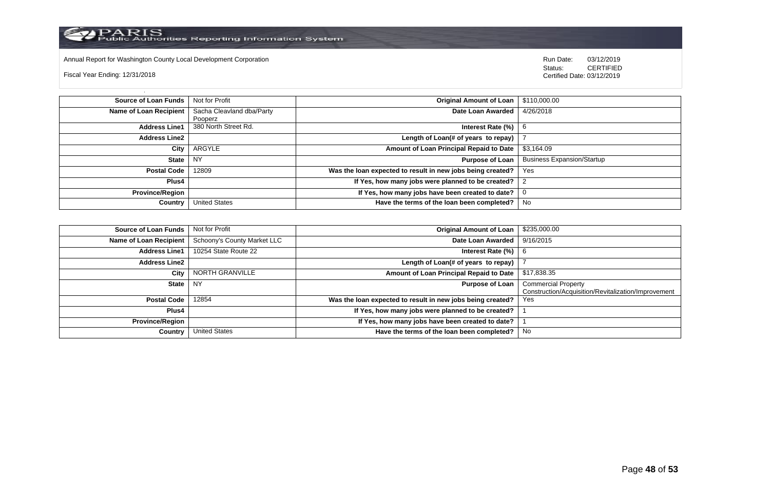Annual Report for Washington County Local Development Corporation

Fiscal Year Ending: 12/31/2018

Run Date: 03/12/2019
Status: CERTIFIED
Certified Date: 03/12/2019

| | | | |
|---|---|---|---|
| **Source of Loan Funds** | Not for Profit | **Original Amount of Loan** | $110,000.00 |
| **Name of Loan Recipient** | Sacha Cleavland dba/Party Pooperz | **Date Loan Awarded** | 4/26/2018 |
| **Address Line1** | 380 North Street Rd. | **Interest Rate (%)** | 6 |
| **Address Line2** | | **Length of Loan(# of years to repay)** | 7 |
| **City** | ARGYLE | **Amount of Loan Principal Repaid to Date** | $3,164.09 |
| **State** | NY | **Purpose of Loan** | Business Expansion/Startup |
| **Postal Code** | 12809 | **Was the loan expected to result in new jobs being created?** | Yes |
| **Plus4** | | **If Yes, how many jobs were planned to be created?** | 2 |
| **Province/Region** | | **If Yes, how many jobs have been created to date?** | 0 |
| **Country** | United States | **Have the terms of the loan been completed?** | No |

| | | | |
|---|---|---|---|
| **Source of Loan Funds** | Not for Profit | **Original Amount of Loan** | $235,000.00 |
| **Name of Loan Recipient** | Schoony's County Market LLC | **Date Loan Awarded** | 9/16/2015 |
| **Address Line1** | 10254 State Route 22 | **Interest Rate (%)** | 6 |
| **Address Line2** | | **Length of Loan(# of years to repay)** | 7 |
| **City** | NORTH GRANVILLE | **Amount of Loan Principal Repaid to Date** | $17,838.35 |
| **State** | NY | **Purpose of Loan** | Commercial Property Construction/Acquisition/Revitalization/Improvement |
| **Postal Code** | 12854 | **Was the loan expected to result in new jobs being created?** | Yes |
| **Plus4** | | **If Yes, how many jobs were planned to be created?** | 1 |
| **Province/Region** | | **If Yes, how many jobs have been created to date?** | 1 |
| **Country** | United States | **Have the terms of the loan been completed?** | No |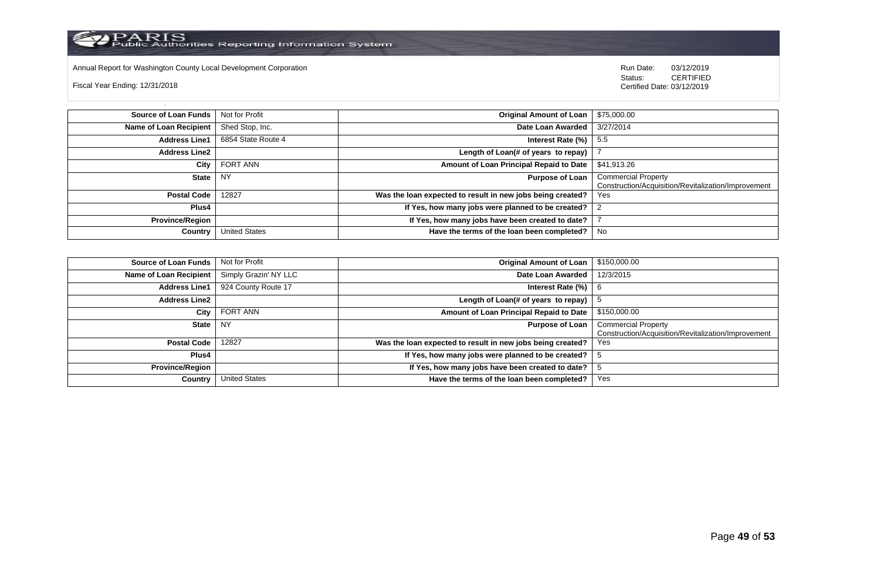Annual Report for Washington County Local Development Corporation

Fiscal Year Ending: 12/31/2018

Run Date: 03/12/2019
Status: CERTIFIED
Certified Date: 03/12/2019

| | | | |
|---|---|---|---|
| **Source of Loan Funds** | Not for Profit | **Original Amount of Loan** | $75,000.00 |
| **Name of Loan Recipient** | Shed Stop, Inc. | **Date Loan Awarded** | 3/27/2014 |
| **Address Line1** | 6854 State Route 4 | **Interest Rate (%)** | 5.5 |
| **Address Line2** | | **Length of Loan(# of years to repay)** | 7 |
| **City** | FORT ANN | **Amount of Loan Principal Repaid to Date** | $41,913.26 |
| **State** | NY | **Purpose of Loan** | Commercial Property Construction/Acquisition/Revitalization/Improvement |
| **Postal Code** | 12827 | **Was the loan expected to result in new jobs being created?** | Yes |
| **Plus4** | | **If Yes, how many jobs were planned to be created?** | 2 |
| **Province/Region** | | **If Yes, how many jobs have been created to date?** | 7 |
| **Country** | United States | **Have the terms of the loan been completed?** | No |

| | | | |
|---|---|---|---|
| **Source of Loan Funds** | Not for Profit | **Original Amount of Loan** | $150,000.00 |
| **Name of Loan Recipient** | Simply Grazin' NY LLC | **Date Loan Awarded** | 12/3/2015 |
| **Address Line1** | 924 County Route 17 | **Interest Rate (%)** | 6 |
| **Address Line2** | | **Length of Loan(# of years to repay)** | 5 |
| **City** | FORT ANN | **Amount of Loan Principal Repaid to Date** | $150,000.00 |
| **State** | NY | **Purpose of Loan** | Commercial Property Construction/Acquisition/Revitalization/Improvement |
| **Postal Code** | 12827 | **Was the loan expected to result in new jobs being created?** | Yes |
| **Plus4** | | **If Yes, how many jobs were planned to be created?** | 5 |
| **Province/Region** | | **If Yes, how many jobs have been created to date?** | 5 |
| **Country** | United States | **Have the terms of the loan been completed?** | Yes |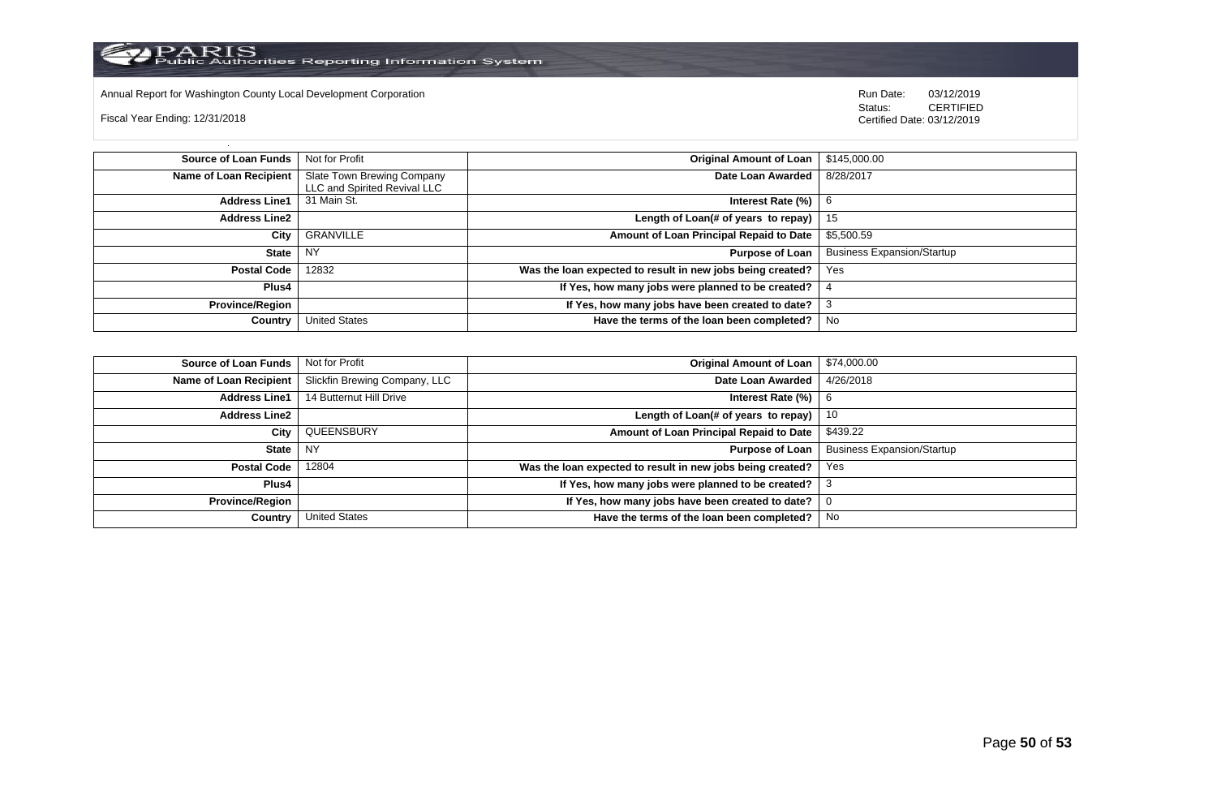Annual Report for Washington County Local Development Corporation

Fiscal Year Ending: 12/31/2018

Run Date: 03/12/2019
Status: CERTIFIED
Certified Date: 03/12/2019

| | | | |
|---|---|---|---|
| **Source of Loan Funds** | Not for Profit | **Original Amount of Loan** | $145,000.00 |
| **Name of Loan Recipient** | Slate Town Brewing Company LLC and Spirited Revival LLC | **Date Loan Awarded** | 8/28/2017 |
| **Address Line1** | 31 Main St. | **Interest Rate (%)** | 6 |
| **Address Line2** | | **Length of Loan(# of years to repay)** | 15 |
| **City** | GRANVILLE | **Amount of Loan Principal Repaid to Date** | $5,500.59 |
| **State** | NY | **Purpose of Loan** | Business Expansion/Startup |
| **Postal Code** | 12832 | **Was the loan expected to result in new jobs being created?** | Yes |
| **Plus4** | | **If Yes, how many jobs were planned to be created?** | 4 |
| **Province/Region** | | **If Yes, how many jobs have been created to date?** | 3 |
| **Country** | United States | **Have the terms of the loan been completed?** | No |

| | | | |
|---|---|---|---|
| **Source of Loan Funds** | Not for Profit | **Original Amount of Loan** | $74,000.00 |
| **Name of Loan Recipient** | Slickfin Brewing Company, LLC | **Date Loan Awarded** | 4/26/2018 |
| **Address Line1** | 14 Butternut Hill Drive | **Interest Rate (%)** | 6 |
| **Address Line2** | | **Length of Loan(# of years to repay)** | 10 |
| **City** | QUEENSBURY | **Amount of Loan Principal Repaid to Date** | $439.22 |
| **State** | NY | **Purpose of Loan** | Business Expansion/Startup |
| **Postal Code** | 12804 | **Was the loan expected to result in new jobs being created?** | Yes |
| **Plus4** | | **If Yes, how many jobs were planned to be created?** | 3 |
| **Province/Region** | | **If Yes, how many jobs have been created to date?** | 0 |
| **Country** | United States | **Have the terms of the loan been completed?** | No |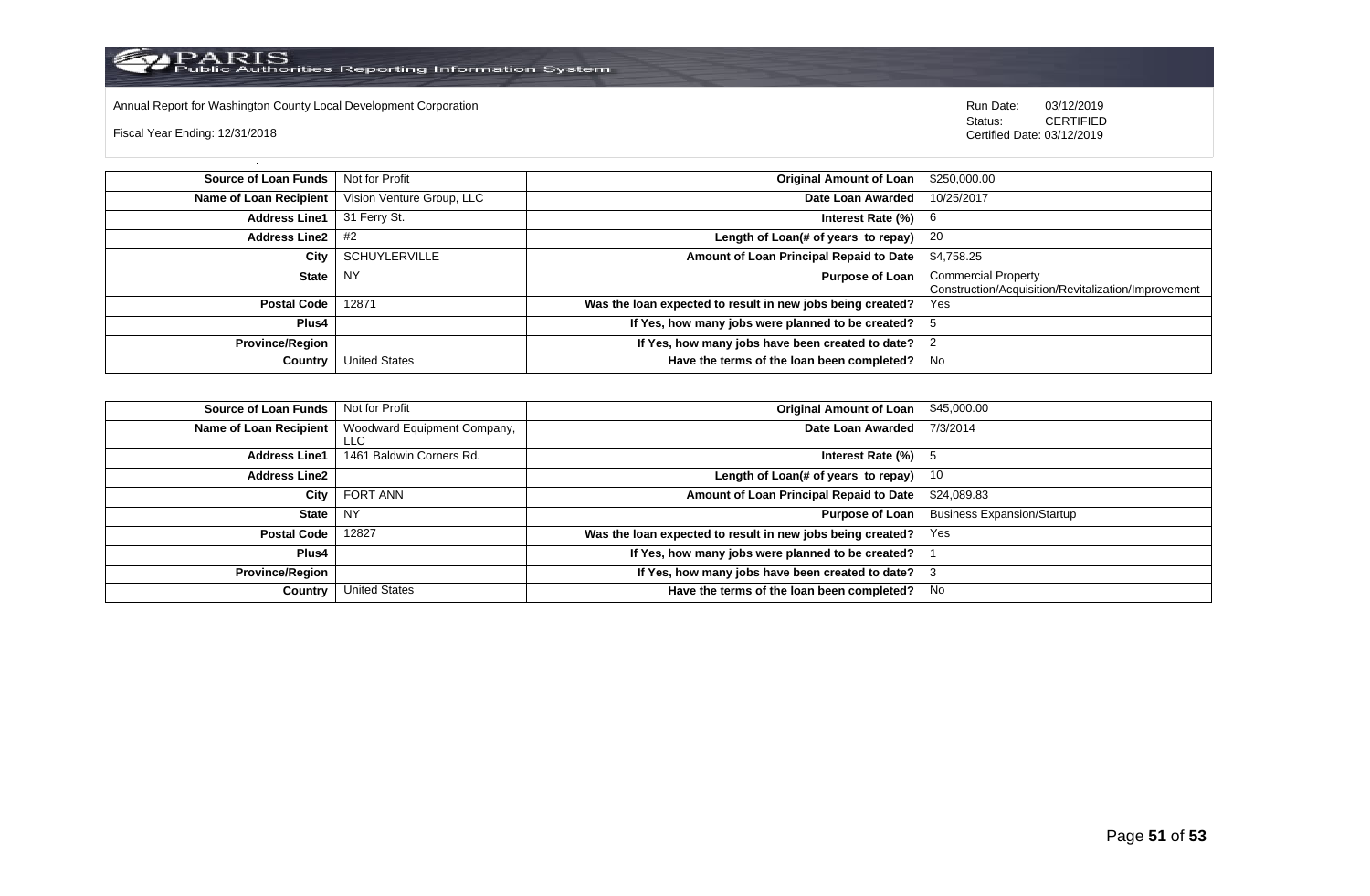Annual Report for Washington County Local Development Corporation

Fiscal Year Ending: 12/31/2018

Run Date: 03/12/2019
Status: CERTIFIED
Certified Date: 03/12/2019

| Source of Loan Funds | Not for Profit | Original Amount of Loan | $250,000.00 |
|---|---|---|---|
| Name of Loan Recipient | Vision Venture Group, LLC | Date Loan Awarded | 10/25/2017 |
| Address Line1 | 31 Ferry St. | Interest Rate (%) | 6 |
| Address Line2 | #2 | Length of Loan(# of years to repay) | 20 |
| City | SCHUYLERVILLE | Amount of Loan Principal Repaid to Date | $4,758.25 |
| State | NY | Purpose of Loan | Commercial Property Construction/Acquisition/Revitalization/Improvement |
| Postal Code | 12871 | Was the loan expected to result in new jobs being created? | Yes |
| Plus4 | | If Yes, how many jobs were planned to be created? | 5 |
| Province/Region | | If Yes, how many jobs have been created to date? | 2 |
| Country | United States | Have the terms of the loan been completed? | No |

| Source of Loan Funds | Not for Profit | Original Amount of Loan | $45,000.00 |
|---|---|---|---|
| Name of Loan Recipient | Woodward Equipment Company, LLC | Date Loan Awarded | 7/3/2014 |
| Address Line1 | 1461 Baldwin Corners Rd. | Interest Rate (%) | 5 |
| Address Line2 | | Length of Loan(# of years to repay) | 10 |
| City | FORT ANN | Amount of Loan Principal Repaid to Date | $24,089.83 |
| State | NY | Purpose of Loan | Business Expansion/Startup |
| Postal Code | 12827 | Was the loan expected to result in new jobs being created? | Yes |
| Plus4 | | If Yes, how many jobs were planned to be created? | 1 |
| Province/Region | | If Yes, how many jobs have been created to date? | 3 |
| Country | United States | Have the terms of the loan been completed? | No |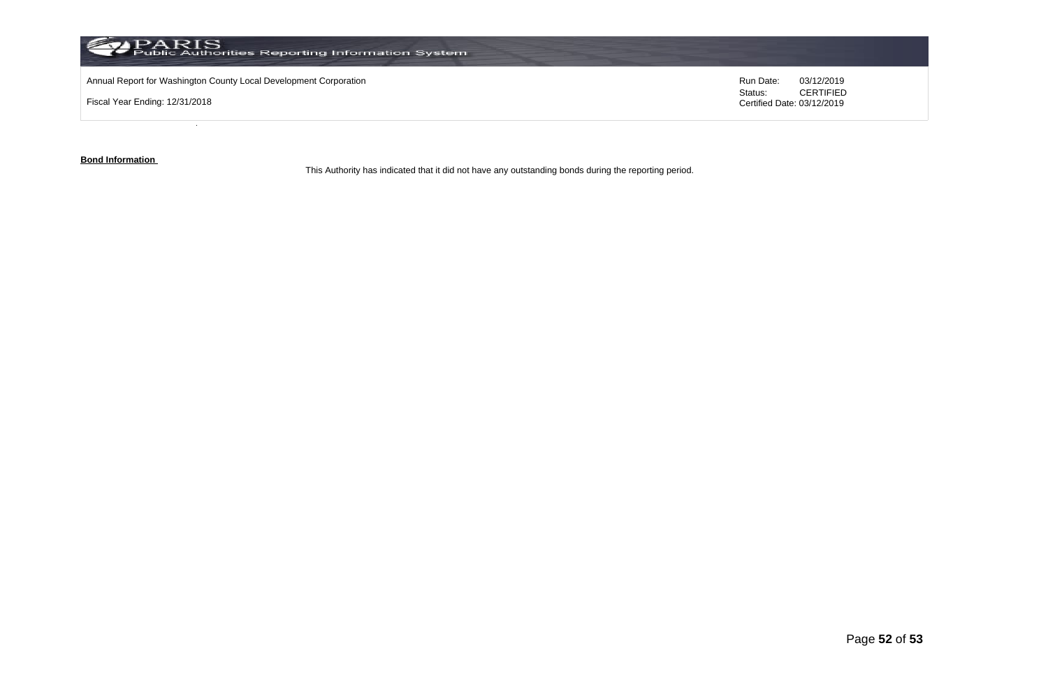**Bond Information**

This Authority has indicated that it did not have any outstanding bonds during the reporting period.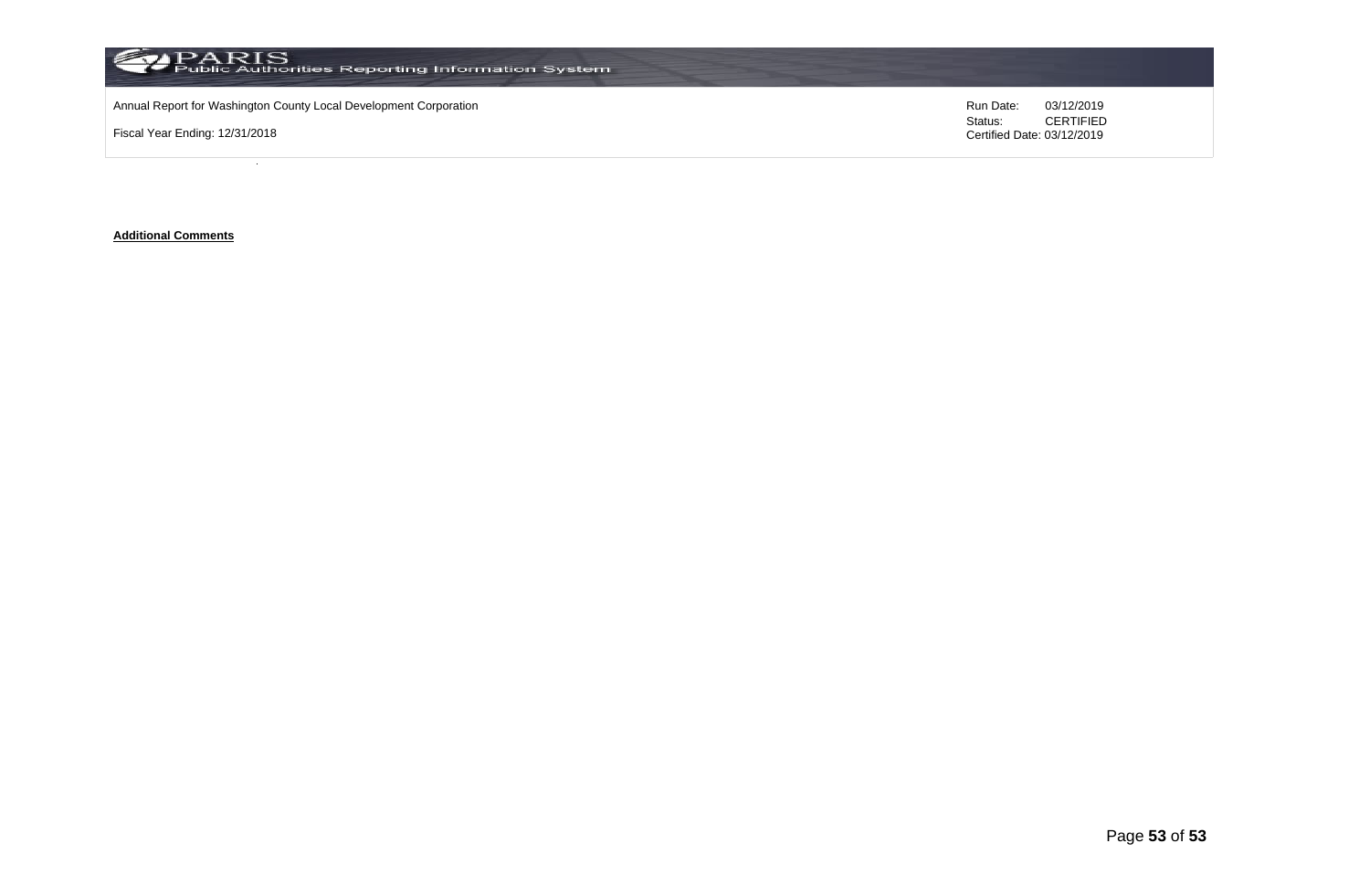**Additional Comments**